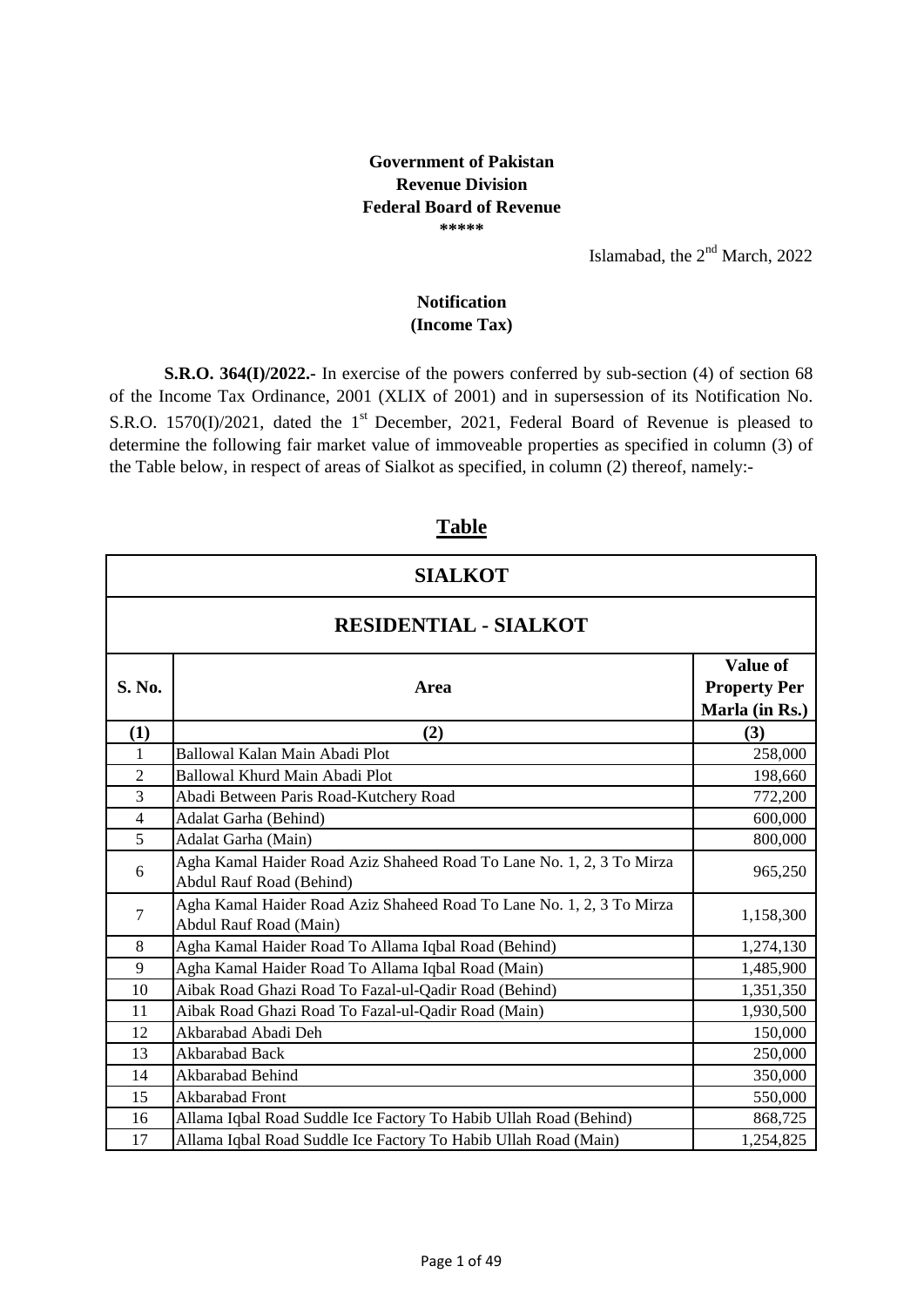**Government of Pakistan**
**Revenue Division**
**Federal Board of Revenue**
**\*\*\*\*\***

Islamabad, the 2nd March, 2022

**Notification**
**(Income Tax)**

**S.R.O. 364(I)/2022.-** In exercise of the powers conferred by sub-section (4) of section 68 of the Income Tax Ordinance, 2001 (XLIX of 2001) and in supersession of its Notification No. S.R.O. 1570(I)/2021, dated the 1st December, 2021, Federal Board of Revenue is pleased to determine the following fair market value of immoveable properties as specified in column (3) of the Table below, in respect of areas of Sialkot as specified, in column (2) thereof, namely:-

## Table

| SIALKOT | | |
|---|---|---|
| **RESIDENTIAL - SIALKOT** | | |
| **S. No.** | **Area** | **Value of Property Per Marla (in Rs.)** |
| **(1)** | **(2)** | **(3)** |
| 1 | Ballowal Kalan Main Abadi Plot | 258,000 |
| 2 | Ballowal Khurd Main Abadi Plot | 198,660 |
| 3 | Abadi Between Paris Road-Kutchery Road | 772,200 |
| 4 | Adalat Garha (Behind) | 600,000 |
| 5 | Adalat Garha (Main) | 800,000 |
| 6 | Agha Kamal Haider Road Aziz Shaheed Road To Lane No. 1, 2, 3 To Mirza Abdul Rauf Road (Behind) | 965,250 |
| 7 | Agha Kamal Haider Road Aziz Shaheed Road To Lane No. 1, 2, 3 To Mirza Abdul Rauf Road (Main) | 1,158,300 |
| 8 | Agha Kamal Haider Road To Allama Iqbal Road (Behind) | 1,274,130 |
| 9 | Agha Kamal Haider Road To Allama Iqbal Road (Main) | 1,485,900 |
| 10 | Aibak Road Ghazi Road To Fazal-ul-Qadir Road (Behind) | 1,351,350 |
| 11 | Aibak Road Ghazi Road To Fazal-ul-Qadir Road (Main) | 1,930,500 |
| 12 | Akbarabad Abadi Deh | 150,000 |
| 13 | Akbarabad Back | 250,000 |
| 14 | Akbarabad Behind | 350,000 |
| 15 | Akbarabad Front | 550,000 |
| 16 | Allama Iqbal Road Suddle Ice Factory To Habib Ullah Road (Behind) | 868,725 |
| 17 | Allama Iqbal Road Suddle Ice Factory To Habib Ullah Road (Main) | 1,254,825 |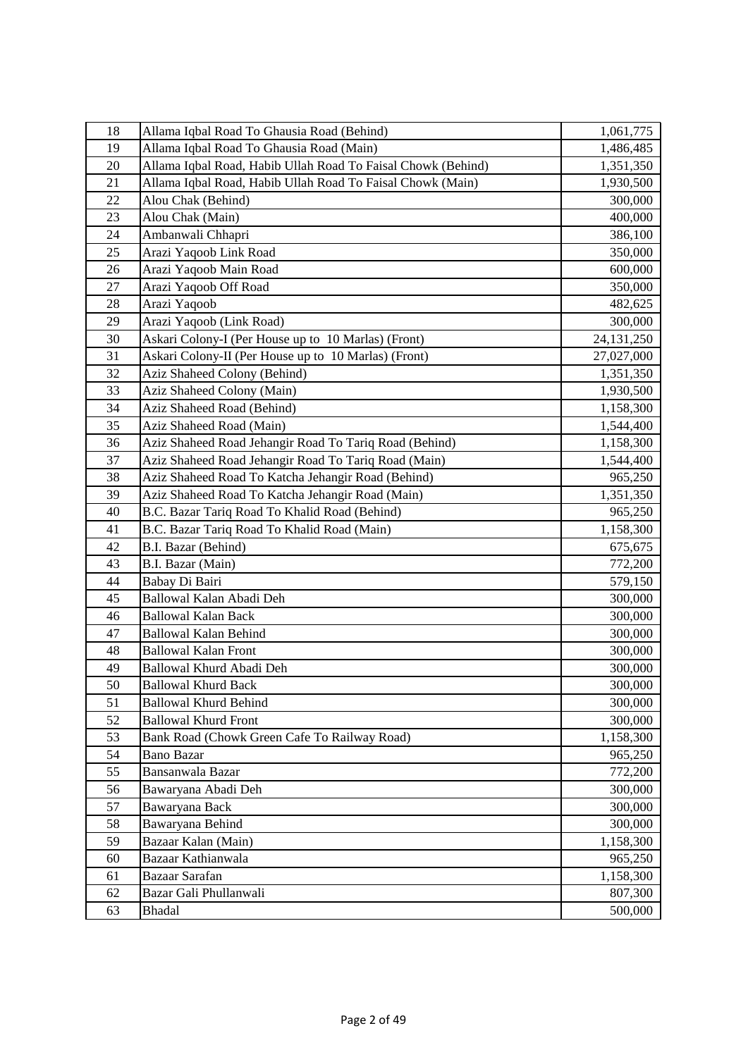| 18 | Allama Iqbal Road To Ghausia Road (Behind) | 1,061,775 |
|---|---|---|
| 19 | Allama Iqbal Road To Ghausia Road (Main) | 1,486,485 |
| 20 | Allama Iqbal Road, Habib Ullah Road To Faisal Chowk (Behind) | 1,351,350 |
| 21 | Allama Iqbal Road, Habib Ullah Road To Faisal Chowk (Main) | 1,930,500 |
| 22 | Alou Chak (Behind) | 300,000 |
| 23 | Alou Chak (Main) | 400,000 |
| 24 | Ambanwali Chhapri | 386,100 |
| 25 | Arazi Yaqoob Link Road | 350,000 |
| 26 | Arazi Yaqoob Main Road | 600,000 |
| 27 | Arazi Yaqoob Off Road | 350,000 |
| 28 | Arazi Yaqoob | 482,625 |
| 29 | Arazi Yaqoob (Link Road) | 300,000 |
| 30 | Askari Colony-I (Per House up to 10 Marlas) (Front) | 24,131,250 |
| 31 | Askari Colony-II (Per House up to 10 Marlas) (Front) | 27,027,000 |
| 32 | Aziz Shaheed Colony (Behind) | 1,351,350 |
| 33 | Aziz Shaheed Colony (Main) | 1,930,500 |
| 34 | Aziz Shaheed Road (Behind) | 1,158,300 |
| 35 | Aziz Shaheed Road (Main) | 1,544,400 |
| 36 | Aziz Shaheed Road Jehangir Road To Tariq Road (Behind) | 1,158,300 |
| 37 | Aziz Shaheed Road Jehangir Road To Tariq Road (Main) | 1,544,400 |
| 38 | Aziz Shaheed Road To Katcha Jehangir Road (Behind) | 965,250 |
| 39 | Aziz Shaheed Road To Katcha Jehangir Road (Main) | 1,351,350 |
| 40 | B.C. Bazar Tariq Road To Khalid Road (Behind) | 965,250 |
| 41 | B.C. Bazar Tariq Road To Khalid Road (Main) | 1,158,300 |
| 42 | B.I. Bazar (Behind) | 675,675 |
| 43 | B.I. Bazar (Main) | 772,200 |
| 44 | Babay Di Bairi | 579,150 |
| 45 | Ballowal Kalan Abadi Deh | 300,000 |
| 46 | Ballowal Kalan Back | 300,000 |
| 47 | Ballowal Kalan Behind | 300,000 |
| 48 | Ballowal Kalan Front | 300,000 |
| 49 | Ballowal Khurd Abadi Deh | 300,000 |
| 50 | Ballowal Khurd Back | 300,000 |
| 51 | Ballowal Khurd Behind | 300,000 |
| 52 | Ballowal Khurd Front | 300,000 |
| 53 | Bank Road (Chowk Green Cafe To Railway Road) | 1,158,300 |
| 54 | Bano Bazar | 965,250 |
| 55 | Bansanwala Bazar | 772,200 |
| 56 | Bawaryana Abadi Deh | 300,000 |
| 57 | Bawaryana Back | 300,000 |
| 58 | Bawaryana Behind | 300,000 |
| 59 | Bazaar Kalan (Main) | 1,158,300 |
| 60 | Bazaar Kathianwala | 965,250 |
| 61 | Bazaar Sarafan | 1,158,300 |
| 62 | Bazar Gali Phullanwali | 807,300 |
| 63 | Bhadal | 500,000 |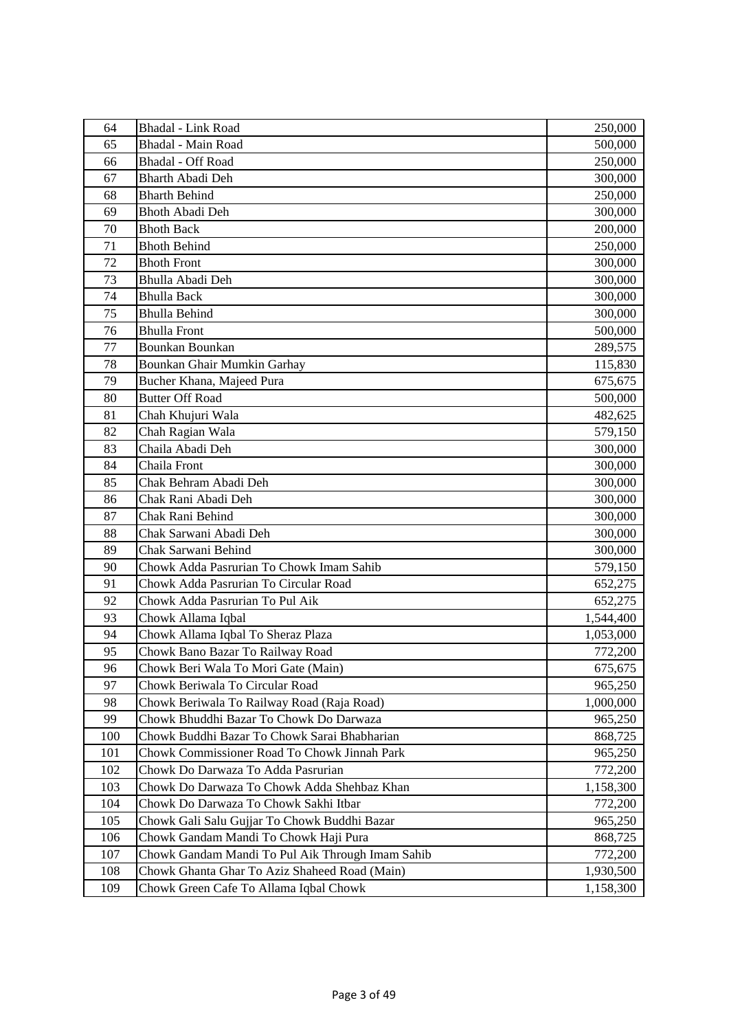| 64 | Bhadal - Link Road | 250,000 |
|---|---|---|
| 65 | Bhadal - Main Road | 500,000 |
| 66 | Bhadal - Off Road | 250,000 |
| 67 | Bharth Abadi Deh | 300,000 |
| 68 | Bharth Behind | 250,000 |
| 69 | Bhoth Abadi Deh | 300,000 |
| 70 | Bhoth Back | 200,000 |
| 71 | Bhoth Behind | 250,000 |
| 72 | Bhoth Front | 300,000 |
| 73 | Bhulla Abadi Deh | 300,000 |
| 74 | Bhulla Back | 300,000 |
| 75 | Bhulla Behind | 300,000 |
| 76 | Bhulla Front | 500,000 |
| 77 | Bounkan Bounkan | 289,575 |
| 78 | Bounkan Ghair Mumkin Garhay | 115,830 |
| 79 | Bucher Khana, Majeed Pura | 675,675 |
| 80 | Butter Off Road | 500,000 |
| 81 | Chah Khujuri Wala | 482,625 |
| 82 | Chah Ragian Wala | 579,150 |
| 83 | Chaila Abadi Deh | 300,000 |
| 84 | Chaila Front | 300,000 |
| 85 | Chak Behram Abadi Deh | 300,000 |
| 86 | Chak Rani Abadi Deh | 300,000 |
| 87 | Chak Rani Behind | 300,000 |
| 88 | Chak Sarwani Abadi Deh | 300,000 |
| 89 | Chak Sarwani Behind | 300,000 |
| 90 | Chowk Adda Pasrurian To Chowk Imam Sahib | 579,150 |
| 91 | Chowk Adda Pasrurian To Circular Road | 652,275 |
| 92 | Chowk Adda Pasrurian To Pul Aik | 652,275 |
| 93 | Chowk Allama Iqbal | 1,544,400 |
| 94 | Chowk Allama Iqbal To Sheraz Plaza | 1,053,000 |
| 95 | Chowk Bano Bazar To Railway Road | 772,200 |
| 96 | Chowk Beri Wala To Mori Gate (Main) | 675,675 |
| 97 | Chowk Beriwala To Circular Road | 965,250 |
| 98 | Chowk Beriwala To Railway Road (Raja Road) | 1,000,000 |
| 99 | Chowk Bhuddhi Bazar To Chowk Do Darwaza | 965,250 |
| 100 | Chowk Buddhi Bazar To Chowk Sarai Bhabharian | 868,725 |
| 101 | Chowk Commissioner Road To Chowk Jinnah Park | 965,250 |
| 102 | Chowk Do Darwaza To Adda Pasrurian | 772,200 |
| 103 | Chowk Do Darwaza To Chowk Adda Shehbaz Khan | 1,158,300 |
| 104 | Chowk Do Darwaza To Chowk Sakhi Itbar | 772,200 |
| 105 | Chowk Gali Salu Gujjar To Chowk Buddhi Bazar | 965,250 |
| 106 | Chowk Gandam Mandi To Chowk Haji Pura | 868,725 |
| 107 | Chowk Gandam Mandi To Pul Aik Through Imam Sahib | 772,200 |
| 108 | Chowk Ghanta Ghar To Aziz Shaheed Road (Main) | 1,930,500 |
| 109 | Chowk Green Cafe To Allama Iqbal Chowk | 1,158,300 |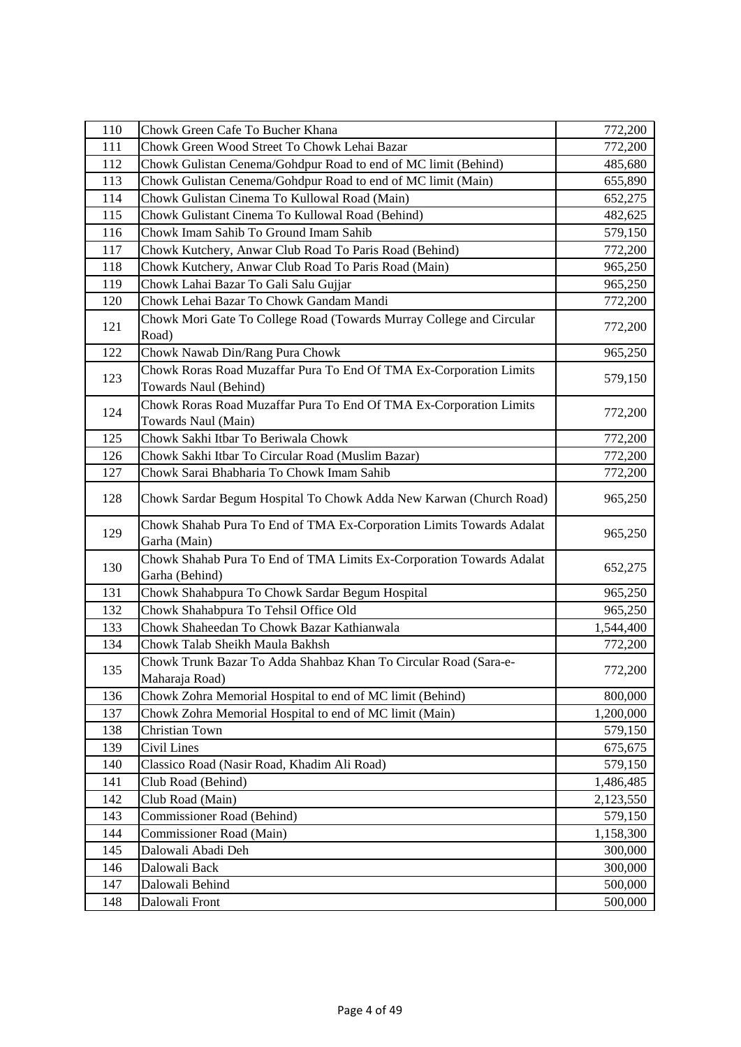| 110 | Chowk Green Cafe To Bucher Khana | 772,200 |
|---|---|---|
| 111 | Chowk Green Wood Street To Chowk Lehai Bazar | 772,200 |
| 112 | Chowk Gulistan Cenema/Gohdpur Road to end of MC limit (Behind) | 485,680 |
| 113 | Chowk Gulistan Cenema/Gohdpur Road to end of MC limit (Main) | 655,890 |
| 114 | Chowk Gulistan Cinema To Kullowal Road (Main) | 652,275 |
| 115 | Chowk Gulistant Cinema To Kullowal Road (Behind) | 482,625 |
| 116 | Chowk Imam Sahib To Ground Imam Sahib | 579,150 |
| 117 | Chowk Kutchery, Anwar Club Road To Paris Road (Behind) | 772,200 |
| 118 | Chowk Kutchery, Anwar Club Road To Paris Road (Main) | 965,250 |
| 119 | Chowk Lahai Bazar To Gali Salu Gujjar | 965,250 |
| 120 | Chowk Lehai Bazar To Chowk Gandam Mandi | 772,200 |
| 121 | Chowk Mori Gate To College Road (Towards Murray College and Circular Road) | 772,200 |
| 122 | Chowk Nawab Din/Rang Pura Chowk | 965,250 |
| 123 | Chowk Roras Road Muzaffar Pura To End Of TMA Ex-Corporation Limits Towards Naul (Behind) | 579,150 |
| 124 | Chowk Roras Road Muzaffar Pura To End Of TMA Ex-Corporation Limits Towards Naul (Main) | 772,200 |
| 125 | Chowk Sakhi Itbar To Beriwala Chowk | 772,200 |
| 126 | Chowk Sakhi Itbar To Circular Road (Muslim Bazar) | 772,200 |
| 127 | Chowk Sarai Bhabharia To Chowk Imam Sahib | 772,200 |
| 128 | Chowk Sardar Begum Hospital To Chowk Adda New Karwan (Church Road) | 965,250 |
| 129 | Chowk Shahab Pura To End of TMA Ex-Corporation Limits Towards Adalat Garha (Main) | 965,250 |
| 130 | Chowk Shahab Pura To End of TMA Limits Ex-Corporation Towards Adalat Garha (Behind) | 652,275 |
| 131 | Chowk Shahabpura To Chowk Sardar Begum Hospital | 965,250 |
| 132 | Chowk Shahabpura To Tehsil Office Old | 965,250 |
| 133 | Chowk Shaheedan To Chowk Bazar Kathianwala | 1,544,400 |
| 134 | Chowk Talab Sheikh Maula Bakhsh | 772,200 |
| 135 | Chowk Trunk Bazar To Adda Shahbaz Khan To Circular Road (Sara-e-Maharaja Road) | 772,200 |
| 136 | Chowk Zohra Memorial Hospital to end of MC limit (Behind) | 800,000 |
| 137 | Chowk Zohra Memorial Hospital to end of MC limit (Main) | 1,200,000 |
| 138 | Christian Town | 579,150 |
| 139 | Civil Lines | 675,675 |
| 140 | Classico Road (Nasir Road, Khadim Ali Road) | 579,150 |
| 141 | Club Road (Behind) | 1,486,485 |
| 142 | Club Road (Main) | 2,123,550 |
| 143 | Commissioner Road (Behind) | 579,150 |
| 144 | Commissioner Road (Main) | 1,158,300 |
| 145 | Dalowali Abadi Deh | 300,000 |
| 146 | Dalowali Back | 300,000 |
| 147 | Dalowali Behind | 500,000 |
| 148 | Dalowali Front | 500,000 |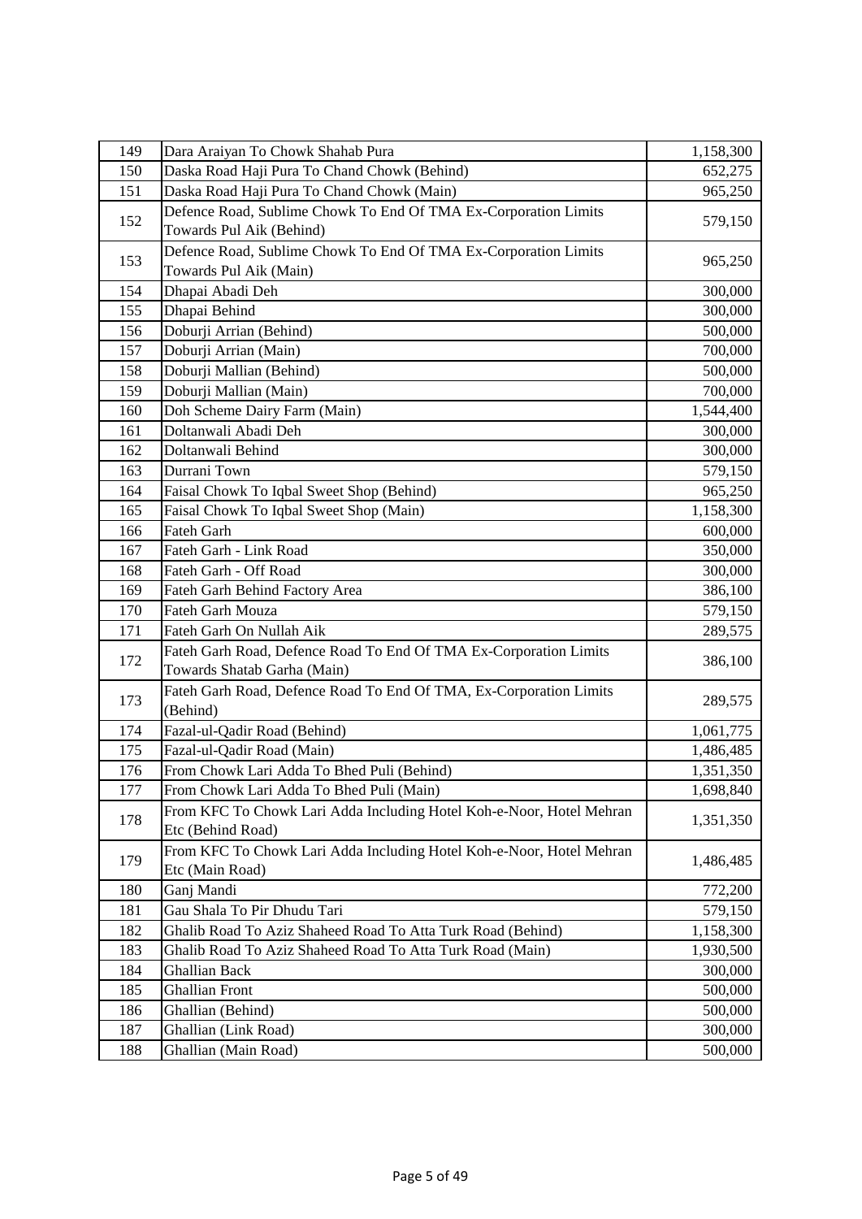| 149 | Dara Araiyan To Chowk Shahab Pura | 1,158,300 |
|---|---|---|
| 150 | Daska Road Haji Pura To Chand Chowk (Behind) | 652,275 |
| 151 | Daska Road Haji Pura To Chand Chowk (Main) | 965,250 |
| 152 | Defence Road, Sublime Chowk To End Of TMA Ex-Corporation Limits Towards Pul Aik (Behind) | 579,150 |
| 153 | Defence Road, Sublime Chowk To End Of TMA Ex-Corporation Limits Towards Pul Aik (Main) | 965,250 |
| 154 | Dhapai Abadi Deh | 300,000 |
| 155 | Dhapai Behind | 300,000 |
| 156 | Doburji Arrian (Behind) | 500,000 |
| 157 | Doburji Arrian (Main) | 700,000 |
| 158 | Doburji Mallian (Behind) | 500,000 |
| 159 | Doburji Mallian (Main) | 700,000 |
| 160 | Doh Scheme Dairy Farm (Main) | 1,544,400 |
| 161 | Doltanwali Abadi Deh | 300,000 |
| 162 | Doltanwali Behind | 300,000 |
| 163 | Durrani Town | 579,150 |
| 164 | Faisal Chowk To Iqbal Sweet Shop (Behind) | 965,250 |
| 165 | Faisal Chowk To Iqbal Sweet Shop (Main) | 1,158,300 |
| 166 | Fateh Garh | 600,000 |
| 167 | Fateh Garh - Link Road | 350,000 |
| 168 | Fateh Garh - Off Road | 300,000 |
| 169 | Fateh Garh Behind Factory Area | 386,100 |
| 170 | Fateh Garh Mouza | 579,150 |
| 171 | Fateh Garh On Nullah Aik | 289,575 |
| 172 | Fateh Garh Road, Defence Road To End Of TMA Ex-Corporation Limits Towards Shatab Garha (Main) | 386,100 |
| 173 | Fateh Garh Road, Defence Road To End Of TMA, Ex-Corporation Limits (Behind) | 289,575 |
| 174 | Fazal-ul-Qadir Road (Behind) | 1,061,775 |
| 175 | Fazal-ul-Qadir Road (Main) | 1,486,485 |
| 176 | From Chowk Lari Adda To Bhed Puli (Behind) | 1,351,350 |
| 177 | From Chowk Lari Adda To Bhed Puli (Main) | 1,698,840 |
| 178 | From KFC To Chowk Lari Adda Including Hotel Koh-e-Noor, Hotel Mehran Etc (Behind Road) | 1,351,350 |
| 179 | From KFC To Chowk Lari Adda Including Hotel Koh-e-Noor, Hotel Mehran Etc (Main Road) | 1,486,485 |
| 180 | Ganj Mandi | 772,200 |
| 181 | Gau Shala To Pir Dhudu Tari | 579,150 |
| 182 | Ghalib Road To Aziz Shaheed Road To Atta Turk Road (Behind) | 1,158,300 |
| 183 | Ghalib Road To Aziz Shaheed Road To Atta Turk Road (Main) | 1,930,500 |
| 184 | Ghallian Back | 300,000 |
| 185 | Ghallian Front | 500,000 |
| 186 | Ghallian (Behind) | 500,000 |
| 187 | Ghallian (Link Road) | 300,000 |
| 188 | Ghallian (Main Road) | 500,000 |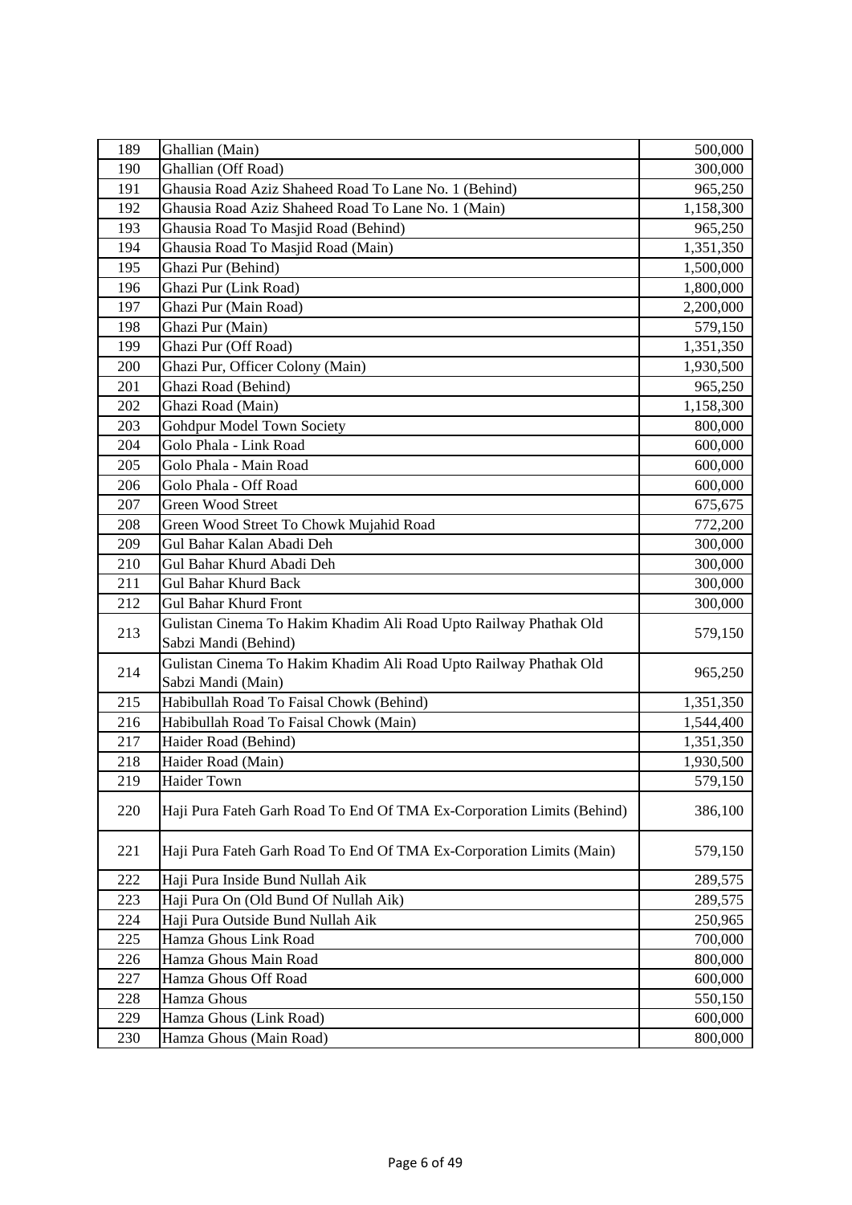| | | |
|---|---|---|
| 189 | Ghallian (Main) | 500,000 |
| 190 | Ghallian (Off Road) | 300,000 |
| 191 | Ghausia Road Aziz Shaheed Road To Lane No. 1 (Behind) | 965,250 |
| 192 | Ghausia Road Aziz Shaheed Road To Lane No. 1 (Main) | 1,158,300 |
| 193 | Ghausia Road To Masjid Road (Behind) | 965,250 |
| 194 | Ghausia Road To Masjid Road (Main) | 1,351,350 |
| 195 | Ghazi Pur (Behind) | 1,500,000 |
| 196 | Ghazi Pur (Link Road) | 1,800,000 |
| 197 | Ghazi Pur (Main Road) | 2,200,000 |
| 198 | Ghazi Pur (Main) | 579,150 |
| 199 | Ghazi Pur (Off Road) | 1,351,350 |
| 200 | Ghazi Pur, Officer Colony (Main) | 1,930,500 |
| 201 | Ghazi Road (Behind) | 965,250 |
| 202 | Ghazi Road (Main) | 1,158,300 |
| 203 | Gohdpur Model Town Society | 800,000 |
| 204 | Golo Phala - Link Road | 600,000 |
| 205 | Golo Phala - Main Road | 600,000 |
| 206 | Golo Phala - Off Road | 600,000 |
| 207 | Green Wood Street | 675,675 |
| 208 | Green Wood Street To Chowk Mujahid Road | 772,200 |
| 209 | Gul Bahar Kalan Abadi Deh | 300,000 |
| 210 | Gul Bahar Khurd Abadi Deh | 300,000 |
| 211 | Gul Bahar Khurd Back | 300,000 |
| 212 | Gul Bahar Khurd Front | 300,000 |
| 213 | Gulistan Cinema To Hakim Khadim Ali Road Upto Railway Phathak Old Sabzi Mandi (Behind) | 579,150 |
| 214 | Gulistan Cinema To Hakim Khadim Ali Road Upto Railway Phathak Old Sabzi Mandi (Main) | 965,250 |
| 215 | Habibullah Road To Faisal Chowk (Behind) | 1,351,350 |
| 216 | Habibullah Road To Faisal Chowk (Main) | 1,544,400 |
| 217 | Haider Road (Behind) | 1,351,350 |
| 218 | Haider Road (Main) | 1,930,500 |
| 219 | Haider Town | 579,150 |
| 220 | Haji Pura Fateh Garh Road To End Of TMA Ex-Corporation Limits (Behind) | 386,100 |
| 221 | Haji Pura Fateh Garh Road To End Of TMA Ex-Corporation Limits (Main) | 579,150 |
| 222 | Haji Pura Inside Bund Nullah Aik | 289,575 |
| 223 | Haji Pura On (Old Bund Of Nullah Aik) | 289,575 |
| 224 | Haji Pura Outside Bund Nullah Aik | 250,965 |
| 225 | Hamza Ghous Link Road | 700,000 |
| 226 | Hamza Ghous Main Road | 800,000 |
| 227 | Hamza Ghous Off Road | 600,000 |
| 228 | Hamza Ghous | 550,150 |
| 229 | Hamza Ghous (Link Road) | 600,000 |
| 230 | Hamza Ghous (Main Road) | 800,000 |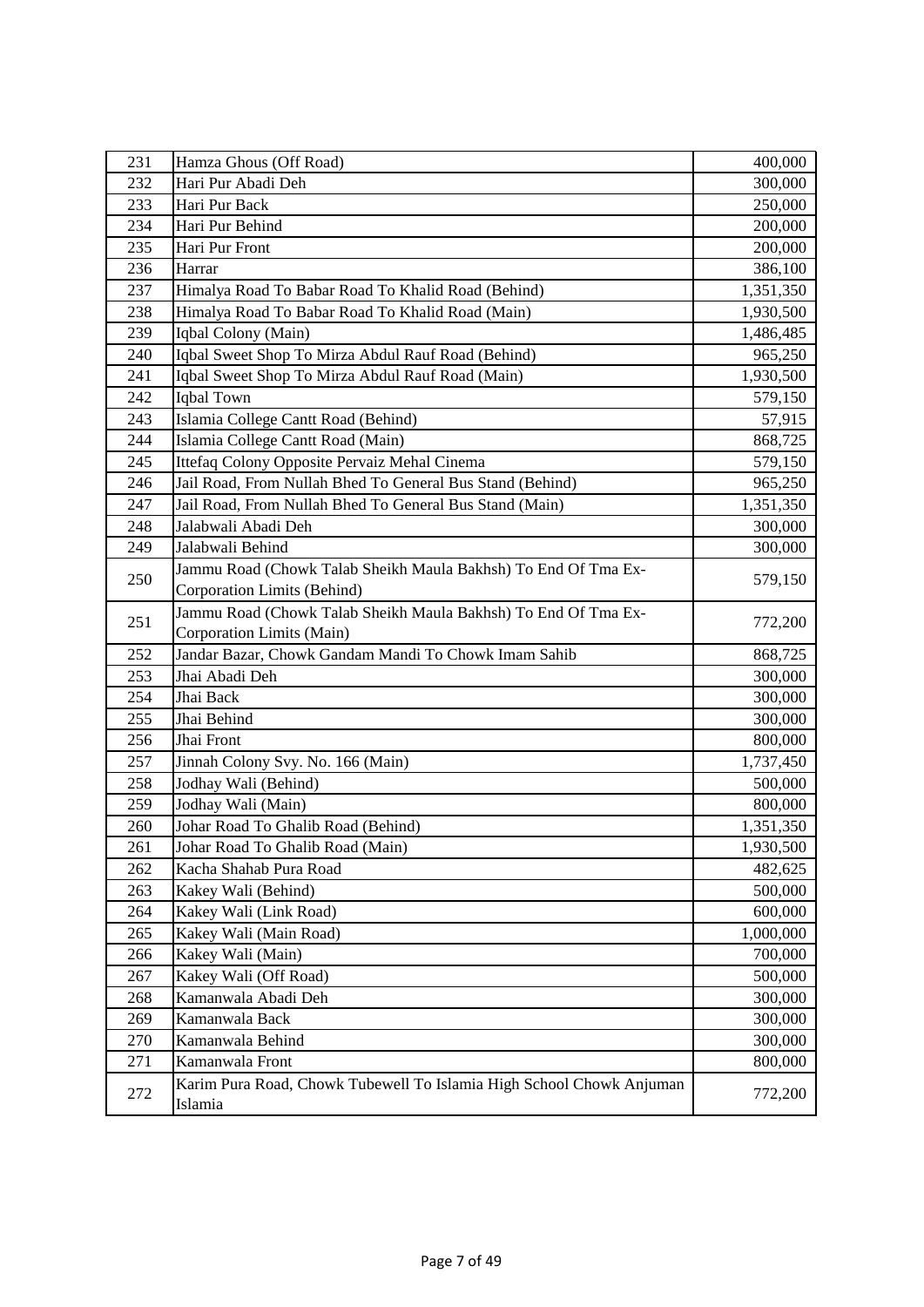| 231 | Hamza Ghous (Off Road) | 400,000 |
|---|---|---|
| 232 | Hari Pur Abadi Deh | 300,000 |
| 233 | Hari Pur Back | 250,000 |
| 234 | Hari Pur Behind | 200,000 |
| 235 | Hari Pur Front | 200,000 |
| 236 | Harrar | 386,100 |
| 237 | Himalya Road To Babar Road To Khalid Road (Behind) | 1,351,350 |
| 238 | Himalya Road To Babar Road To Khalid Road (Main) | 1,930,500 |
| 239 | Iqbal Colony (Main) | 1,486,485 |
| 240 | Iqbal Sweet Shop To Mirza Abdul Rauf Road (Behind) | 965,250 |
| 241 | Iqbal Sweet Shop To Mirza Abdul Rauf Road (Main) | 1,930,500 |
| 242 | Iqbal Town | 579,150 |
| 243 | Islamia College Cantt Road (Behind) | 57,915 |
| 244 | Islamia College Cantt Road (Main) | 868,725 |
| 245 | Ittefaq Colony Opposite Pervaiz Mehal Cinema | 579,150 |
| 246 | Jail Road, From Nullah Bhed To General Bus Stand (Behind) | 965,250 |
| 247 | Jail Road, From Nullah Bhed To General Bus Stand (Main) | 1,351,350 |
| 248 | Jalabwali Abadi Deh | 300,000 |
| 249 | Jalabwali Behind | 300,000 |
| 250 | Jammu Road (Chowk Talab Sheikh Maula Bakhsh) To End Of Tma Ex-Corporation Limits (Behind) | 579,150 |
| 251 | Jammu Road (Chowk Talab Sheikh Maula Bakhsh) To End Of Tma Ex-Corporation Limits (Main) | 772,200 |
| 252 | Jandar Bazar, Chowk Gandam Mandi To Chowk Imam Sahib | 868,725 |
| 253 | Jhai Abadi Deh | 300,000 |
| 254 | Jhai Back | 300,000 |
| 255 | Jhai Behind | 300,000 |
| 256 | Jhai Front | 800,000 |
| 257 | Jinnah Colony Svy. No. 166 (Main) | 1,737,450 |
| 258 | Jodhay Wali (Behind) | 500,000 |
| 259 | Jodhay Wali (Main) | 800,000 |
| 260 | Johar Road To Ghalib Road (Behind) | 1,351,350 |
| 261 | Johar Road To Ghalib Road (Main) | 1,930,500 |
| 262 | Kacha Shahab Pura Road | 482,625 |
| 263 | Kakey Wali (Behind) | 500,000 |
| 264 | Kakey Wali (Link Road) | 600,000 |
| 265 | Kakey Wali (Main Road) | 1,000,000 |
| 266 | Kakey Wali (Main) | 700,000 |
| 267 | Kakey Wali (Off Road) | 500,000 |
| 268 | Kamanwala Abadi Deh | 300,000 |
| 269 | Kamanwala Back | 300,000 |
| 270 | Kamanwala Behind | 300,000 |
| 271 | Kamanwala Front | 800,000 |
| 272 | Karim Pura Road, Chowk Tubewell To Islamia High School Chowk Anjuman Islamia | 772,200 |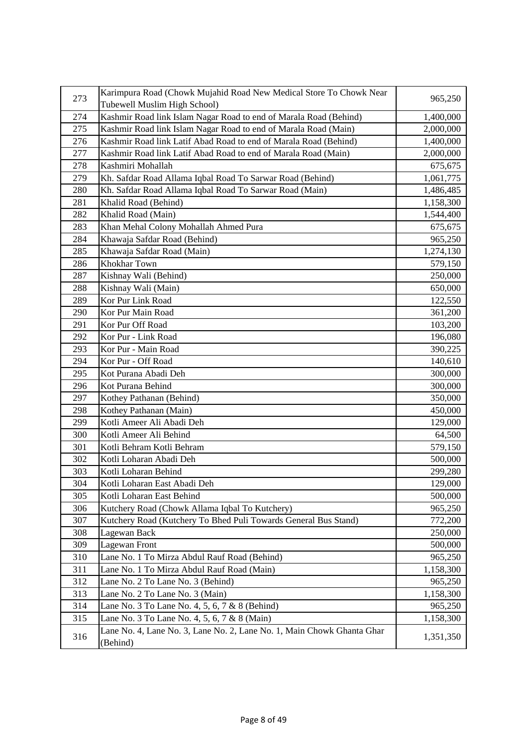| 273 | Karimpura Road (Chowk Mujahid Road New Medical Store To Chowk Near Tubewell Muslim High School) | 965,250 |
|---|---|---|
| 274 | Kashmir Road link Islam Nagar Road to end of Marala Road (Behind) | 1,400,000 |
| 275 | Kashmir Road link Islam Nagar Road to end of Marala Road (Main) | 2,000,000 |
| 276 | Kashmir Road link Latif Abad Road to end of Marala Road (Behind) | 1,400,000 |
| 277 | Kashmir Road link Latif Abad Road to end of Marala Road (Main) | 2,000,000 |
| 278 | Kashmiri Mohallah | 675,675 |
| 279 | Kh. Safdar Road Allama Iqbal Road To Sarwar Road (Behind) | 1,061,775 |
| 280 | Kh. Safdar Road Allama Iqbal Road To Sarwar Road (Main) | 1,486,485 |
| 281 | Khalid Road (Behind) | 1,158,300 |
| 282 | Khalid Road (Main) | 1,544,400 |
| 283 | Khan Mehal Colony Mohallah Ahmed Pura | 675,675 |
| 284 | Khawaja Safdar Road (Behind) | 965,250 |
| 285 | Khawaja Safdar Road (Main) | 1,274,130 |
| 286 | Khokhar Town | 579,150 |
| 287 | Kishnay Wali (Behind) | 250,000 |
| 288 | Kishnay Wali (Main) | 650,000 |
| 289 | Kor Pur Link Road | 122,550 |
| 290 | Kor Pur Main Road | 361,200 |
| 291 | Kor Pur Off Road | 103,200 |
| 292 | Kor Pur - Link Road | 196,080 |
| 293 | Kor Pur - Main Road | 390,225 |
| 294 | Kor Pur - Off Road | 140,610 |
| 295 | Kot Purana Abadi Deh | 300,000 |
| 296 | Kot Purana Behind | 300,000 |
| 297 | Kothey Pathanan (Behind) | 350,000 |
| 298 | Kothey Pathanan (Main) | 450,000 |
| 299 | Kotli Ameer Ali Abadi Deh | 129,000 |
| 300 | Kotli Ameer Ali Behind | 64,500 |
| 301 | Kotli Behram Kotli Behram | 579,150 |
| 302 | Kotli Loharan Abadi Deh | 500,000 |
| 303 | Kotli Loharan Behind | 299,280 |
| 304 | Kotli Loharan East Abadi Deh | 129,000 |
| 305 | Kotli Loharan East Behind | 500,000 |
| 306 | Kutchery Road (Chowk Allama Iqbal To Kutchery) | 965,250 |
| 307 | Kutchery Road (Kutchery To Bhed Puli Towards General Bus Stand) | 772,200 |
| 308 | Lagewan Back | 250,000 |
| 309 | Lagewan Front | 500,000 |
| 310 | Lane No. 1 To Mirza Abdul Rauf Road (Behind) | 965,250 |
| 311 | Lane No. 1 To Mirza Abdul Rauf Road (Main) | 1,158,300 |
| 312 | Lane No. 2 To Lane No. 3 (Behind) | 965,250 |
| 313 | Lane No. 2 To Lane No. 3 (Main) | 1,158,300 |
| 314 | Lane No. 3 To Lane No. 4, 5, 6, 7 & 8 (Behind) | 965,250 |
| 315 | Lane No. 3 To Lane No. 4, 5, 6, 7 & 8 (Main) | 1,158,300 |
| 316 | Lane No. 4, Lane No. 3, Lane No. 2, Lane No. 1, Main Chowk Ghanta Ghar (Behind) | 1,351,350 |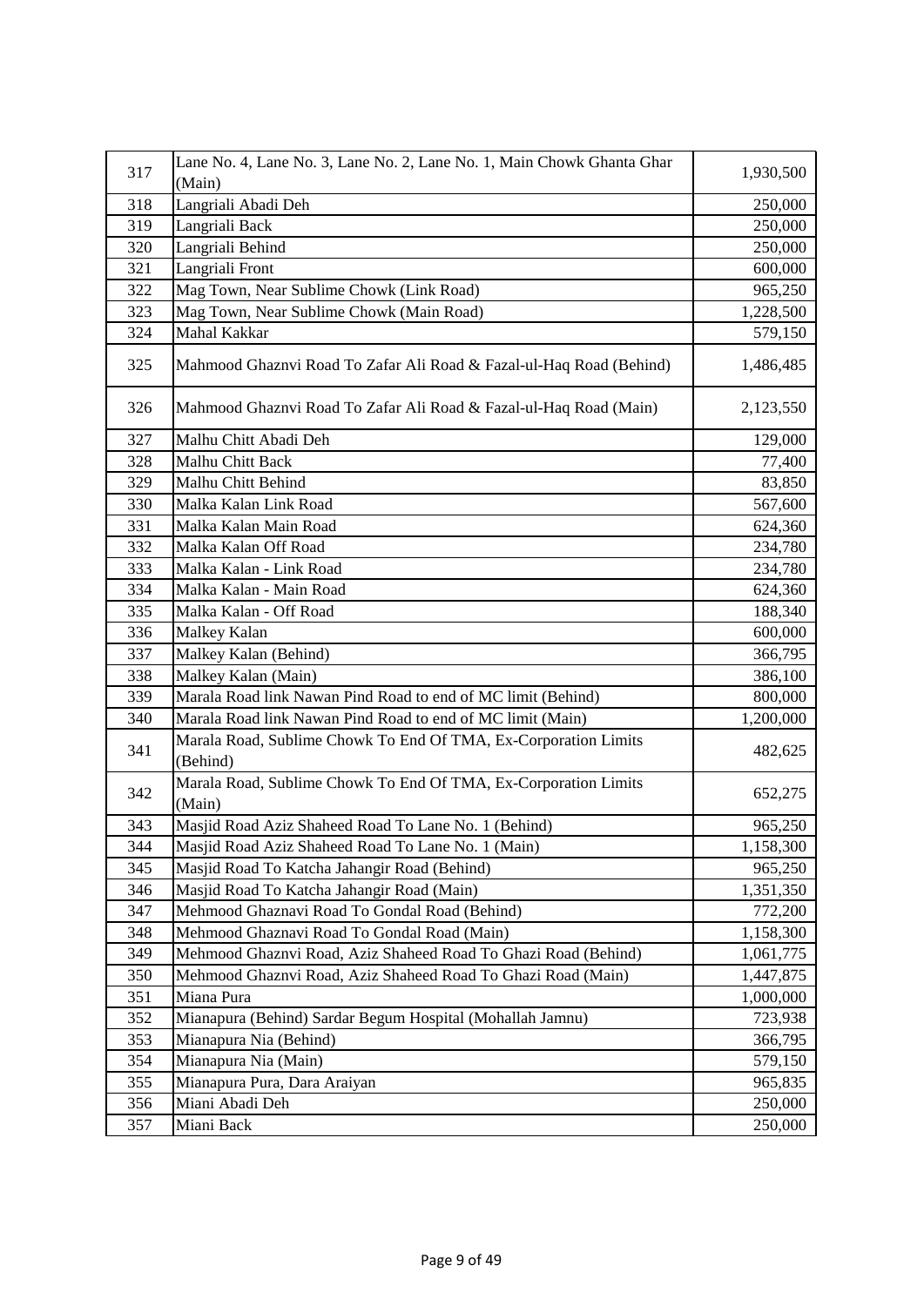| 317 | Lane No. 4, Lane No. 3, Lane No. 2, Lane No. 1, Main Chowk Ghanta Ghar (Main) | 1,930,500 |
|---|---|---|
| 318 | Langriali Abadi Deh | 250,000 |
| 319 | Langriali Back | 250,000 |
| 320 | Langriali Behind | 250,000 |
| 321 | Langriali Front | 600,000 |
| 322 | Mag Town, Near Sublime Chowk (Link Road) | 965,250 |
| 323 | Mag Town, Near Sublime Chowk (Main Road) | 1,228,500 |
| 324 | Mahal Kakkar | 579,150 |
| 325 | Mahmood Ghaznvi Road To Zafar Ali Road & Fazal-ul-Haq Road (Behind) | 1,486,485 |
| 326 | Mahmood Ghaznvi Road To Zafar Ali Road & Fazal-ul-Haq Road (Main) | 2,123,550 |
| 327 | Malhu Chitt Abadi Deh | 129,000 |
| 328 | Malhu Chitt Back | 77,400 |
| 329 | Malhu Chitt Behind | 83,850 |
| 330 | Malka Kalan Link Road | 567,600 |
| 331 | Malka Kalan Main Road | 624,360 |
| 332 | Malka Kalan Off Road | 234,780 |
| 333 | Malka Kalan - Link Road | 234,780 |
| 334 | Malka Kalan - Main Road | 624,360 |
| 335 | Malka Kalan - Off Road | 188,340 |
| 336 | Malkey Kalan | 600,000 |
| 337 | Malkey Kalan (Behind) | 366,795 |
| 338 | Malkey Kalan (Main) | 386,100 |
| 339 | Marala Road link Nawan Pind Road to end of MC limit (Behind) | 800,000 |
| 340 | Marala Road link Nawan Pind Road to end of MC limit (Main) | 1,200,000 |
| 341 | Marala Road, Sublime Chowk To End Of TMA, Ex-Corporation Limits (Behind) | 482,625 |
| 342 | Marala Road, Sublime Chowk To End Of TMA, Ex-Corporation Limits (Main) | 652,275 |
| 343 | Masjid Road Aziz Shaheed Road To Lane No. 1 (Behind) | 965,250 |
| 344 | Masjid Road Aziz Shaheed Road To Lane No. 1 (Main) | 1,158,300 |
| 345 | Masjid Road To Katcha Jahangir Road (Behind) | 965,250 |
| 346 | Masjid Road To Katcha Jahangir Road (Main) | 1,351,350 |
| 347 | Mehmood Ghaznavi Road To Gondal Road (Behind) | 772,200 |
| 348 | Mehmood Ghaznavi Road To Gondal Road (Main) | 1,158,300 |
| 349 | Mehmood Ghaznvi Road, Aziz Shaheed Road To Ghazi Road (Behind) | 1,061,775 |
| 350 | Mehmood Ghaznvi Road, Aziz Shaheed Road To Ghazi Road (Main) | 1,447,875 |
| 351 | Miana Pura | 1,000,000 |
| 352 | Mianapura (Behind) Sardar Begum Hospital (Mohallah Jamnu) | 723,938 |
| 353 | Mianapura Nia (Behind) | 366,795 |
| 354 | Mianapura Nia (Main) | 579,150 |
| 355 | Mianapura Pura, Dara Araiyan | 965,835 |
| 356 | Miani Abadi Deh | 250,000 |
| 357 | Miani Back | 250,000 |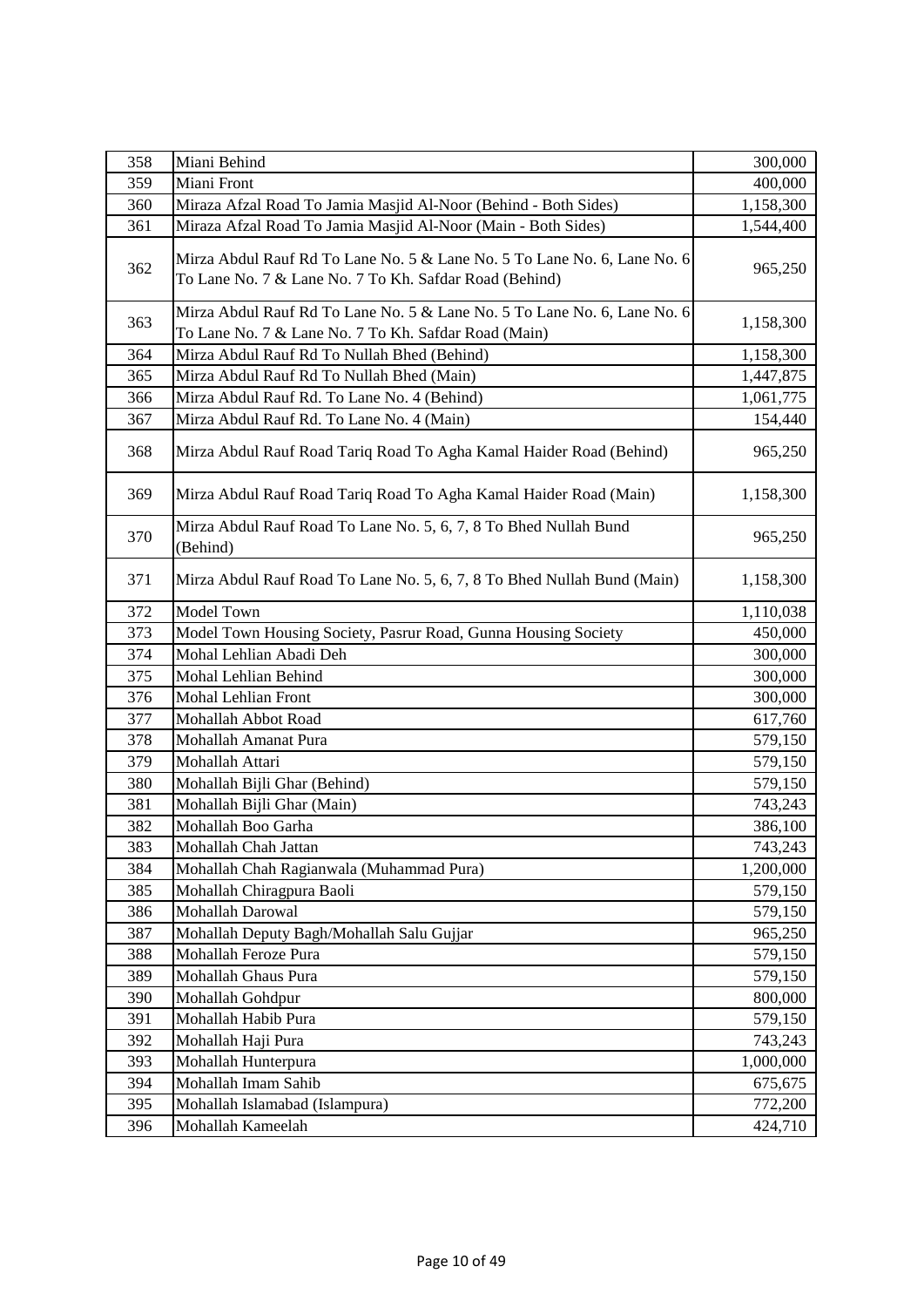| 358 | Miani Behind | 300,000 |
|---|---|---|
| 359 | Miani Front | 400,000 |
| 360 | Miraza Afzal Road To Jamia Masjid Al-Noor (Behind - Both Sides) | 1,158,300 |
| 361 | Miraza Afzal Road To Jamia Masjid Al-Noor (Main - Both Sides) | 1,544,400 |
| 362 | Mirza Abdul Rauf Rd To Lane No. 5 & Lane No. 5 To Lane No. 6, Lane No. 6 To Lane No. 7 & Lane No. 7 To Kh. Safdar Road (Behind) | 965,250 |
| 363 | Mirza Abdul Rauf Rd To Lane No. 5 & Lane No. 5 To Lane No. 6, Lane No. 6 To Lane No. 7 & Lane No. 7 To Kh. Safdar Road (Main) | 1,158,300 |
| 364 | Mirza Abdul Rauf Rd To Nullah Bhed (Behind) | 1,158,300 |
| 365 | Mirza Abdul Rauf Rd To Nullah Bhed (Main) | 1,447,875 |
| 366 | Mirza Abdul Rauf Rd. To Lane No. 4 (Behind) | 1,061,775 |
| 367 | Mirza Abdul Rauf Rd. To Lane No. 4 (Main) | 154,440 |
| 368 | Mirza Abdul Rauf Road Tariq Road To Agha Kamal Haider Road (Behind) | 965,250 |
| 369 | Mirza Abdul Rauf Road Tariq Road To Agha Kamal Haider Road (Main) | 1,158,300 |
| 370 | Mirza Abdul Rauf Road To Lane No. 5, 6, 7, 8 To Bhed Nullah Bund (Behind) | 965,250 |
| 371 | Mirza Abdul Rauf Road To Lane No. 5, 6, 7, 8 To Bhed Nullah Bund (Main) | 1,158,300 |
| 372 | Model Town | 1,110,038 |
| 373 | Model Town Housing Society, Pasrur Road, Gunna Housing Society | 450,000 |
| 374 | Mohal Lehlian Abadi Deh | 300,000 |
| 375 | Mohal Lehlian Behind | 300,000 |
| 376 | Mohal Lehlian Front | 300,000 |
| 377 | Mohallah Abbot Road | 617,760 |
| 378 | Mohallah Amanat Pura | 579,150 |
| 379 | Mohallah Attari | 579,150 |
| 380 | Mohallah Bijli Ghar (Behind) | 579,150 |
| 381 | Mohallah Bijli Ghar (Main) | 743,243 |
| 382 | Mohallah Boo Garha | 386,100 |
| 383 | Mohallah Chah Jattan | 743,243 |
| 384 | Mohallah Chah Ragianwala (Muhammad Pura) | 1,200,000 |
| 385 | Mohallah Chiragpura Baoli | 579,150 |
| 386 | Mohallah Darowal | 579,150 |
| 387 | Mohallah Deputy Bagh/Mohallah Salu Gujjar | 965,250 |
| 388 | Mohallah Feroze Pura | 579,150 |
| 389 | Mohallah Ghaus Pura | 579,150 |
| 390 | Mohallah Gohdpur | 800,000 |
| 391 | Mohallah Habib Pura | 579,150 |
| 392 | Mohallah Haji Pura | 743,243 |
| 393 | Mohallah Hunterpura | 1,000,000 |
| 394 | Mohallah Imam Sahib | 675,675 |
| 395 | Mohallah Islamabad (Islampura) | 772,200 |
| 396 | Mohallah Kameelah | 424,710 |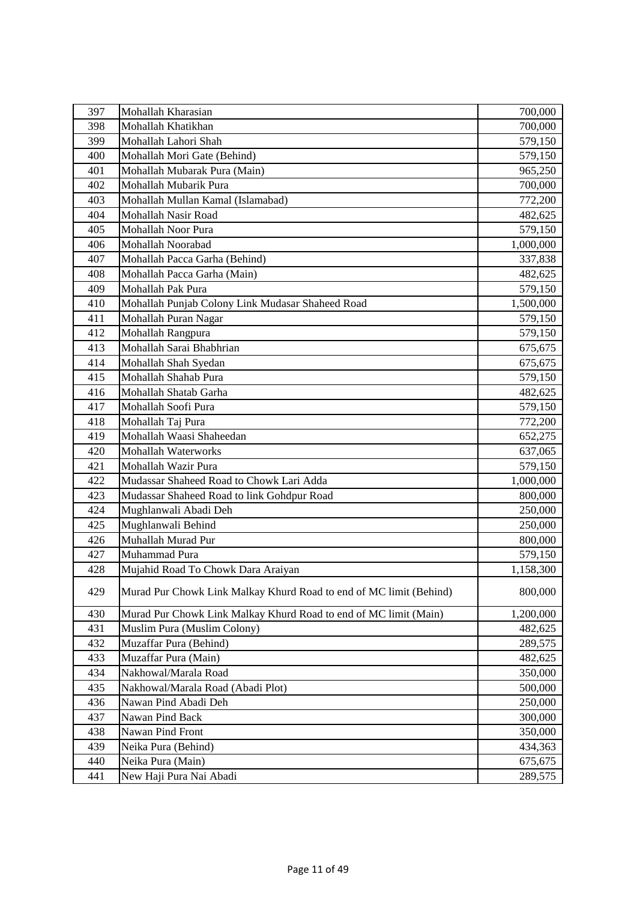| | | |
|---|---|---|
| 397 | Mohallah Kharasian | 700,000 |
| 398 | Mohallah Khatikhan | 700,000 |
| 399 | Mohallah Lahori Shah | 579,150 |
| 400 | Mohallah Mori Gate (Behind) | 579,150 |
| 401 | Mohallah Mubarak Pura (Main) | 965,250 |
| 402 | Mohallah Mubarik Pura | 700,000 |
| 403 | Mohallah Mullan Kamal (Islamabad) | 772,200 |
| 404 | Mohallah Nasir Road | 482,625 |
| 405 | Mohallah Noor Pura | 579,150 |
| 406 | Mohallah Noorabad | 1,000,000 |
| 407 | Mohallah Pacca Garha (Behind) | 337,838 |
| 408 | Mohallah Pacca Garha (Main) | 482,625 |
| 409 | Mohallah Pak Pura | 579,150 |
| 410 | Mohallah Punjab Colony Link Mudasar Shaheed Road | 1,500,000 |
| 411 | Mohallah Puran Nagar | 579,150 |
| 412 | Mohallah Rangpura | 579,150 |
| 413 | Mohallah Sarai Bhabhrian | 675,675 |
| 414 | Mohallah Shah Syedan | 675,675 |
| 415 | Mohallah Shahab Pura | 579,150 |
| 416 | Mohallah Shatab Garha | 482,625 |
| 417 | Mohallah Soofi Pura | 579,150 |
| 418 | Mohallah Taj Pura | 772,200 |
| 419 | Mohallah Waasi Shaheedan | 652,275 |
| 420 | Mohallah Waterworks | 637,065 |
| 421 | Mohallah Wazir Pura | 579,150 |
| 422 | Mudassar Shaheed Road to Chowk Lari Adda | 1,000,000 |
| 423 | Mudassar Shaheed Road to link Gohdpur Road | 800,000 |
| 424 | Mughlanwali Abadi Deh | 250,000 |
| 425 | Mughlanwali Behind | 250,000 |
| 426 | Muhallah Murad Pur | 800,000 |
| 427 | Muhammad Pura | 579,150 |
| 428 | Mujahid Road To Chowk Dara Araiyan | 1,158,300 |
| 429 | Murad Pur Chowk Link Malkay Khurd Road to end of MC limit (Behind) | 800,000 |
| 430 | Murad Pur Chowk Link Malkay Khurd Road to end of MC limit (Main) | 1,200,000 |
| 431 | Muslim Pura (Muslim Colony) | 482,625 |
| 432 | Muzaffar Pura (Behind) | 289,575 |
| 433 | Muzaffar Pura (Main) | 482,625 |
| 434 | Nakhowal/Marala Road | 350,000 |
| 435 | Nakhowal/Marala Road (Abadi Plot) | 500,000 |
| 436 | Nawan Pind Abadi Deh | 250,000 |
| 437 | Nawan Pind Back | 300,000 |
| 438 | Nawan Pind Front | 350,000 |
| 439 | Neika Pura (Behind) | 434,363 |
| 440 | Neika Pura (Main) | 675,675 |
| 441 | New Haji Pura Nai Abadi | 289,575 |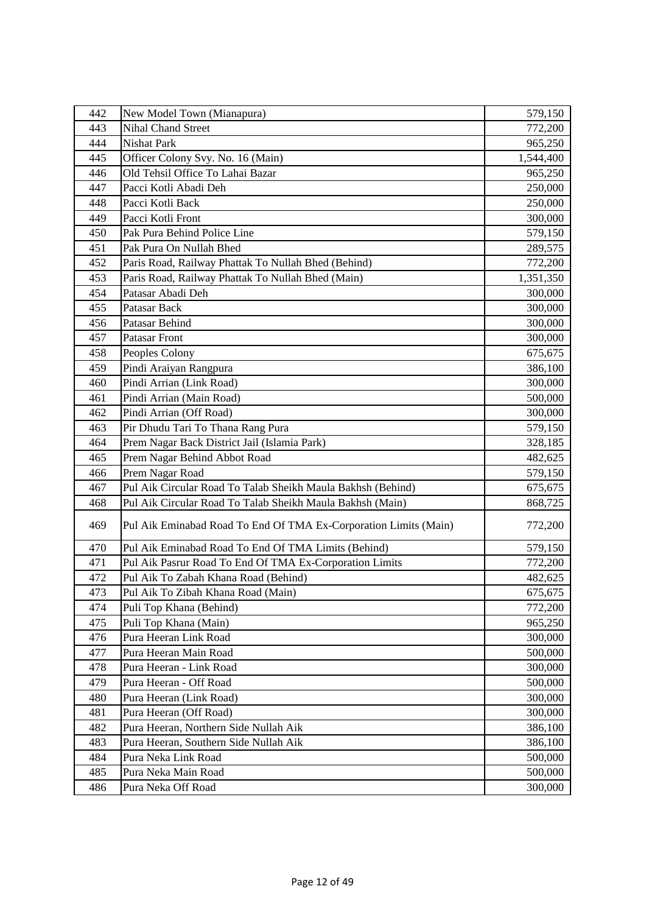| 442 | New Model Town (Mianapura) | 579,150 |
|---|---|---|
| 443 | Nihal Chand Street | 772,200 |
| 444 | Nishat Park | 965,250 |
| 445 | Officer Colony Svy. No. 16 (Main) | 1,544,400 |
| 446 | Old Tehsil Office To Lahai Bazar | 965,250 |
| 447 | Pacci Kotli Abadi Deh | 250,000 |
| 448 | Pacci Kotli Back | 250,000 |
| 449 | Pacci Kotli Front | 300,000 |
| 450 | Pak Pura Behind Police Line | 579,150 |
| 451 | Pak Pura On Nullah Bhed | 289,575 |
| 452 | Paris Road, Railway Phattak To Nullah Bhed (Behind) | 772,200 |
| 453 | Paris Road, Railway Phattak To Nullah Bhed (Main) | 1,351,350 |
| 454 | Patasar Abadi Deh | 300,000 |
| 455 | Patasar Back | 300,000 |
| 456 | Patasar Behind | 300,000 |
| 457 | Patasar Front | 300,000 |
| 458 | Peoples Colony | 675,675 |
| 459 | Pindi Araiyan Rangpura | 386,100 |
| 460 | Pindi Arrian (Link Road) | 300,000 |
| 461 | Pindi Arrian (Main Road) | 500,000 |
| 462 | Pindi Arrian (Off Road) | 300,000 |
| 463 | Pir Dhudu Tari To Thana Rang Pura | 579,150 |
| 464 | Prem Nagar Back District Jail (Islamia Park) | 328,185 |
| 465 | Prem Nagar Behind Abbot Road | 482,625 |
| 466 | Prem Nagar Road | 579,150 |
| 467 | Pul Aik Circular Road To Talab Sheikh Maula Bakhsh (Behind) | 675,675 |
| 468 | Pul Aik Circular Road To Talab Sheikh Maula Bakhsh (Main) | 868,725 |
| 469 | Pul Aik Eminabad Road To End Of TMA Ex-Corporation Limits (Main) | 772,200 |
| 470 | Pul Aik Eminabad Road To End Of TMA Limits (Behind) | 579,150 |
| 471 | Pul Aik Pasrur Road To End Of TMA Ex-Corporation Limits | 772,200 |
| 472 | Pul Aik To Zabah Khana Road (Behind) | 482,625 |
| 473 | Pul Aik To Zibah Khana Road (Main) | 675,675 |
| 474 | Puli Top Khana (Behind) | 772,200 |
| 475 | Puli Top Khana (Main) | 965,250 |
| 476 | Pura Heeran Link Road | 300,000 |
| 477 | Pura Heeran Main Road | 500,000 |
| 478 | Pura Heeran - Link Road | 300,000 |
| 479 | Pura Heeran - Off Road | 500,000 |
| 480 | Pura Heeran (Link Road) | 300,000 |
| 481 | Pura Heeran (Off Road) | 300,000 |
| 482 | Pura Heeran, Northern Side Nullah Aik | 386,100 |
| 483 | Pura Heeran, Southern Side Nullah Aik | 386,100 |
| 484 | Pura Neka Link Road | 500,000 |
| 485 | Pura Neka Main Road | 500,000 |
| 486 | Pura Neka Off Road | 300,000 |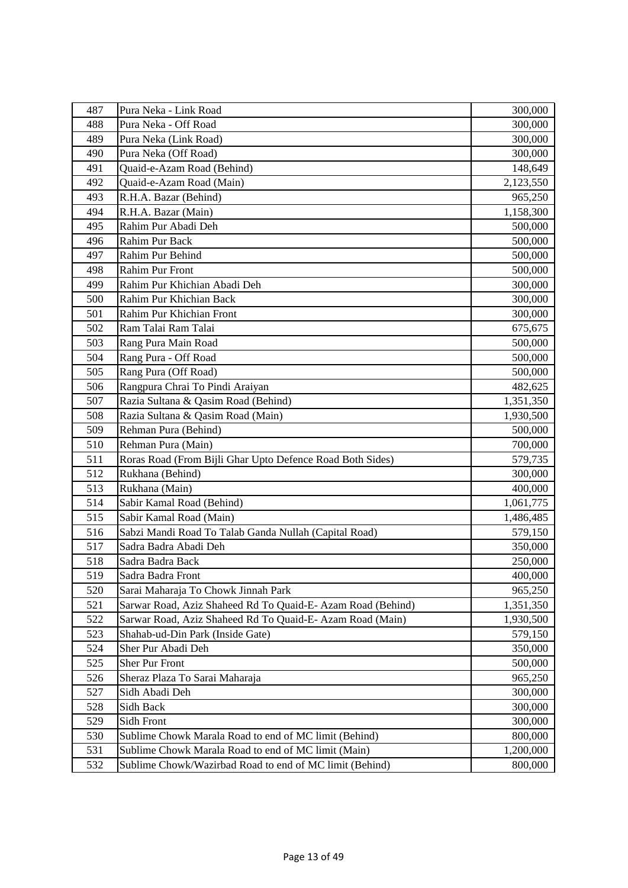| 487 | Pura Neka - Link Road | 300,000 |
|---|---|---|
| 488 | Pura Neka - Off Road | 300,000 |
| 489 | Pura Neka (Link Road) | 300,000 |
| 490 | Pura Neka (Off Road) | 300,000 |
| 491 | Quaid-e-Azam Road (Behind) | 148,649 |
| 492 | Quaid-e-Azam Road (Main) | 2,123,550 |
| 493 | R.H.A. Bazar (Behind) | 965,250 |
| 494 | R.H.A. Bazar (Main) | 1,158,300 |
| 495 | Rahim Pur Abadi Deh | 500,000 |
| 496 | Rahim Pur Back | 500,000 |
| 497 | Rahim Pur Behind | 500,000 |
| 498 | Rahim Pur Front | 500,000 |
| 499 | Rahim Pur Khichian Abadi Deh | 300,000 |
| 500 | Rahim Pur Khichian Back | 300,000 |
| 501 | Rahim Pur Khichian Front | 300,000 |
| 502 | Ram Talai Ram Talai | 675,675 |
| 503 | Rang Pura Main Road | 500,000 |
| 504 | Rang Pura - Off Road | 500,000 |
| 505 | Rang Pura (Off Road) | 500,000 |
| 506 | Rangpura Chrai To Pindi Araiyan | 482,625 |
| 507 | Razia Sultana & Qasim Road (Behind) | 1,351,350 |
| 508 | Razia Sultana & Qasim Road (Main) | 1,930,500 |
| 509 | Rehman Pura (Behind) | 500,000 |
| 510 | Rehman Pura (Main) | 700,000 |
| 511 | Roras Road (From Bijli Ghar Upto Defence Road Both Sides) | 579,735 |
| 512 | Rukhana (Behind) | 300,000 |
| 513 | Rukhana (Main) | 400,000 |
| 514 | Sabir Kamal Road (Behind) | 1,061,775 |
| 515 | Sabir Kamal Road (Main) | 1,486,485 |
| 516 | Sabzi Mandi Road To Talab Ganda Nullah (Capital Road) | 579,150 |
| 517 | Sadra Badra Abadi Deh | 350,000 |
| 518 | Sadra Badra Back | 250,000 |
| 519 | Sadra Badra Front | 400,000 |
| 520 | Sarai Maharaja To Chowk Jinnah Park | 965,250 |
| 521 | Sarwar Road, Aziz Shaheed Rd To Quaid-E- Azam Road (Behind) | 1,351,350 |
| 522 | Sarwar Road, Aziz Shaheed Rd To Quaid-E- Azam Road (Main) | 1,930,500 |
| 523 | Shahab-ud-Din Park (Inside Gate) | 579,150 |
| 524 | Sher Pur Abadi Deh | 350,000 |
| 525 | Sher Pur Front | 500,000 |
| 526 | Sheraz Plaza To Sarai Maharaja | 965,250 |
| 527 | Sidh Abadi Deh | 300,000 |
| 528 | Sidh Back | 300,000 |
| 529 | Sidh Front | 300,000 |
| 530 | Sublime Chowk Marala Road to end of MC limit (Behind) | 800,000 |
| 531 | Sublime Chowk Marala Road to end of MC limit (Main) | 1,200,000 |
| 532 | Sublime Chowk/Wazirbad Road to end of MC limit (Behind) | 800,000 |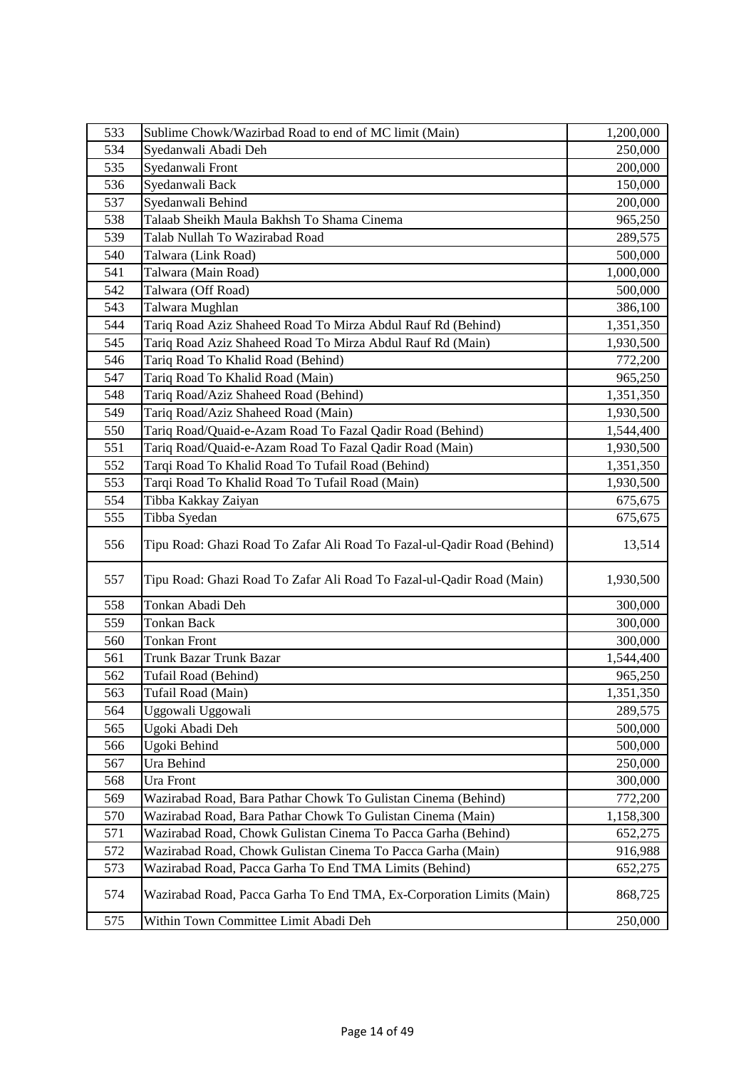| 533 | Sublime Chowk/Wazirbad Road to end of MC limit (Main) | 1,200,000 |
|---|---|---|
| 534 | Syedanwali Abadi Deh | 250,000 |
| 535 | Syedanwali Front | 200,000 |
| 536 | Syedanwali Back | 150,000 |
| 537 | Syedanwali Behind | 200,000 |
| 538 | Talaab Sheikh Maula Bakhsh To Shama Cinema | 965,250 |
| 539 | Talab Nullah To Wazirabad Road | 289,575 |
| 540 | Talwara (Link Road) | 500,000 |
| 541 | Talwara (Main Road) | 1,000,000 |
| 542 | Talwara (Off Road) | 500,000 |
| 543 | Talwara Mughlan | 386,100 |
| 544 | Tariq Road Aziz Shaheed Road To Mirza Abdul Rauf Rd (Behind) | 1,351,350 |
| 545 | Tariq Road Aziz Shaheed Road To Mirza Abdul Rauf Rd (Main) | 1,930,500 |
| 546 | Tariq Road To Khalid Road (Behind) | 772,200 |
| 547 | Tariq Road To Khalid Road (Main) | 965,250 |
| 548 | Tariq Road/Aziz Shaheed Road (Behind) | 1,351,350 |
| 549 | Tariq Road/Aziz Shaheed Road (Main) | 1,930,500 |
| 550 | Tariq Road/Quaid-e-Azam Road To Fazal Qadir Road (Behind) | 1,544,400 |
| 551 | Tariq Road/Quaid-e-Azam Road To Fazal Qadir Road (Main) | 1,930,500 |
| 552 | Tarqi Road To Khalid Road To Tufail Road (Behind) | 1,351,350 |
| 553 | Tarqi Road To Khalid Road To Tufail Road (Main) | 1,930,500 |
| 554 | Tibba Kakkay Zaiyan | 675,675 |
| 555 | Tibba Syedan | 675,675 |
| 556 | Tipu Road: Ghazi Road To Zafar Ali Road To Fazal-ul-Qadir Road (Behind) | 13,514 |
| 557 | Tipu Road: Ghazi Road To Zafar Ali Road To Fazal-ul-Qadir Road (Main) | 1,930,500 |
| 558 | Tonkan Abadi Deh | 300,000 |
| 559 | Tonkan Back | 300,000 |
| 560 | Tonkan Front | 300,000 |
| 561 | Trunk Bazar Trunk Bazar | 1,544,400 |
| 562 | Tufail Road (Behind) | 965,250 |
| 563 | Tufail Road (Main) | 1,351,350 |
| 564 | Uggowali Uggowali | 289,575 |
| 565 | Ugoki Abadi Deh | 500,000 |
| 566 | Ugoki Behind | 500,000 |
| 567 | Ura Behind | 250,000 |
| 568 | Ura Front | 300,000 |
| 569 | Wazirabad Road, Bara Pathar Chowk To Gulistan Cinema (Behind) | 772,200 |
| 570 | Wazirabad Road, Bara Pathar Chowk To Gulistan Cinema (Main) | 1,158,300 |
| 571 | Wazirabad Road, Chowk Gulistan Cinema To Pacca Garha (Behind) | 652,275 |
| 572 | Wazirabad Road, Chowk Gulistan Cinema To Pacca Garha (Main) | 916,988 |
| 573 | Wazirabad Road, Pacca Garha To End TMA Limits (Behind) | 652,275 |
| 574 | Wazirabad Road, Pacca Garha To End TMA, Ex-Corporation Limits (Main) | 868,725 |
| 575 | Within Town Committee Limit Abadi Deh | 250,000 |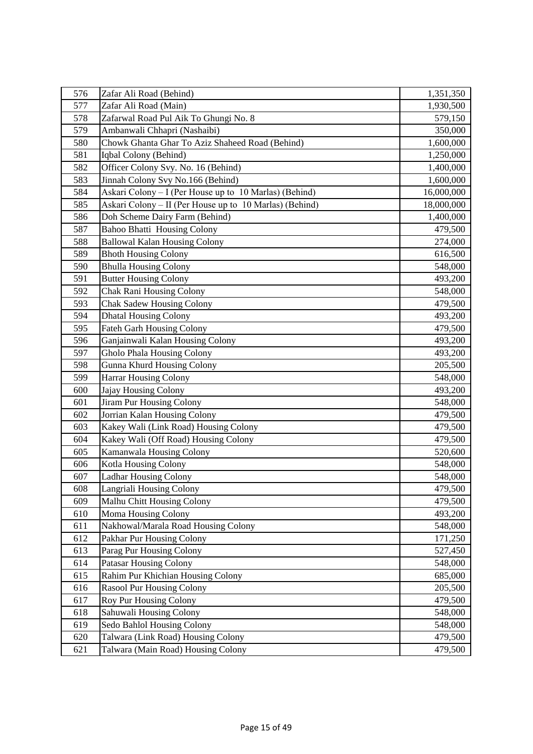| | | |
|---|---|---|
| 576 | Zafar Ali Road (Behind) | 1,351,350 |
| 577 | Zafar Ali Road (Main) | 1,930,500 |
| 578 | Zafarwal Road Pul Aik To Ghungi No. 8 | 579,150 |
| 579 | Ambanwali Chhapri (Nashaibi) | 350,000 |
| 580 | Chowk Ghanta Ghar To Aziz Shaheed Road (Behind) | 1,600,000 |
| 581 | Iqbal Colony (Behind) | 1,250,000 |
| 582 | Officer Colony Svy. No. 16 (Behind) | 1,400,000 |
| 583 | Jinnah Colony Svy No.166 (Behind) | 1,600,000 |
| 584 | Askari Colony – I (Per House up to 10 Marlas) (Behind) | 16,000,000 |
| 585 | Askari Colony – II (Per House up to 10 Marlas) (Behind) | 18,000,000 |
| 586 | Doh Scheme Dairy Farm (Behind) | 1,400,000 |
| 587 | Bahoo Bhatti Housing Colony | 479,500 |
| 588 | Ballowal Kalan Housing Colony | 274,000 |
| 589 | Bhoth Housing Colony | 616,500 |
| 590 | Bhulla Housing Colony | 548,000 |
| 591 | Butter Housing Colony | 493,200 |
| 592 | Chak Rani Housing Colony | 548,000 |
| 593 | Chak Sadew Housing Colony | 479,500 |
| 594 | Dhatal Housing Colony | 493,200 |
| 595 | Fateh Garh Housing Colony | 479,500 |
| 596 | Ganjainwali Kalan Housing Colony | 493,200 |
| 597 | Gholo Phala Housing Colony | 493,200 |
| 598 | Gunna Khurd Housing Colony | 205,500 |
| 599 | Harrar Housing Colony | 548,000 |
| 600 | Jajay Housing Colony | 493,200 |
| 601 | Jiram Pur Housing Colony | 548,000 |
| 602 | Jorrian Kalan Housing Colony | 479,500 |
| 603 | Kakey Wali (Link Road) Housing Colony | 479,500 |
| 604 | Kakey Wali (Off Road) Housing Colony | 479,500 |
| 605 | Kamanwala Housing Colony | 520,600 |
| 606 | Kotla Housing Colony | 548,000 |
| 607 | Ladhar Housing Colony | 548,000 |
| 608 | Langriali Housing Colony | 479,500 |
| 609 | Malhu Chitt Housing Colony | 479,500 |
| 610 | Moma Housing Colony | 493,200 |
| 611 | Nakhowal/Marala Road Housing Colony | 548,000 |
| 612 | Pakhar Pur Housing Colony | 171,250 |
| 613 | Parag Pur Housing Colony | 527,450 |
| 614 | Patasar Housing Colony | 548,000 |
| 615 | Rahim Pur Khichian Housing Colony | 685,000 |
| 616 | Rasool Pur Housing Colony | 205,500 |
| 617 | Roy Pur Housing Colony | 479,500 |
| 618 | Sahuwali Housing Colony | 548,000 |
| 619 | Sedo Bahlol Housing Colony | 548,000 |
| 620 | Talwara (Link Road) Housing Colony | 479,500 |
| 621 | Talwara (Main Road) Housing Colony | 479,500 |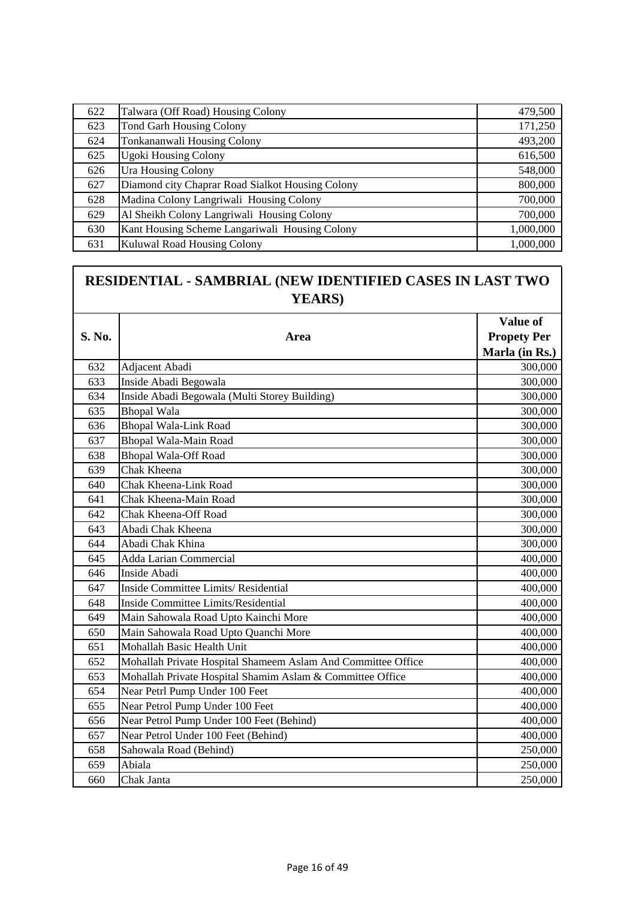| 622 | Talwara (Off Road) Housing Colony | 479,500 |
|---|---|---|
| 623 | Tond Garh Housing Colony | 171,250 |
| 624 | Tonkananwali Housing Colony | 493,200 |
| 625 | Ugoki Housing Colony | 616,500 |
| 626 | Ura Housing Colony | 548,000 |
| 627 | Diamond city Chaprar Road Sialkot Housing Colony | 800,000 |
| 628 | Madina Colony Langriwali Housing Colony | 700,000 |
| 629 | Al Sheikh Colony Langriwali Housing Colony | 700,000 |
| 630 | Kant Housing Scheme Langariwali Housing Colony | 1,000,000 |
| 631 | Kuluwal Road Housing Colony | 1,000,000 |

## RESIDENTIAL - SAMBRIAL (NEW IDENTIFIED CASES IN LAST TWO YEARS)

| S. No. | Area | Value of Propety Per Marla (in Rs.) |
|---|---|---|
| 632 | Adjacent Abadi | 300,000 |
| 633 | Inside Abadi Begowala | 300,000 |
| 634 | Inside Abadi Begowala (Multi Storey Building) | 300,000 |
| 635 | Bhopal Wala | 300,000 |
| 636 | Bhopal Wala-Link Road | 300,000 |
| 637 | Bhopal Wala-Main Road | 300,000 |
| 638 | Bhopal Wala-Off Road | 300,000 |
| 639 | Chak Kheena | 300,000 |
| 640 | Chak Kheena-Link Road | 300,000 |
| 641 | Chak Kheena-Main Road | 300,000 |
| 642 | Chak Kheena-Off Road | 300,000 |
| 643 | Abadi Chak Kheena | 300,000 |
| 644 | Abadi Chak Khina | 300,000 |
| 645 | Adda Larian Commercial | 400,000 |
| 646 | Inside Abadi | 400,000 |
| 647 | Inside Committee Limits/ Residential | 400,000 |
| 648 | Inside Committee Limits/Residential | 400,000 |
| 649 | Main Sahowala Road Upto Kainchi More | 400,000 |
| 650 | Main Sahowala Road Upto Quanchi More | 400,000 |
| 651 | Mohallah Basic Health Unit | 400,000 |
| 652 | Mohallah Private Hospital Shameem Aslam And Committee Office | 400,000 |
| 653 | Mohallah Private Hospital Shamim Aslam & Committee Office | 400,000 |
| 654 | Near Petrl Pump Under 100 Feet | 400,000 |
| 655 | Near Petrol Pump Under 100 Feet | 400,000 |
| 656 | Near Petrol Pump Under 100 Feet (Behind) | 400,000 |
| 657 | Near Petrol Under 100 Feet (Behind) | 400,000 |
| 658 | Sahowala Road (Behind) | 250,000 |
| 659 | Abiala | 250,000 |
| 660 | Chak Janta | 250,000 |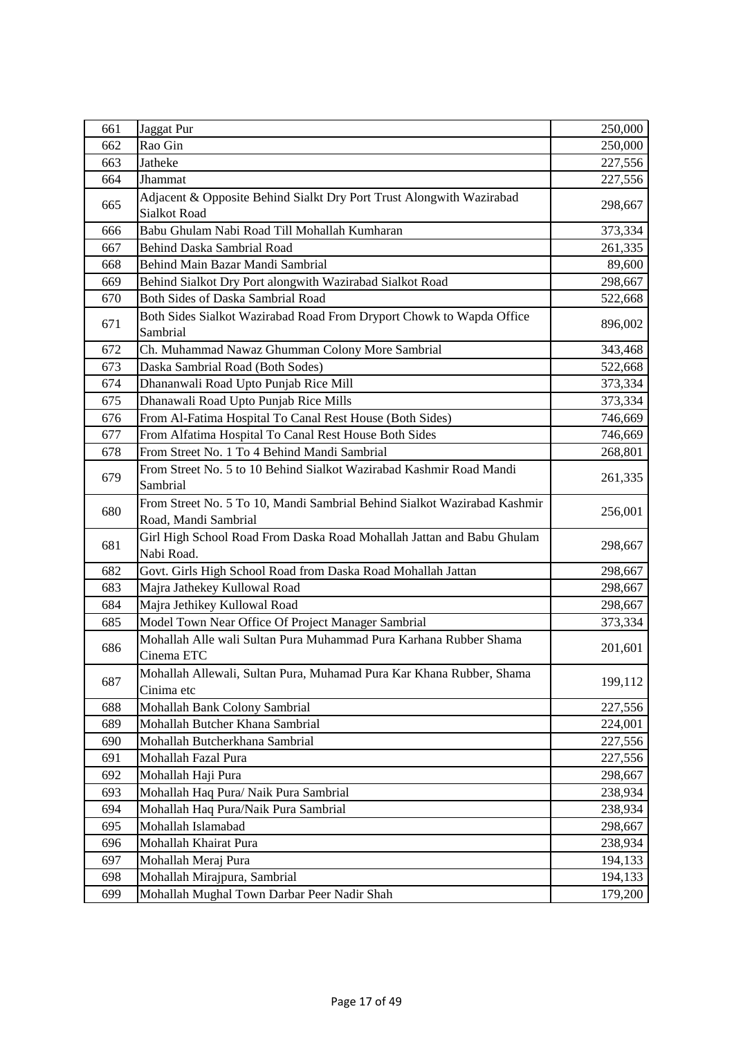| 661 | Jaggat Pur | 250,000 |
|---|---|---|
| 662 | Rao Gin | 250,000 |
| 663 | Jatheke | 227,556 |
| 664 | Jhammat | 227,556 |
| 665 | Adjacent & Opposite Behind Sialkt Dry Port Trust Alongwith Wazirabad Sialkot Road | 298,667 |
| 666 | Babu Ghulam Nabi Road Till Mohallah Kumharan | 373,334 |
| 667 | Behind Daska Sambrial Road | 261,335 |
| 668 | Behind Main Bazar Mandi Sambrial | 89,600 |
| 669 | Behind Sialkot Dry Port alongwith Wazirabad Sialkot Road | 298,667 |
| 670 | Both Sides of Daska Sambrial Road | 522,668 |
| 671 | Both Sides Sialkot Wazirabad Road From Dryport Chowk to Wapda Office Sambrial | 896,002 |
| 672 | Ch. Muhammad Nawaz Ghumman Colony More Sambrial | 343,468 |
| 673 | Daska Sambrial Road (Both Sodes) | 522,668 |
| 674 | Dhananwali Road Upto Punjab Rice Mill | 373,334 |
| 675 | Dhanawali Road Upto Punjab Rice Mills | 373,334 |
| 676 | From Al-Fatima Hospital To Canal Rest House (Both Sides) | 746,669 |
| 677 | From Alfatima Hospital To Canal Rest House Both Sides | 746,669 |
| 678 | From Street No. 1 To 4 Behind Mandi Sambrial | 268,801 |
| 679 | From Street No. 5 to 10 Behind Sialkot Wazirabad Kashmir Road Mandi Sambrial | 261,335 |
| 680 | From Street No. 5 To 10, Mandi Sambrial Behind Sialkot Wazirabad Kashmir Road, Mandi Sambrial | 256,001 |
| 681 | Girl High School Road From Daska Road Mohallah Jattan and Babu Ghulam Nabi Road. | 298,667 |
| 682 | Govt. Girls High School Road from Daska Road Mohallah Jattan | 298,667 |
| 683 | Majra Jathekey Kullowal Road | 298,667 |
| 684 | Majra Jethikey Kullowal Road | 298,667 |
| 685 | Model Town Near Office Of Project Manager Sambrial | 373,334 |
| 686 | Mohallah Alle wali Sultan Pura Muhammad Pura Karhana Rubber Shama Cinema ETC | 201,601 |
| 687 | Mohallah Allewali, Sultan Pura, Muhamad Pura Kar Khana Rubber, Shama Cinima etc | 199,112 |
| 688 | Mohallah Bank Colony Sambrial | 227,556 |
| 689 | Mohallah Butcher Khana Sambrial | 224,001 |
| 690 | Mohallah Butcherkhana Sambrial | 227,556 |
| 691 | Mohallah Fazal Pura | 227,556 |
| 692 | Mohallah Haji Pura | 298,667 |
| 693 | Mohallah Haq Pura/ Naik Pura Sambrial | 238,934 |
| 694 | Mohallah Haq Pura/Naik Pura Sambrial | 238,934 |
| 695 | Mohallah Islamabad | 298,667 |
| 696 | Mohallah Khairat Pura | 238,934 |
| 697 | Mohallah Meraj Pura | 194,133 |
| 698 | Mohallah Mirajpura, Sambrial | 194,133 |
| 699 | Mohallah Mughal Town Darbar Peer Nadir Shah | 179,200 |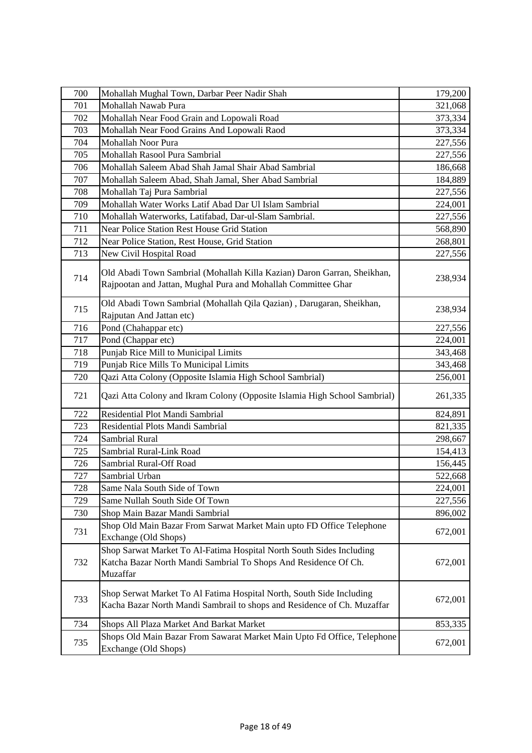| 700 | Mohallah Mughal Town, Darbar Peer Nadir Shah | 179,200 |
|---|---|---|
| 701 | Mohallah Nawab Pura | 321,068 |
| 702 | Mohallah Near Food Grain and Lopowali Road | 373,334 |
| 703 | Mohallah Near Food Grains And Lopowali Raod | 373,334 |
| 704 | Mohallah Noor Pura | 227,556 |
| 705 | Mohallah Rasool Pura Sambrial | 227,556 |
| 706 | Mohallah Saleem Abad Shah Jamal Shair Abad Sambrial | 186,668 |
| 707 | Mohallah Saleem Abad, Shah Jamal, Sher Abad Sambrial | 184,889 |
| 708 | Mohallah Taj Pura Sambrial | 227,556 |
| 709 | Mohallah Water Works Latif Abad Dar Ul Islam Sambrial | 224,001 |
| 710 | Mohallah Waterworks, Latifabad, Dar-ul-Slam Sambrial. | 227,556 |
| 711 | Near Police Station Rest House Grid Station | 568,890 |
| 712 | Near Police Station, Rest House, Grid Station | 268,801 |
| 713 | New Civil Hospital Road | 227,556 |
| 714 | Old Abadi Town Sambrial (Mohallah Killa Kazian) Daron Garran, Sheikhan, Rajpootan and Jattan, Mughal Pura and Mohallah Committee Ghar | 238,934 |
| 715 | Old Abadi Town Sambrial (Mohallah Qila Qazian) , Darugaran, Sheikhan, Rajputan And Jattan etc) | 238,934 |
| 716 | Pond (Chahappar etc) | 227,556 |
| 717 | Pond (Chappar etc) | 224,001 |
| 718 | Punjab Rice Mill to Municipal Limits | 343,468 |
| 719 | Punjab Rice Mills To Municipal Limits | 343,468 |
| 720 | Qazi Atta Colony (Opposite Islamia High School Sambrial) | 256,001 |
| 721 | Qazi Atta Colony and Ikram Colony (Opposite Islamia High School Sambrial) | 261,335 |
| 722 | Residential Plot Mandi Sambrial | 824,891 |
| 723 | Residential Plots Mandi Sambrial | 821,335 |
| 724 | Sambrial Rural | 298,667 |
| 725 | Sambrial Rural-Link Road | 154,413 |
| 726 | Sambrial Rural-Off Road | 156,445 |
| 727 | Sambrial Urban | 522,668 |
| 728 | Same Nala South Side of Town | 224,001 |
| 729 | Same Nullah South Side Of Town | 227,556 |
| 730 | Shop Main Bazar Mandi Sambrial | 896,002 |
| 731 | Shop Old Main Bazar From Sarwat Market Main upto FD Office Telephone Exchange (Old Shops) | 672,001 |
| 732 | Shop Sarwat Market To Al-Fatima Hospital North South Sides Including Katcha Bazar North Mandi Sambrial To Shops And Residence Of Ch. Muzaffar | 672,001 |
| 733 | Shop Serwat Market To Al Fatima Hospital North, South Side Including Kacha Bazar North Mandi Sambrail to shops and Residence of Ch. Muzaffar | 672,001 |
| 734 | Shops All Plaza Market And Barkat Market | 853,335 |
| 735 | Shops Old Main Bazar From Sawarat Market Main Upto Fd Office, Telephone Exchange (Old Shops) | 672,001 |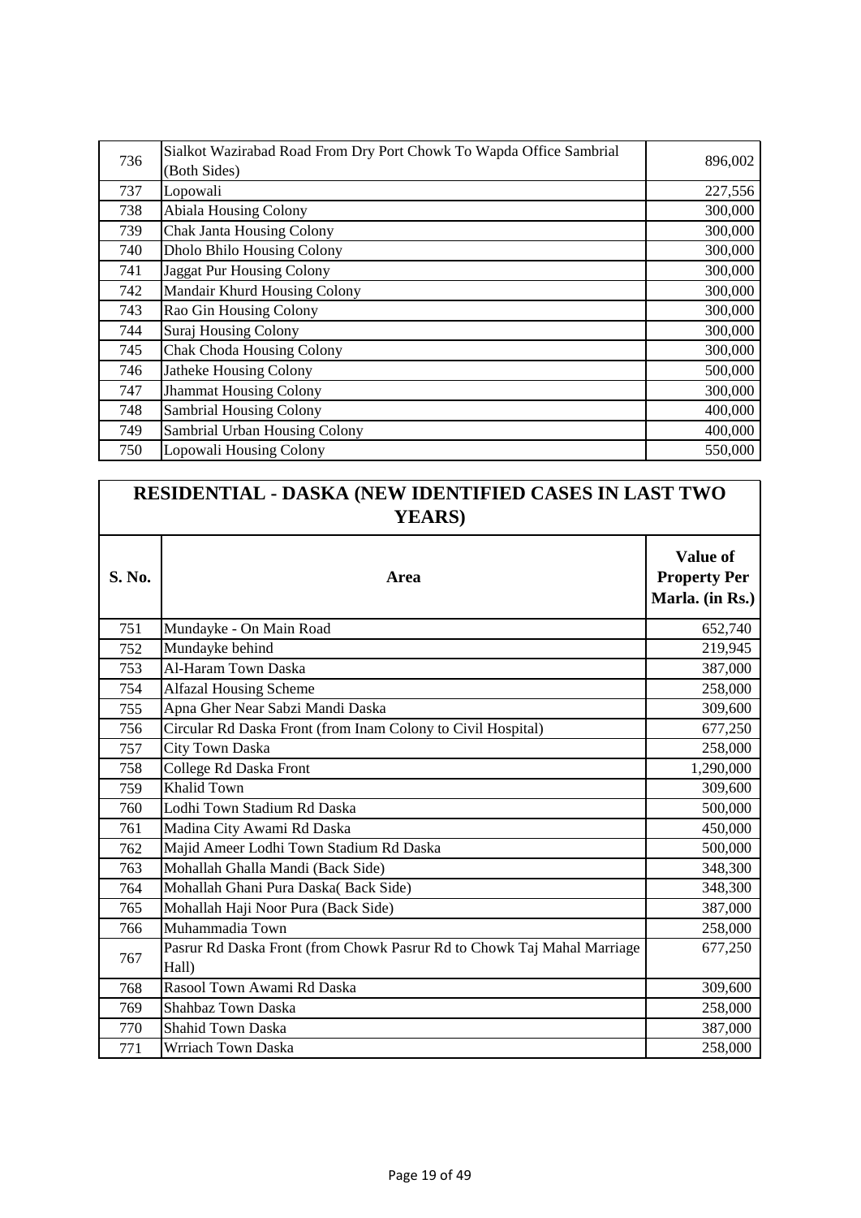| | | |
|---|---|---|
| 736 | Sialkot Wazirabad Road From Dry Port Chowk To Wapda Office Sambrial (Both Sides) | 896,002 |
| 737 | Lopowali | 227,556 |
| 738 | Abiala Housing Colony | 300,000 |
| 739 | Chak Janta Housing Colony | 300,000 |
| 740 | Dholo Bhilo Housing Colony | 300,000 |
| 741 | Jaggat Pur Housing Colony | 300,000 |
| 742 | Mandair Khurd Housing Colony | 300,000 |
| 743 | Rao Gin Housing Colony | 300,000 |
| 744 | Suraj Housing Colony | 300,000 |
| 745 | Chak Choda Housing Colony | 300,000 |
| 746 | Jatheke Housing Colony | 500,000 |
| 747 | Jhammat Housing Colony | 300,000 |
| 748 | Sambrial Housing Colony | 400,000 |
| 749 | Sambrial Urban Housing Colony | 400,000 |
| 750 | Lopowali Housing Colony | 550,000 |

## RESIDENTIAL - DASKA (NEW IDENTIFIED CASES IN LAST TWO YEARS)

| S. No. | Area | Value of Property Per Marla. (in Rs.) |
|---|---|---|
| 751 | Mundayke - On Main Road | 652,740 |
| 752 | Mundayke behind | 219,945 |
| 753 | Al-Haram Town Daska | 387,000 |
| 754 | Alfazal Housing Scheme | 258,000 |
| 755 | Apna Gher Near Sabzi Mandi Daska | 309,600 |
| 756 | Circular Rd Daska Front (from Inam Colony to Civil Hospital) | 677,250 |
| 757 | City Town Daska | 258,000 |
| 758 | College Rd Daska Front | 1,290,000 |
| 759 | Khalid Town | 309,600 |
| 760 | Lodhi Town Stadium Rd Daska | 500,000 |
| 761 | Madina City Awami Rd Daska | 450,000 |
| 762 | Majid Ameer Lodhi Town Stadium Rd Daska | 500,000 |
| 763 | Mohallah Ghalla Mandi (Back Side) | 348,300 |
| 764 | Mohallah Ghani Pura Daska( Back Side) | 348,300 |
| 765 | Mohallah Haji Noor Pura (Back Side) | 387,000 |
| 766 | Muhammadia Town | 258,000 |
| 767 | Pasrur Rd Daska Front (from Chowk Pasrur Rd to Chowk Taj Mahal Marriage Hall) | 677,250 |
| 768 | Rasool Town Awami Rd Daska | 309,600 |
| 769 | Shahbaz Town Daska | 258,000 |
| 770 | Shahid Town Daska | 387,000 |
| 771 | Wrriach Town Daska | 258,000 |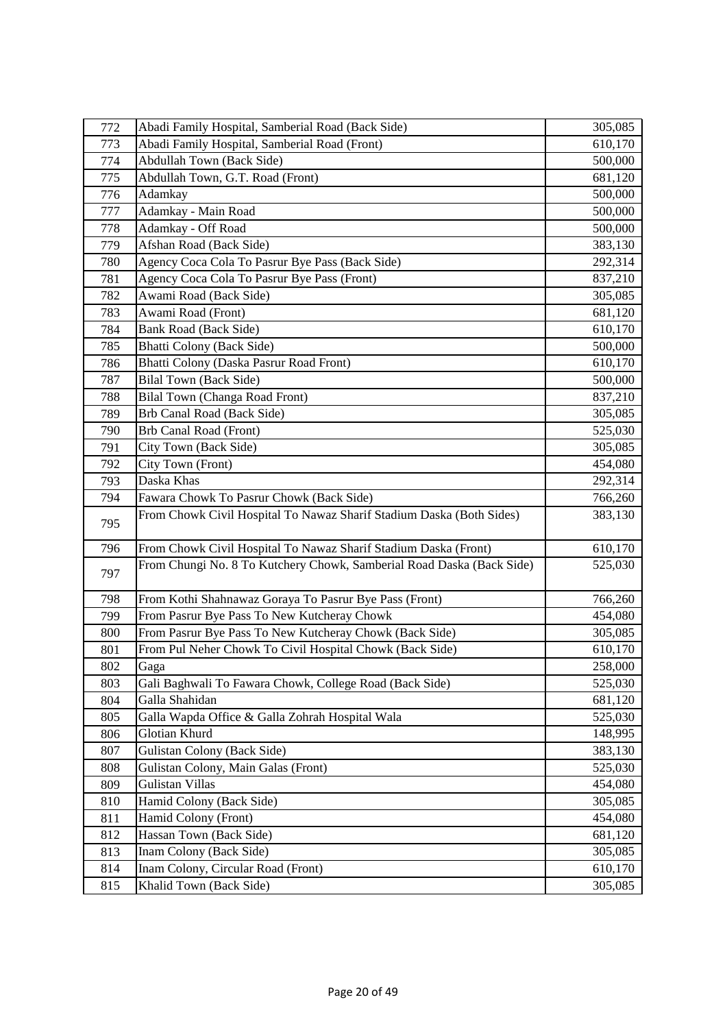| | | |
|---|---|---|
| 772 | Abadi Family Hospital, Samberial Road (Back Side) | 305,085 |
| 773 | Abadi Family Hospital, Samberial Road (Front) | 610,170 |
| 774 | Abdullah Town (Back Side) | 500,000 |
| 775 | Abdullah Town, G.T. Road (Front) | 681,120 |
| 776 | Adamkay | 500,000 |
| 777 | Adamkay - Main Road | 500,000 |
| 778 | Adamkay - Off Road | 500,000 |
| 779 | Afshan Road (Back Side) | 383,130 |
| 780 | Agency Coca Cola To Pasrur Bye Pass (Back Side) | 292,314 |
| 781 | Agency Coca Cola To Pasrur Bye Pass (Front) | 837,210 |
| 782 | Awami Road (Back Side) | 305,085 |
| 783 | Awami Road (Front) | 681,120 |
| 784 | Bank Road (Back Side) | 610,170 |
| 785 | Bhatti Colony (Back Side) | 500,000 |
| 786 | Bhatti Colony (Daska Pasrur Road Front) | 610,170 |
| 787 | Bilal Town (Back Side) | 500,000 |
| 788 | Bilal Town (Changa Road Front) | 837,210 |
| 789 | Brb Canal Road (Back Side) | 305,085 |
| 790 | Brb Canal Road (Front) | 525,030 |
| 791 | City Town (Back Side) | 305,085 |
| 792 | City Town (Front) | 454,080 |
| 793 | Daska Khas | 292,314 |
| 794 | Fawara Chowk To Pasrur Chowk (Back Side) | 766,260 |
| 795 | From Chowk Civil Hospital To Nawaz Sharif Stadium Daska (Both Sides) | 383,130 |
| 796 | From Chowk Civil Hospital To Nawaz Sharif Stadium Daska (Front) | 610,170 |
| 797 | From Chungi No. 8 To Kutchery Chowk, Samberial Road Daska (Back Side) | 525,030 |
| 798 | From Kothi Shahnawaz Goraya To Pasrur Bye Pass (Front) | 766,260 |
| 799 | From Pasrur Bye Pass To New Kutcheray Chowk | 454,080 |
| 800 | From Pasrur Bye Pass To New Kutcheray Chowk (Back Side) | 305,085 |
| 801 | From Pul Neher Chowk To Civil Hospital Chowk (Back Side) | 610,170 |
| 802 | Gaga | 258,000 |
| 803 | Gali Baghwali To Fawara Chowk, College Road (Back Side) | 525,030 |
| 804 | Galla Shahidan | 681,120 |
| 805 | Galla Wapda Office & Galla Zohrah Hospital Wala | 525,030 |
| 806 | Glotian Khurd | 148,995 |
| 807 | Gulistan Colony (Back Side) | 383,130 |
| 808 | Gulistan Colony, Main Galas (Front) | 525,030 |
| 809 | Gulistan Villas | 454,080 |
| 810 | Hamid Colony (Back Side) | 305,085 |
| 811 | Hamid Colony (Front) | 454,080 |
| 812 | Hassan Town (Back Side) | 681,120 |
| 813 | Inam Colony (Back Side) | 305,085 |
| 814 | Inam Colony, Circular Road (Front) | 610,170 |
| 815 | Khalid Town (Back Side) | 305,085 |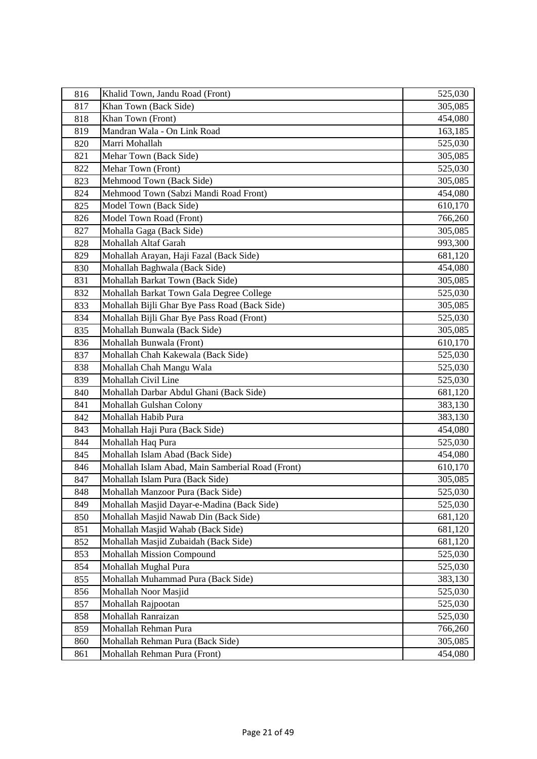| | | |
|---|---|---|
| 816 | Khalid Town, Jandu Road (Front) | 525,030 |
| 817 | Khan Town (Back Side) | 305,085 |
| 818 | Khan Town (Front) | 454,080 |
| 819 | Mandran Wala - On Link Road | 163,185 |
| 820 | Marri Mohallah | 525,030 |
| 821 | Mehar Town (Back Side) | 305,085 |
| 822 | Mehar Town (Front) | 525,030 |
| 823 | Mehmood Town (Back Side) | 305,085 |
| 824 | Mehmood Town (Sabzi Mandi Road Front) | 454,080 |
| 825 | Model Town (Back Side) | 610,170 |
| 826 | Model Town Road (Front) | 766,260 |
| 827 | Mohalla Gaga (Back Side) | 305,085 |
| 828 | Mohallah Altaf Garah | 993,300 |
| 829 | Mohallah Arayan, Haji Fazal (Back Side) | 681,120 |
| 830 | Mohallah Baghwala (Back Side) | 454,080 |
| 831 | Mohallah Barkat Town (Back Side) | 305,085 |
| 832 | Mohallah Barkat Town Gala Degree College | 525,030 |
| 833 | Mohallah Bijli Ghar Bye Pass Road (Back Side) | 305,085 |
| 834 | Mohallah Bijli Ghar Bye Pass Road (Front) | 525,030 |
| 835 | Mohallah Bunwala (Back Side) | 305,085 |
| 836 | Mohallah Bunwala (Front) | 610,170 |
| 837 | Mohallah Chah Kakewala (Back Side) | 525,030 |
| 838 | Mohallah Chah Mangu Wala | 525,030 |
| 839 | Mohallah Civil Line | 525,030 |
| 840 | Mohallah Darbar Abdul Ghani (Back Side) | 681,120 |
| 841 | Mohallah Gulshan Colony | 383,130 |
| 842 | Mohallah Habib Pura | 383,130 |
| 843 | Mohallah Haji Pura (Back Side) | 454,080 |
| 844 | Mohallah Haq Pura | 525,030 |
| 845 | Mohallah Islam Abad (Back Side) | 454,080 |
| 846 | Mohallah Islam Abad, Main Samberial Road (Front) | 610,170 |
| 847 | Mohallah Islam Pura (Back Side) | 305,085 |
| 848 | Mohallah Manzoor Pura (Back Side) | 525,030 |
| 849 | Mohallah Masjid Dayar-e-Madina (Back Side) | 525,030 |
| 850 | Mohallah Masjid Nawab Din (Back Side) | 681,120 |
| 851 | Mohallah Masjid Wahab (Back Side) | 681,120 |
| 852 | Mohallah Masjid Zubaidah (Back Side) | 681,120 |
| 853 | Mohallah Mission Compound | 525,030 |
| 854 | Mohallah Mughal Pura | 525,030 |
| 855 | Mohallah Muhammad Pura (Back Side) | 383,130 |
| 856 | Mohallah Noor Masjid | 525,030 |
| 857 | Mohallah Rajpootan | 525,030 |
| 858 | Mohallah Ranraizan | 525,030 |
| 859 | Mohallah Rehman Pura | 766,260 |
| 860 | Mohallah Rehman Pura (Back Side) | 305,085 |
| 861 | Mohallah Rehman Pura (Front) | 454,080 |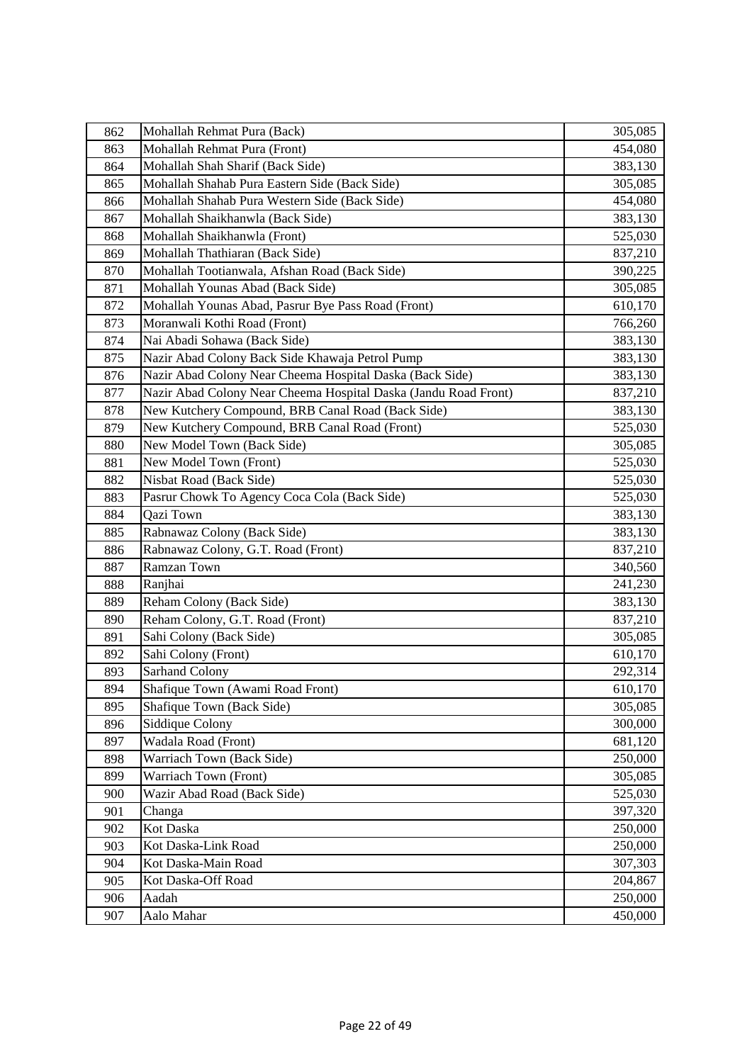| | | |
|---|---|---|
| 862 | Mohallah Rehmat Pura (Back) | 305,085 |
| 863 | Mohallah Rehmat Pura (Front) | 454,080 |
| 864 | Mohallah Shah Sharif (Back Side) | 383,130 |
| 865 | Mohallah Shahab Pura Eastern Side (Back Side) | 305,085 |
| 866 | Mohallah Shahab Pura Western Side (Back Side) | 454,080 |
| 867 | Mohallah Shaikhanwla (Back Side) | 383,130 |
| 868 | Mohallah Shaikhanwla (Front) | 525,030 |
| 869 | Mohallah Thathiaran (Back Side) | 837,210 |
| 870 | Mohallah Tootianwala, Afshan Road (Back Side) | 390,225 |
| 871 | Mohallah Younas Abad (Back Side) | 305,085 |
| 872 | Mohallah Younas Abad, Pasrur Bye Pass Road (Front) | 610,170 |
| 873 | Moranwali Kothi Road (Front) | 766,260 |
| 874 | Nai Abadi Sohawa (Back Side) | 383,130 |
| 875 | Nazir Abad Colony Back Side Khawaja Petrol Pump | 383,130 |
| 876 | Nazir Abad Colony Near Cheema Hospital Daska (Back Side) | 383,130 |
| 877 | Nazir Abad Colony Near Cheema Hospital Daska (Jandu Road Front) | 837,210 |
| 878 | New Kutchery Compound, BRB Canal Road (Back Side) | 383,130 |
| 879 | New Kutchery Compound, BRB Canal Road (Front) | 525,030 |
| 880 | New Model Town (Back Side) | 305,085 |
| 881 | New Model Town (Front) | 525,030 |
| 882 | Nisbat Road (Back Side) | 525,030 |
| 883 | Pasrur Chowk To Agency Coca Cola (Back Side) | 525,030 |
| 884 | Qazi Town | 383,130 |
| 885 | Rabnawaz Colony (Back Side) | 383,130 |
| 886 | Rabnawaz Colony, G.T. Road (Front) | 837,210 |
| 887 | Ramzan Town | 340,560 |
| 888 | Ranjhai | 241,230 |
| 889 | Reham Colony (Back Side) | 383,130 |
| 890 | Reham Colony, G.T. Road (Front) | 837,210 |
| 891 | Sahi Colony (Back Side) | 305,085 |
| 892 | Sahi Colony (Front) | 610,170 |
| 893 | Sarhand Colony | 292,314 |
| 894 | Shafique Town (Awami Road Front) | 610,170 |
| 895 | Shafique Town (Back Side) | 305,085 |
| 896 | Siddique Colony | 300,000 |
| 897 | Wadala Road (Front) | 681,120 |
| 898 | Warriach Town (Back Side) | 250,000 |
| 899 | Warriach Town (Front) | 305,085 |
| 900 | Wazir Abad Road (Back Side) | 525,030 |
| 901 | Changa | 397,320 |
| 902 | Kot Daska | 250,000 |
| 903 | Kot Daska-Link Road | 250,000 |
| 904 | Kot Daska-Main Road | 307,303 |
| 905 | Kot Daska-Off Road | 204,867 |
| 906 | Aadah | 250,000 |
| 907 | Aalo Mahar | 450,000 |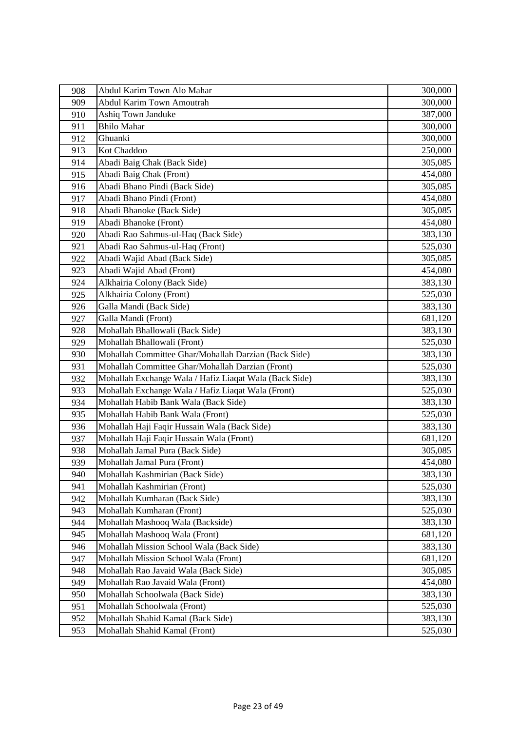| | | |
|---|---|---|
| 908 | Abdul Karim Town Alo Mahar | 300,000 |
| 909 | Abdul Karim Town Amoutrah | 300,000 |
| 910 | Ashiq Town Janduke | 387,000 |
| 911 | Bhilo Mahar | 300,000 |
| 912 | Ghuanki | 300,000 |
| 913 | Kot Chaddoo | 250,000 |
| 914 | Abadi Baig Chak (Back Side) | 305,085 |
| 915 | Abadi Baig Chak (Front) | 454,080 |
| 916 | Abadi Bhano Pindi (Back Side) | 305,085 |
| 917 | Abadi Bhano Pindi (Front) | 454,080 |
| 918 | Abadi Bhanoke (Back Side) | 305,085 |
| 919 | Abadi Bhanoke (Front) | 454,080 |
| 920 | Abadi Rao Sahmus-ul-Haq (Back Side) | 383,130 |
| 921 | Abadi Rao Sahmus-ul-Haq (Front) | 525,030 |
| 922 | Abadi Wajid Abad (Back Side) | 305,085 |
| 923 | Abadi Wajid Abad (Front) | 454,080 |
| 924 | Alkhairia Colony (Back Side) | 383,130 |
| 925 | Alkhairia Colony (Front) | 525,030 |
| 926 | Galla Mandi (Back Side) | 383,130 |
| 927 | Galla Mandi (Front) | 681,120 |
| 928 | Mohallah Bhallowali (Back Side) | 383,130 |
| 929 | Mohallah Bhallowali (Front) | 525,030 |
| 930 | Mohallah Committee Ghar/Mohallah Darzian (Back Side) | 383,130 |
| 931 | Mohallah Committee Ghar/Mohallah Darzian (Front) | 525,030 |
| 932 | Mohallah Exchange Wala / Hafiz Liaqat Wala (Back Side) | 383,130 |
| 933 | Mohallah Exchange Wala / Hafiz Liaqat Wala (Front) | 525,030 |
| 934 | Mohallah Habib Bank Wala (Back Side) | 383,130 |
| 935 | Mohallah Habib Bank Wala (Front) | 525,030 |
| 936 | Mohallah Haji Faqir Hussain Wala (Back Side) | 383,130 |
| 937 | Mohallah Haji Faqir Hussain Wala (Front) | 681,120 |
| 938 | Mohallah Jamal Pura (Back Side) | 305,085 |
| 939 | Mohallah Jamal Pura (Front) | 454,080 |
| 940 | Mohallah Kashmirian (Back Side) | 383,130 |
| 941 | Mohallah Kashmirian (Front) | 525,030 |
| 942 | Mohallah Kumharan (Back Side) | 383,130 |
| 943 | Mohallah Kumharan (Front) | 525,030 |
| 944 | Mohallah Mashooq Wala (Backside) | 383,130 |
| 945 | Mohallah Mashooq Wala (Front) | 681,120 |
| 946 | Mohallah Mission School Wala (Back Side) | 383,130 |
| 947 | Mohallah Mission School Wala (Front) | 681,120 |
| 948 | Mohallah Rao Javaid Wala (Back Side) | 305,085 |
| 949 | Mohallah Rao Javaid Wala (Front) | 454,080 |
| 950 | Mohallah Schoolwala (Back Side) | 383,130 |
| 951 | Mohallah Schoolwala (Front) | 525,030 |
| 952 | Mohallah Shahid Kamal (Back Side) | 383,130 |
| 953 | Mohallah Shahid Kamal (Front) | 525,030 |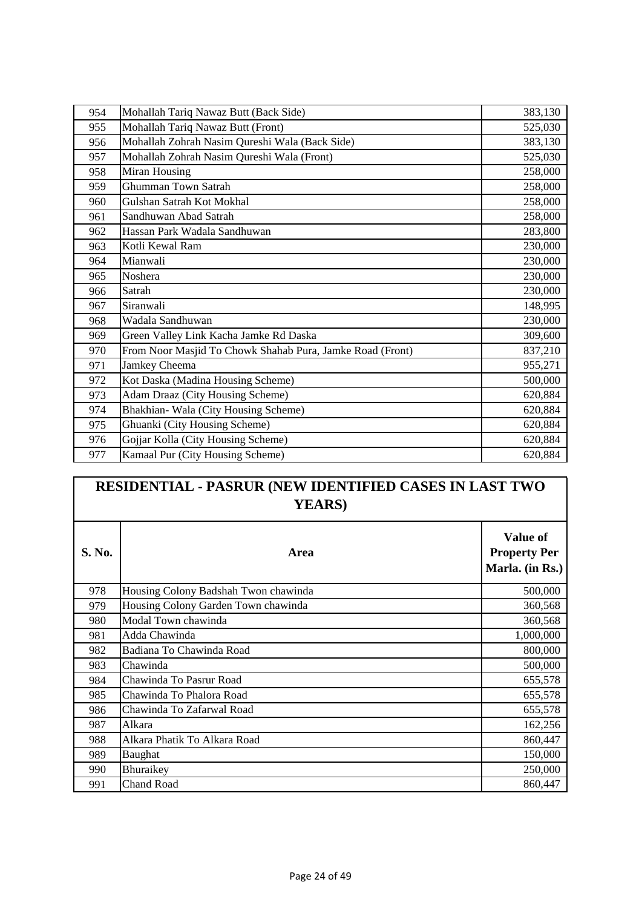| 954 | Mohallah Tariq Nawaz Butt (Back Side) | 383,130 |
|---|---|---|
| 955 | Mohallah Tariq Nawaz Butt (Front) | 525,030 |
| 956 | Mohallah Zohrah Nasim Qureshi Wala (Back Side) | 383,130 |
| 957 | Mohallah Zohrah Nasim Qureshi Wala (Front) | 525,030 |
| 958 | Miran Housing | 258,000 |
| 959 | Ghumman Town Satrah | 258,000 |
| 960 | Gulshan Satrah Kot Mokhal | 258,000 |
| 961 | Sandhuwan Abad Satrah | 258,000 |
| 962 | Hassan Park Wadala Sandhuwan | 283,800 |
| 963 | Kotli Kewal Ram | 230,000 |
| 964 | Mianwali | 230,000 |
| 965 | Noshera | 230,000 |
| 966 | Satrah | 230,000 |
| 967 | Siranwali | 148,995 |
| 968 | Wadala Sandhuwan | 230,000 |
| 969 | Green Valley Link Kacha Jamke Rd Daska | 309,600 |
| 970 | From Noor Masjid To Chowk Shahab Pura, Jamke Road (Front) | 837,210 |
| 971 | Jamkey Cheema | 955,271 |
| 972 | Kot Daska (Madina Housing Scheme) | 500,000 |
| 973 | Adam Draaz (City Housing Scheme) | 620,884 |
| 974 | Bhakhian- Wala (City Housing Scheme) | 620,884 |
| 975 | Ghuanki (City Housing Scheme) | 620,884 |
| 976 | Gojjar Kolla (City Housing Scheme) | 620,884 |
| 977 | Kamaal Pur (City Housing Scheme) | 620,884 |

## RESIDENTIAL - PASRUR (NEW IDENTIFIED CASES IN LAST TWO YEARS)

| S. No. | Area | Value of Property Per Marla. (in Rs.) |
|---|---|---|
| 978 | Housing Colony Badshah Twon chawinda | 500,000 |
| 979 | Housing Colony Garden Town chawinda | 360,568 |
| 980 | Modal Town chawinda | 360,568 |
| 981 | Adda Chawinda | 1,000,000 |
| 982 | Badiana To Chawinda Road | 800,000 |
| 983 | Chawinda | 500,000 |
| 984 | Chawinda To Pasrur Road | 655,578 |
| 985 | Chawinda To Phalora Road | 655,578 |
| 986 | Chawinda To Zafarwal Road | 655,578 |
| 987 | Alkara | 162,256 |
| 988 | Alkara Phatik To Alkara Road | 860,447 |
| 989 | Baughat | 150,000 |
| 990 | Bhuraikey | 250,000 |
| 991 | Chand Road | 860,447 |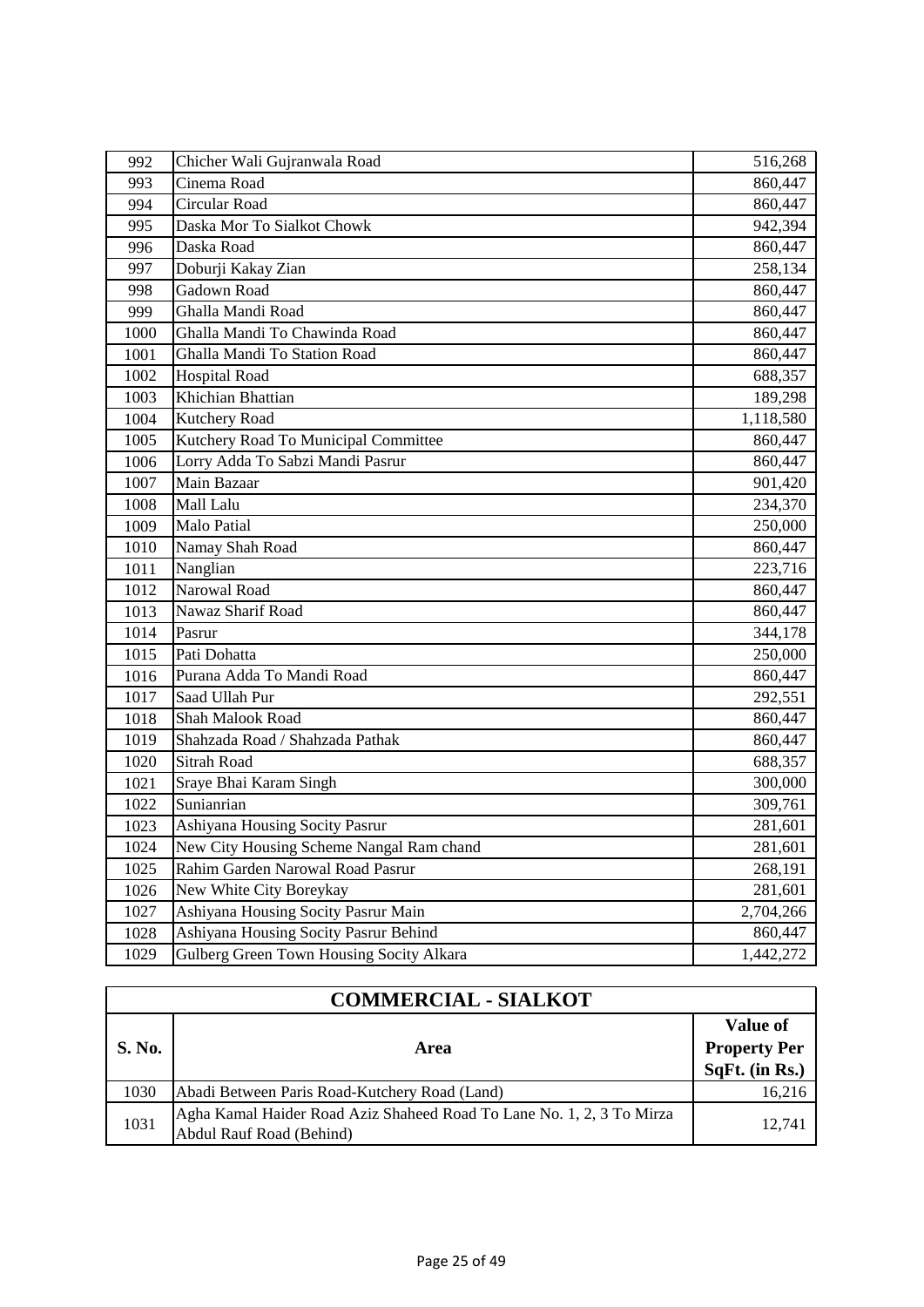| | | |
|---|---|---|
| 992 | Chicher Wali Gujranwala Road | 516,268 |
| 993 | Cinema Road | 860,447 |
| 994 | Circular Road | 860,447 |
| 995 | Daska Mor To Sialkot Chowk | 942,394 |
| 996 | Daska Road | 860,447 |
| 997 | Doburji Kakay Zian | 258,134 |
| 998 | Gadown Road | 860,447 |
| 999 | Ghalla Mandi Road | 860,447 |
| 1000 | Ghalla Mandi To Chawinda Road | 860,447 |
| 1001 | Ghalla Mandi To Station Road | 860,447 |
| 1002 | Hospital Road | 688,357 |
| 1003 | Khichian Bhattian | 189,298 |
| 1004 | Kutchery Road | 1,118,580 |
| 1005 | Kutchery Road To Municipal Committee | 860,447 |
| 1006 | Lorry Adda To Sabzi Mandi Pasrur | 860,447 |
| 1007 | Main Bazaar | 901,420 |
| 1008 | Mall Lalu | 234,370 |
| 1009 | Malo Patial | 250,000 |
| 1010 | Namay Shah Road | 860,447 |
| 1011 | Nanglian | 223,716 |
| 1012 | Narowal Road | 860,447 |
| 1013 | Nawaz Sharif Road | 860,447 |
| 1014 | Pasrur | 344,178 |
| 1015 | Pati Dohatta | 250,000 |
| 1016 | Purana Adda To Mandi Road | 860,447 |
| 1017 | Saad Ullah Pur | 292,551 |
| 1018 | Shah Malook Road | 860,447 |
| 1019 | Shahzada Road / Shahzada Pathak | 860,447 |
| 1020 | Sitrah Road | 688,357 |
| 1021 | Sraye Bhai Karam Singh | 300,000 |
| 1022 | Sunianrian | 309,761 |
| 1023 | Ashiyana Housing Socity Pasrur | 281,601 |
| 1024 | New City Housing Scheme Nangal Ram chand | 281,601 |
| 1025 | Rahim Garden Narowal Road Pasrur | 268,191 |
| 1026 | New White City Boreykay | 281,601 |
| 1027 | Ashiyana Housing Socity Pasrur Main | 2,704,266 |
| 1028 | Ashiyana Housing Socity Pasrur Behind | 860,447 |
| 1029 | Gulberg Green Town Housing Socity Alkara | 1,442,272 |

## COMMERCIAL - SIALKOT

| S. No. | Area | Value of Property Per SqFt. (in Rs.) |
|---|---|---|
| 1030 | Abadi Between Paris Road-Kutchery Road (Land) | 16,216 |
| 1031 | Agha Kamal Haider Road Aziz Shaheed Road To Lane No. 1, 2, 3 To Mirza Abdul Rauf Road (Behind) | 12,741 |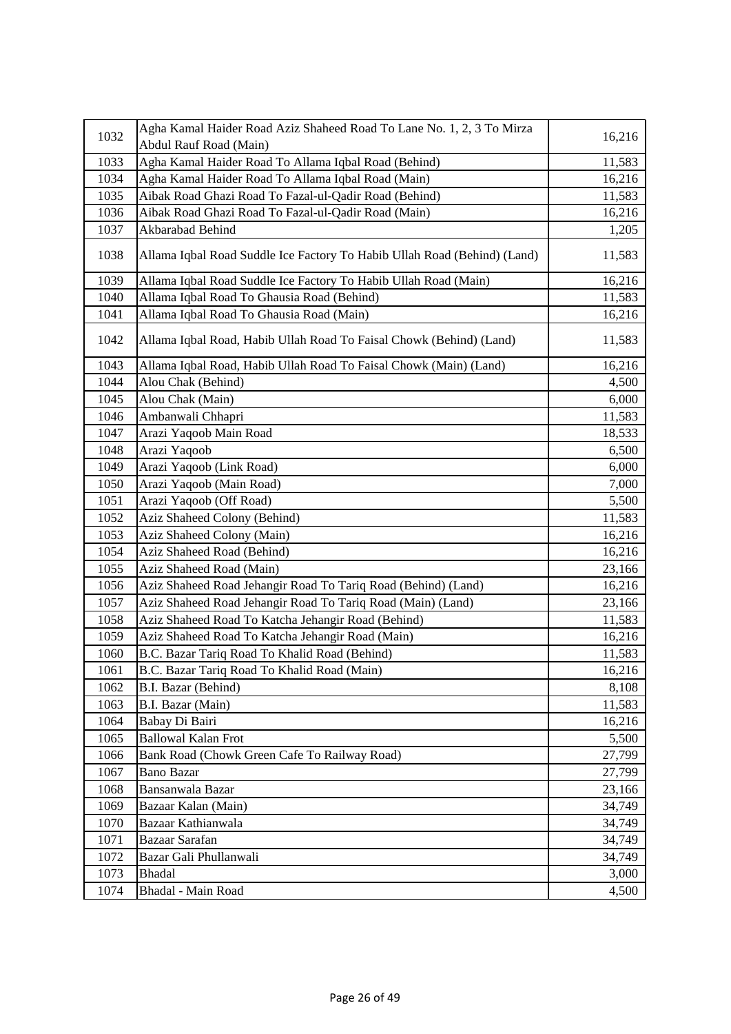| | | |
|---|---|---|
| 1032 | Agha Kamal Haider Road Aziz Shaheed Road To Lane No. 1, 2, 3 To Mirza Abdul Rauf Road (Main) | 16,216 |
| 1033 | Agha Kamal Haider Road To Allama Iqbal Road (Behind) | 11,583 |
| 1034 | Agha Kamal Haider Road To Allama Iqbal Road (Main) | 16,216 |
| 1035 | Aibak Road Ghazi Road To Fazal-ul-Qadir Road (Behind) | 11,583 |
| 1036 | Aibak Road Ghazi Road To Fazal-ul-Qadir Road (Main) | 16,216 |
| 1037 | Akbarabad Behind | 1,205 |
| 1038 | Allama Iqbal Road Suddle Ice Factory To Habib Ullah Road (Behind) (Land) | 11,583 |
| 1039 | Allama Iqbal Road Suddle Ice Factory To Habib Ullah Road (Main) | 16,216 |
| 1040 | Allama Iqbal Road To Ghausia Road (Behind) | 11,583 |
| 1041 | Allama Iqbal Road To Ghausia Road (Main) | 16,216 |
| 1042 | Allama Iqbal Road, Habib Ullah Road To Faisal Chowk (Behind) (Land) | 11,583 |
| 1043 | Allama Iqbal Road, Habib Ullah Road To Faisal Chowk (Main) (Land) | 16,216 |
| 1044 | Alou Chak (Behind) | 4,500 |
| 1045 | Alou Chak (Main) | 6,000 |
| 1046 | Ambanwali Chhapri | 11,583 |
| 1047 | Arazi Yaqoob Main Road | 18,533 |
| 1048 | Arazi Yaqoob | 6,500 |
| 1049 | Arazi Yaqoob (Link Road) | 6,000 |
| 1050 | Arazi Yaqoob (Main Road) | 7,000 |
| 1051 | Arazi Yaqoob (Off Road) | 5,500 |
| 1052 | Aziz Shaheed Colony (Behind) | 11,583 |
| 1053 | Aziz Shaheed Colony (Main) | 16,216 |
| 1054 | Aziz Shaheed Road (Behind) | 16,216 |
| 1055 | Aziz Shaheed Road (Main) | 23,166 |
| 1056 | Aziz Shaheed Road Jehangir Road To Tariq Road (Behind) (Land) | 16,216 |
| 1057 | Aziz Shaheed Road Jehangir Road To Tariq Road (Main) (Land) | 23,166 |
| 1058 | Aziz Shaheed Road To Katcha Jehangir Road (Behind) | 11,583 |
| 1059 | Aziz Shaheed Road To Katcha Jehangir Road (Main) | 16,216 |
| 1060 | B.C. Bazar Tariq Road To Khalid Road (Behind) | 11,583 |
| 1061 | B.C. Bazar Tariq Road To Khalid Road (Main) | 16,216 |
| 1062 | B.I. Bazar (Behind) | 8,108 |
| 1063 | B.I. Bazar (Main) | 11,583 |
| 1064 | Babay Di Bairi | 16,216 |
| 1065 | Ballowal Kalan Frot | 5,500 |
| 1066 | Bank Road (Chowk Green Cafe To Railway Road) | 27,799 |
| 1067 | Bano Bazar | 27,799 |
| 1068 | Bansanwala Bazar | 23,166 |
| 1069 | Bazaar Kalan (Main) | 34,749 |
| 1070 | Bazaar Kathianwala | 34,749 |
| 1071 | Bazaar Sarafan | 34,749 |
| 1072 | Bazar Gali Phullanwali | 34,749 |
| 1073 | Bhadal | 3,000 |
| 1074 | Bhadal - Main Road | 4,500 |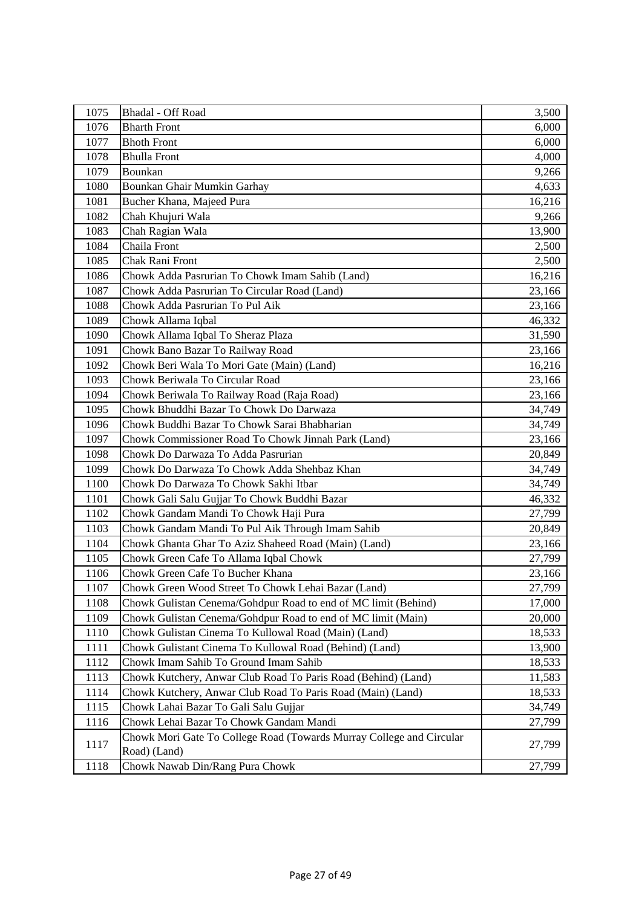| | | |
|---|---|---|
| 1075 | Bhadal - Off Road | 3,500 |
| 1076 | Bharth Front | 6,000 |
| 1077 | Bhoth Front | 6,000 |
| 1078 | Bhulla Front | 4,000 |
| 1079 | Bounkan | 9,266 |
| 1080 | Bounkan Ghair Mumkin Garhay | 4,633 |
| 1081 | Bucher Khana, Majeed Pura | 16,216 |
| 1082 | Chah Khujuri Wala | 9,266 |
| 1083 | Chah Ragian Wala | 13,900 |
| 1084 | Chaila Front | 2,500 |
| 1085 | Chak Rani Front | 2,500 |
| 1086 | Chowk Adda Pasrurian To Chowk Imam Sahib (Land) | 16,216 |
| 1087 | Chowk Adda Pasrurian To Circular Road (Land) | 23,166 |
| 1088 | Chowk Adda Pasrurian To Pul Aik | 23,166 |
| 1089 | Chowk Allama Iqbal | 46,332 |
| 1090 | Chowk Allama Iqbal To Sheraz Plaza | 31,590 |
| 1091 | Chowk Bano Bazar To Railway Road | 23,166 |
| 1092 | Chowk Beri Wala To Mori Gate (Main) (Land) | 16,216 |
| 1093 | Chowk Beriwala To Circular Road | 23,166 |
| 1094 | Chowk Beriwala To Railway Road (Raja Road) | 23,166 |
| 1095 | Chowk Bhuddhi Bazar To Chowk Do Darwaza | 34,749 |
| 1096 | Chowk Buddhi Bazar To Chowk Sarai Bhabharian | 34,749 |
| 1097 | Chowk Commissioner Road To Chowk Jinnah Park (Land) | 23,166 |
| 1098 | Chowk Do Darwaza To Adda Pasrurian | 20,849 |
| 1099 | Chowk Do Darwaza To Chowk Adda Shehbaz Khan | 34,749 |
| 1100 | Chowk Do Darwaza To Chowk Sakhi Itbar | 34,749 |
| 1101 | Chowk Gali Salu Gujjar To Chowk Buddhi Bazar | 46,332 |
| 1102 | Chowk Gandam Mandi To Chowk Haji Pura | 27,799 |
| 1103 | Chowk Gandam Mandi To Pul Aik Through Imam Sahib | 20,849 |
| 1104 | Chowk Ghanta Ghar To Aziz Shaheed Road (Main) (Land) | 23,166 |
| 1105 | Chowk Green Cafe To Allama Iqbal Chowk | 27,799 |
| 1106 | Chowk Green Cafe To Bucher Khana | 23,166 |
| 1107 | Chowk Green Wood Street To Chowk Lehai Bazar (Land) | 27,799 |
| 1108 | Chowk Gulistan Cenema/Gohdpur Road to end of MC limit (Behind) | 17,000 |
| 1109 | Chowk Gulistan Cenema/Gohdpur Road to end of MC limit (Main) | 20,000 |
| 1110 | Chowk Gulistan Cinema To Kullowal Road (Main) (Land) | 18,533 |
| 1111 | Chowk Gulistant Cinema To Kullowal Road (Behind) (Land) | 13,900 |
| 1112 | Chowk Imam Sahib To Ground Imam Sahib | 18,533 |
| 1113 | Chowk Kutchery, Anwar Club Road To Paris Road (Behind) (Land) | 11,583 |
| 1114 | Chowk Kutchery, Anwar Club Road To Paris Road (Main) (Land) | 18,533 |
| 1115 | Chowk Lahai Bazar To Gali Salu Gujjar | 34,749 |
| 1116 | Chowk Lehai Bazar To Chowk Gandam Mandi | 27,799 |
| 1117 | Chowk Mori Gate To College Road (Towards Murray College and Circular Road) (Land) | 27,799 |
| 1118 | Chowk Nawab Din/Rang Pura Chowk | 27,799 |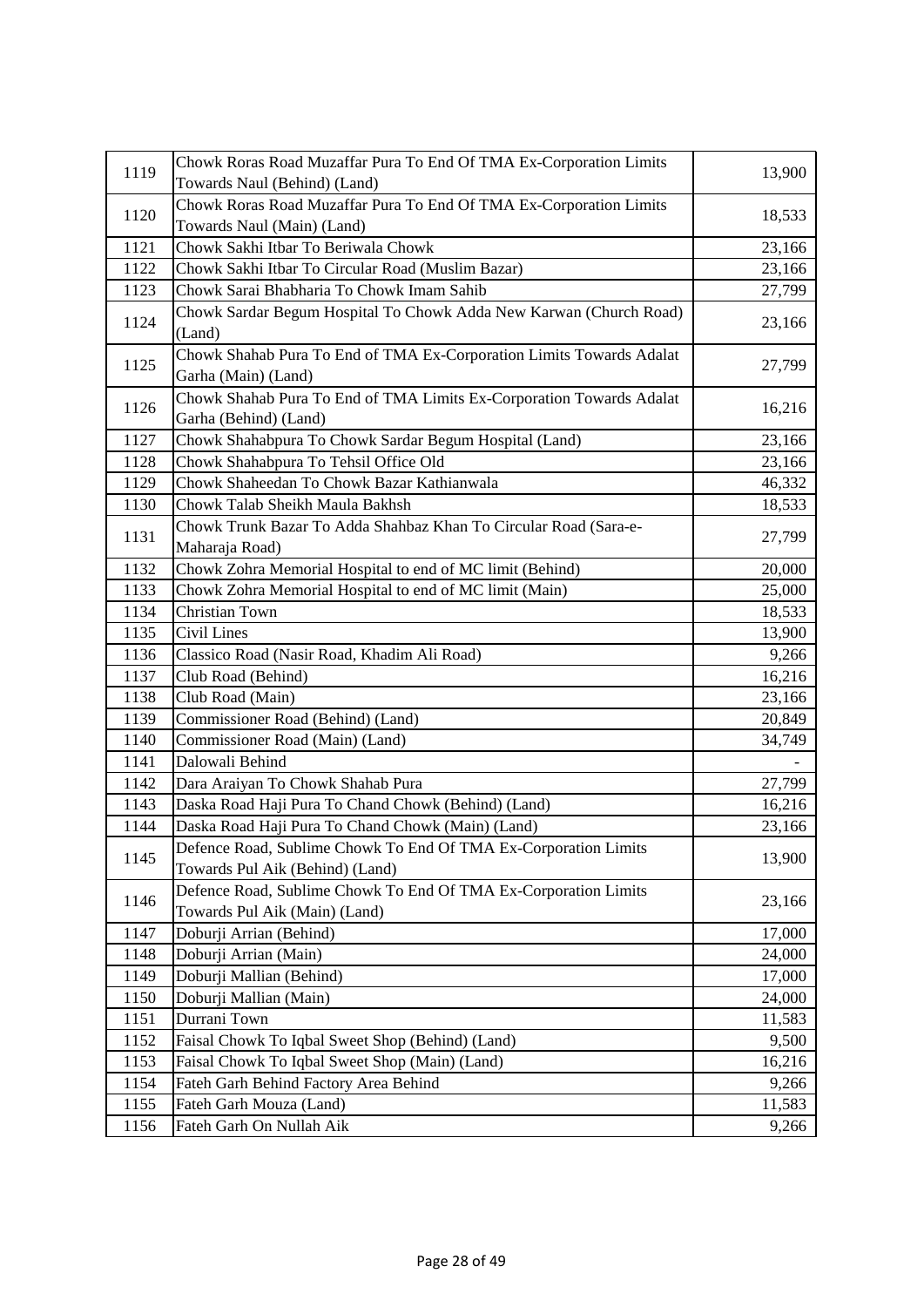| | | |
|---|---|---|
| 1119 | Chowk Roras Road Muzaffar Pura To End Of TMA Ex-Corporation Limits Towards Naul (Behind) (Land) | 13,900 |
| 1120 | Chowk Roras Road Muzaffar Pura To End Of TMA Ex-Corporation Limits Towards Naul (Main) (Land) | 18,533 |
| 1121 | Chowk Sakhi Itbar To Beriwala Chowk | 23,166 |
| 1122 | Chowk Sakhi Itbar To Circular Road (Muslim Bazar) | 23,166 |
| 1123 | Chowk Sarai Bhabharia To Chowk Imam Sahib | 27,799 |
| 1124 | Chowk Sardar Begum Hospital To Chowk Adda New Karwan (Church Road) (Land) | 23,166 |
| 1125 | Chowk Shahab Pura To End of TMA Ex-Corporation Limits Towards Adalat Garha (Main) (Land) | 27,799 |
| 1126 | Chowk Shahab Pura To End of TMA Limits Ex-Corporation Towards Adalat Garha (Behind) (Land) | 16,216 |
| 1127 | Chowk Shahabpura To Chowk Sardar Begum Hospital (Land) | 23,166 |
| 1128 | Chowk Shahabpura To Tehsil Office Old | 23,166 |
| 1129 | Chowk Shaheedan To Chowk Bazar Kathianwala | 46,332 |
| 1130 | Chowk Talab Sheikh Maula Bakhsh | 18,533 |
| 1131 | Chowk Trunk Bazar To Adda Shahbaz Khan To Circular Road (Sara-e-Maharaja Road) | 27,799 |
| 1132 | Chowk Zohra Memorial Hospital to end of MC limit (Behind) | 20,000 |
| 1133 | Chowk Zohra Memorial Hospital to end of MC limit (Main) | 25,000 |
| 1134 | Christian Town | 18,533 |
| 1135 | Civil Lines | 13,900 |
| 1136 | Classico Road (Nasir Road, Khadim Ali Road) | 9,266 |
| 1137 | Club Road (Behind) | 16,216 |
| 1138 | Club Road (Main) | 23,166 |
| 1139 | Commissioner Road (Behind) (Land) | 20,849 |
| 1140 | Commissioner Road (Main) (Land) | 34,749 |
| 1141 | Dalowali Behind | - |
| 1142 | Dara Araiyan To Chowk Shahab Pura | 27,799 |
| 1143 | Daska Road Haji Pura To Chand Chowk (Behind) (Land) | 16,216 |
| 1144 | Daska Road Haji Pura To Chand Chowk (Main) (Land) | 23,166 |
| 1145 | Defence Road, Sublime Chowk To End Of TMA Ex-Corporation Limits Towards Pul Aik (Behind) (Land) | 13,900 |
| 1146 | Defence Road, Sublime Chowk To End Of TMA Ex-Corporation Limits Towards Pul Aik (Main) (Land) | 23,166 |
| 1147 | Doburji Arrian (Behind) | 17,000 |
| 1148 | Doburji Arrian (Main) | 24,000 |
| 1149 | Doburji Mallian (Behind) | 17,000 |
| 1150 | Doburji Mallian (Main) | 24,000 |
| 1151 | Durrani Town | 11,583 |
| 1152 | Faisal Chowk To Iqbal Sweet Shop (Behind) (Land) | 9,500 |
| 1153 | Faisal Chowk To Iqbal Sweet Shop (Main) (Land) | 16,216 |
| 1154 | Fateh Garh Behind Factory Area Behind | 9,266 |
| 1155 | Fateh Garh Mouza (Land) | 11,583 |
| 1156 | Fateh Garh On Nullah Aik | 9,266 |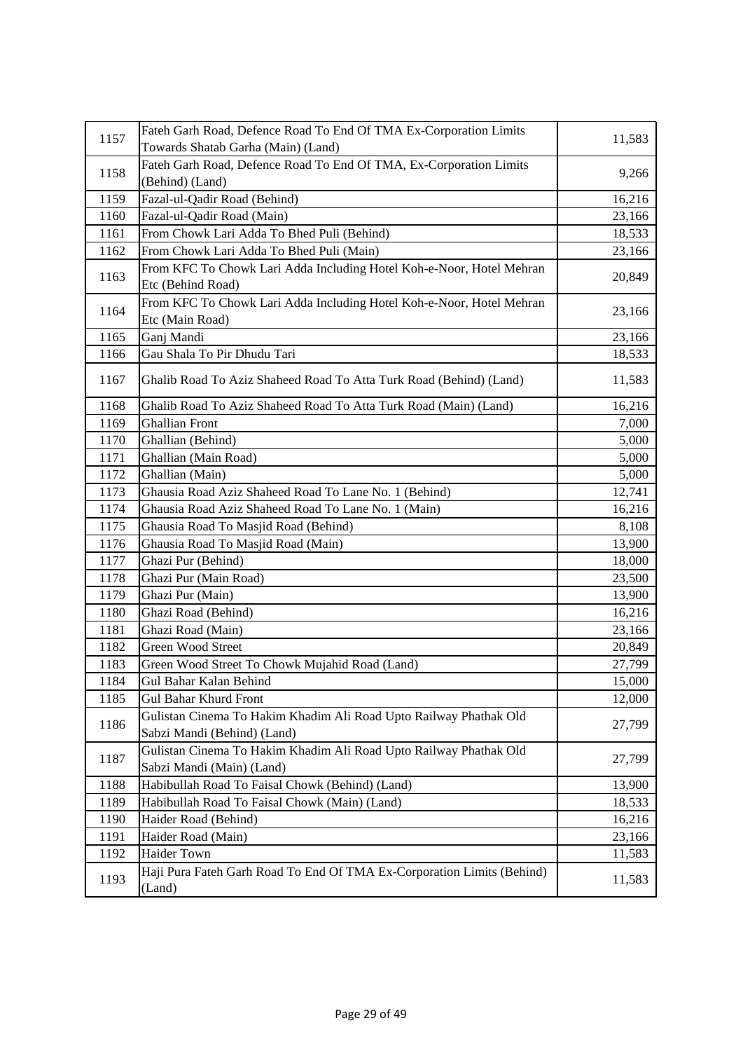| | | |
|---|---|---|
| 1157 | Fateh Garh Road, Defence Road To End Of TMA Ex-Corporation Limits Towards Shatab Garha (Main) (Land) | 11,583 |
| 1158 | Fateh Garh Road, Defence Road To End Of TMA, Ex-Corporation Limits (Behind) (Land) | 9,266 |
| 1159 | Fazal-ul-Qadir Road (Behind) | 16,216 |
| 1160 | Fazal-ul-Qadir Road (Main) | 23,166 |
| 1161 | From Chowk Lari Adda To Bhed Puli (Behind) | 18,533 |
| 1162 | From Chowk Lari Adda To Bhed Puli (Main) | 23,166 |
| 1163 | From KFC To Chowk Lari Adda Including Hotel Koh-e-Noor, Hotel Mehran Etc (Behind Road) | 20,849 |
| 1164 | From KFC To Chowk Lari Adda Including Hotel Koh-e-Noor, Hotel Mehran Etc (Main Road) | 23,166 |
| 1165 | Ganj Mandi | 23,166 |
| 1166 | Gau Shala To Pir Dhudu Tari | 18,533 |
| 1167 | Ghalib Road To Aziz Shaheed Road To Atta Turk Road (Behind) (Land) | 11,583 |
| 1168 | Ghalib Road To Aziz Shaheed Road To Atta Turk Road (Main) (Land) | 16,216 |
| 1169 | Ghallian Front | 7,000 |
| 1170 | Ghallian (Behind) | 5,000 |
| 1171 | Ghallian (Main Road) | 5,000 |
| 1172 | Ghallian (Main) | 5,000 |
| 1173 | Ghausia Road Aziz Shaheed Road To Lane No. 1 (Behind) | 12,741 |
| 1174 | Ghausia Road Aziz Shaheed Road To Lane No. 1 (Main) | 16,216 |
| 1175 | Ghausia Road To Masjid Road (Behind) | 8,108 |
| 1176 | Ghausia Road To Masjid Road (Main) | 13,900 |
| 1177 | Ghazi Pur (Behind) | 18,000 |
| 1178 | Ghazi Pur (Main Road) | 23,500 |
| 1179 | Ghazi Pur (Main) | 13,900 |
| 1180 | Ghazi Road (Behind) | 16,216 |
| 1181 | Ghazi Road (Main) | 23,166 |
| 1182 | Green Wood Street | 20,849 |
| 1183 | Green Wood Street To Chowk Mujahid Road (Land) | 27,799 |
| 1184 | Gul Bahar Kalan Behind | 15,000 |
| 1185 | Gul Bahar Khurd Front | 12,000 |
| 1186 | Gulistan Cinema To Hakim Khadim Ali Road Upto Railway Phathak Old Sabzi Mandi (Behind) (Land) | 27,799 |
| 1187 | Gulistan Cinema To Hakim Khadim Ali Road Upto Railway Phathak Old Sabzi Mandi (Main) (Land) | 27,799 |
| 1188 | Habibullah Road To Faisal Chowk (Behind) (Land) | 13,900 |
| 1189 | Habibullah Road To Faisal Chowk (Main) (Land) | 18,533 |
| 1190 | Haider Road (Behind) | 16,216 |
| 1191 | Haider Road (Main) | 23,166 |
| 1192 | Haider Town | 11,583 |
| 1193 | Haji Pura Fateh Garh Road To End Of TMA Ex-Corporation Limits (Behind) (Land) | 11,583 |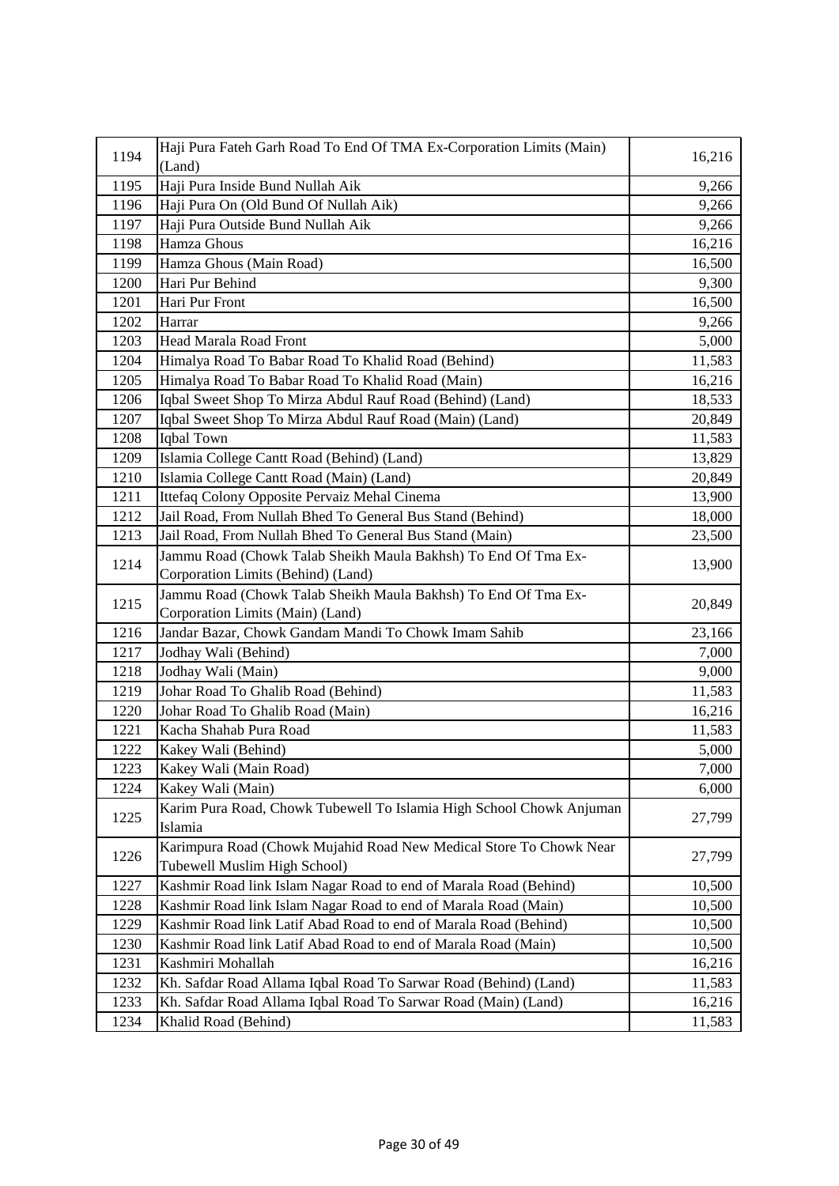| | | |
|---|---|---|
| 1194 | Haji Pura Fateh Garh Road To End Of TMA Ex-Corporation Limits (Main) (Land) | 16,216 |
| 1195 | Haji Pura Inside Bund Nullah Aik | 9,266 |
| 1196 | Haji Pura On (Old Bund Of Nullah Aik) | 9,266 |
| 1197 | Haji Pura Outside Bund Nullah Aik | 9,266 |
| 1198 | Hamza Ghous | 16,216 |
| 1199 | Hamza Ghous (Main Road) | 16,500 |
| 1200 | Hari Pur Behind | 9,300 |
| 1201 | Hari Pur Front | 16,500 |
| 1202 | Harrar | 9,266 |
| 1203 | Head Marala Road Front | 5,000 |
| 1204 | Himalya Road To Babar Road To Khalid Road (Behind) | 11,583 |
| 1205 | Himalya Road To Babar Road To Khalid Road (Main) | 16,216 |
| 1206 | Iqbal Sweet Shop To Mirza Abdul Rauf Road (Behind) (Land) | 18,533 |
| 1207 | Iqbal Sweet Shop To Mirza Abdul Rauf Road (Main) (Land) | 20,849 |
| 1208 | Iqbal Town | 11,583 |
| 1209 | Islamia College Cantt Road (Behind) (Land) | 13,829 |
| 1210 | Islamia College Cantt Road (Main) (Land) | 20,849 |
| 1211 | Ittefaq Colony Opposite Pervaiz Mehal Cinema | 13,900 |
| 1212 | Jail Road, From Nullah Bhed To General Bus Stand (Behind) | 18,000 |
| 1213 | Jail Road, From Nullah Bhed To General Bus Stand (Main) | 23,500 |
| 1214 | Jammu Road (Chowk Talab Sheikh Maula Bakhsh) To End Of Tma Ex-Corporation Limits (Behind) (Land) | 13,900 |
| 1215 | Jammu Road (Chowk Talab Sheikh Maula Bakhsh) To End Of Tma Ex-Corporation Limits (Main) (Land) | 20,849 |
| 1216 | Jandar Bazar, Chowk Gandam Mandi To Chowk Imam Sahib | 23,166 |
| 1217 | Jodhay Wali (Behind) | 7,000 |
| 1218 | Jodhay Wali (Main) | 9,000 |
| 1219 | Johar Road To Ghalib Road (Behind) | 11,583 |
| 1220 | Johar Road To Ghalib Road (Main) | 16,216 |
| 1221 | Kacha Shahab Pura Road | 11,583 |
| 1222 | Kakey Wali (Behind) | 5,000 |
| 1223 | Kakey Wali (Main Road) | 7,000 |
| 1224 | Kakey Wali (Main) | 6,000 |
| 1225 | Karim Pura Road, Chowk Tubewell To Islamia High School Chowk Anjuman Islamia | 27,799 |
| 1226 | Karimpura Road (Chowk Mujahid Road New Medical Store To Chowk Near Tubewell Muslim High School) | 27,799 |
| 1227 | Kashmir Road link Islam Nagar Road to end of Marala Road (Behind) | 10,500 |
| 1228 | Kashmir Road link Islam Nagar Road to end of Marala Road (Main) | 10,500 |
| 1229 | Kashmir Road link Latif Abad Road to end of Marala Road (Behind) | 10,500 |
| 1230 | Kashmir Road link Latif Abad Road to end of Marala Road (Main) | 10,500 |
| 1231 | Kashmiri Mohallah | 16,216 |
| 1232 | Kh. Safdar Road Allama Iqbal Road To Sarwar Road (Behind) (Land) | 11,583 |
| 1233 | Kh. Safdar Road Allama Iqbal Road To Sarwar Road (Main) (Land) | 16,216 |
| 1234 | Khalid Road (Behind) | 11,583 |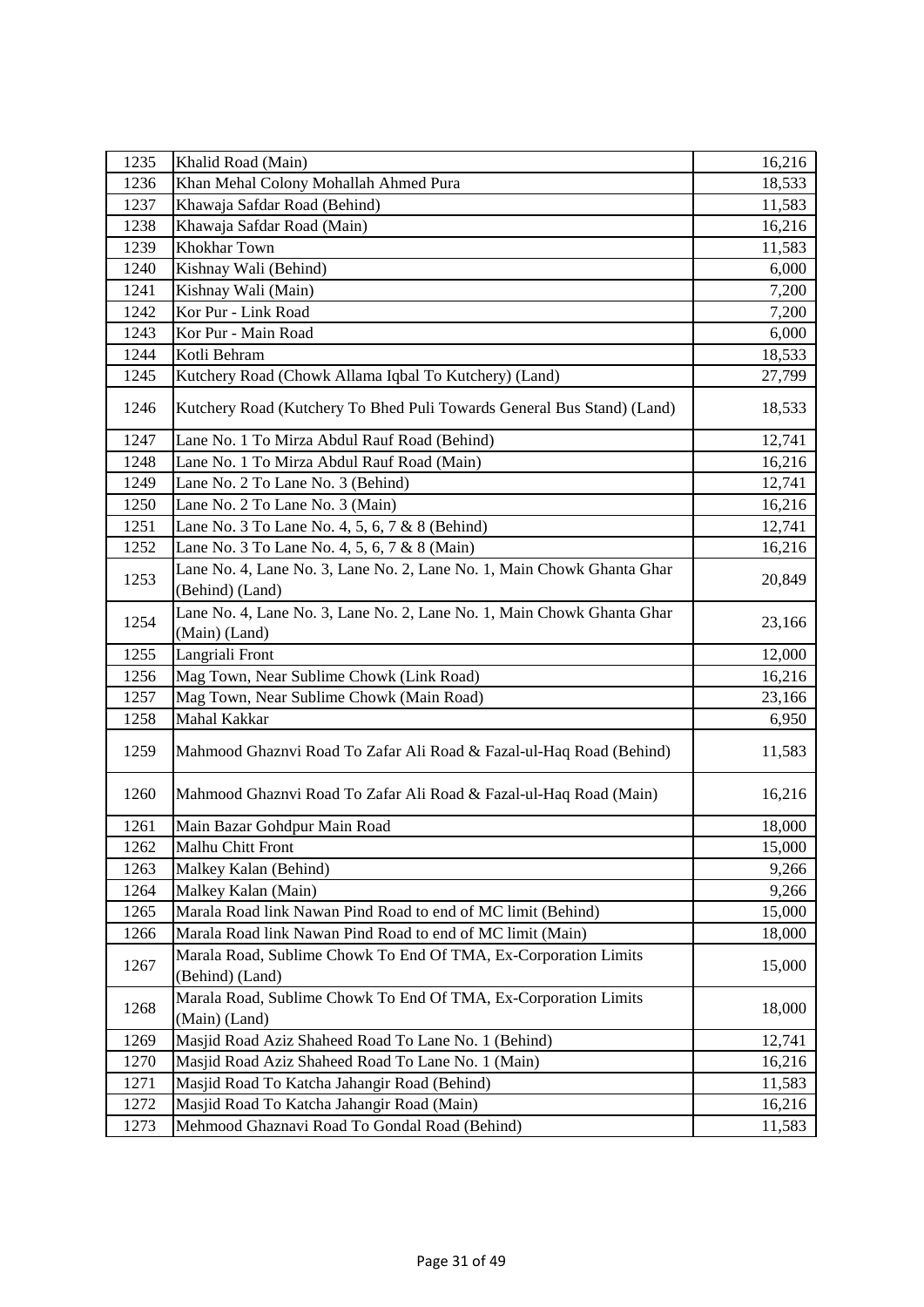| | | |
|---|---|---|
| 1235 | Khalid Road (Main) | 16,216 |
| 1236 | Khan Mehal Colony Mohallah Ahmed Pura | 18,533 |
| 1237 | Khawaja Safdar Road (Behind) | 11,583 |
| 1238 | Khawaja Safdar Road (Main) | 16,216 |
| 1239 | Khokhar Town | 11,583 |
| 1240 | Kishnay Wali (Behind) | 6,000 |
| 1241 | Kishnay Wali (Main) | 7,200 |
| 1242 | Kor Pur - Link Road | 7,200 |
| 1243 | Kor Pur - Main Road | 6,000 |
| 1244 | Kotli Behram | 18,533 |
| 1245 | Kutchery Road (Chowk Allama Iqbal To Kutchery) (Land) | 27,799 |
| 1246 | Kutchery Road (Kutchery To Bhed Puli Towards General Bus Stand) (Land) | 18,533 |
| 1247 | Lane No. 1 To Mirza Abdul Rauf Road (Behind) | 12,741 |
| 1248 | Lane No. 1 To Mirza Abdul Rauf Road (Main) | 16,216 |
| 1249 | Lane No. 2 To Lane No. 3 (Behind) | 12,741 |
| 1250 | Lane No. 2 To Lane No. 3 (Main) | 16,216 |
| 1251 | Lane No. 3 To Lane No. 4, 5, 6, 7 & 8 (Behind) | 12,741 |
| 1252 | Lane No. 3 To Lane No. 4, 5, 6, 7 & 8 (Main) | 16,216 |
| 1253 | Lane No. 4, Lane No. 3, Lane No. 2, Lane No. 1, Main Chowk Ghanta Ghar (Behind) (Land) | 20,849 |
| 1254 | Lane No. 4, Lane No. 3, Lane No. 2, Lane No. 1, Main Chowk Ghanta Ghar (Main) (Land) | 23,166 |
| 1255 | Langriali Front | 12,000 |
| 1256 | Mag Town, Near Sublime Chowk (Link Road) | 16,216 |
| 1257 | Mag Town, Near Sublime Chowk (Main Road) | 23,166 |
| 1258 | Mahal Kakkar | 6,950 |
| 1259 | Mahmood Ghaznvi Road To Zafar Ali Road & Fazal-ul-Haq Road (Behind) | 11,583 |
| 1260 | Mahmood Ghaznvi Road To Zafar Ali Road & Fazal-ul-Haq Road (Main) | 16,216 |
| 1261 | Main Bazar Gohdpur Main Road | 18,000 |
| 1262 | Malhu Chitt Front | 15,000 |
| 1263 | Malkey Kalan (Behind) | 9,266 |
| 1264 | Malkey Kalan (Main) | 9,266 |
| 1265 | Marala Road link Nawan Pind Road to end of MC limit (Behind) | 15,000 |
| 1266 | Marala Road link Nawan Pind Road to end of MC limit (Main) | 18,000 |
| 1267 | Marala Road, Sublime Chowk To End Of TMA, Ex-Corporation Limits (Behind) (Land) | 15,000 |
| 1268 | Marala Road, Sublime Chowk To End Of TMA, Ex-Corporation Limits (Main) (Land) | 18,000 |
| 1269 | Masjid Road Aziz Shaheed Road To Lane No. 1 (Behind) | 12,741 |
| 1270 | Masjid Road Aziz Shaheed Road To Lane No. 1 (Main) | 16,216 |
| 1271 | Masjid Road To Katcha Jahangir Road (Behind) | 11,583 |
| 1272 | Masjid Road To Katcha Jahangir Road (Main) | 16,216 |
| 1273 | Mehmood Ghaznavi Road To Gondal Road (Behind) | 11,583 |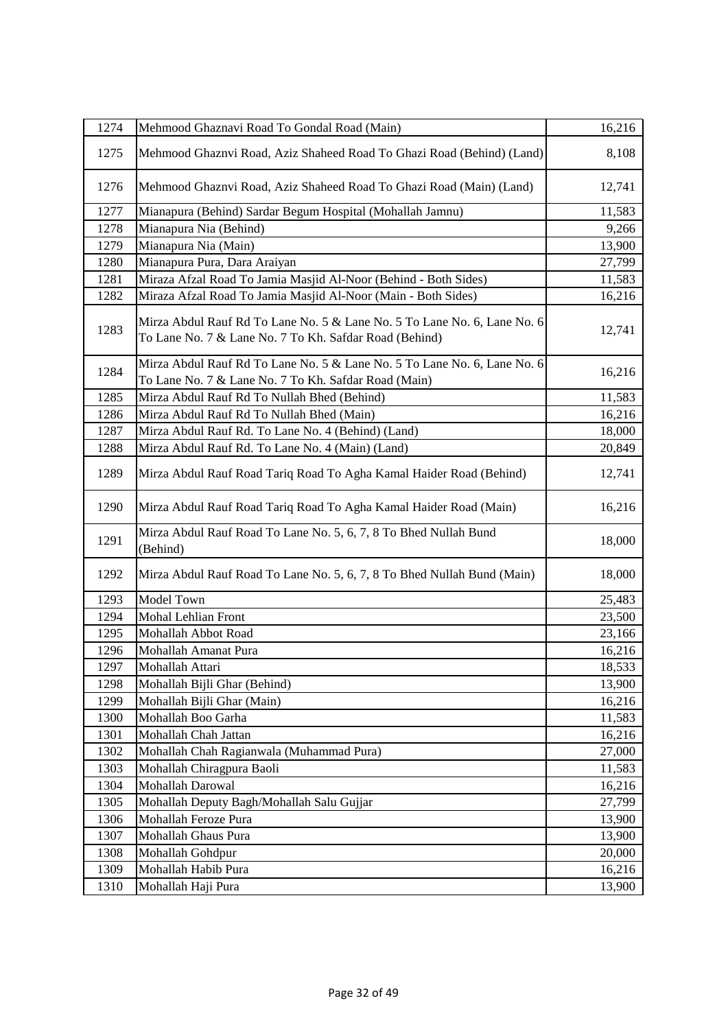| 1274 | Mehmood Ghaznavi Road To Gondal Road (Main) | 16,216 |
|---|---|---|
| 1275 | Mehmood Ghaznvi Road, Aziz Shaheed Road To Ghazi Road (Behind) (Land) | 8,108 |
| 1276 | Mehmood Ghaznvi Road, Aziz Shaheed Road To Ghazi Road (Main) (Land) | 12,741 |
| 1277 | Mianapura (Behind) Sardar Begum Hospital (Mohallah Jamnu) | 11,583 |
| 1278 | Mianapura Nia (Behind) | 9,266 |
| 1279 | Mianapura Nia (Main) | 13,900 |
| 1280 | Mianapura Pura, Dara Araiyan | 27,799 |
| 1281 | Miraza Afzal Road To Jamia Masjid Al-Noor (Behind - Both Sides) | 11,583 |
| 1282 | Miraza Afzal Road To Jamia Masjid Al-Noor (Main - Both Sides) | 16,216 |
| 1283 | Mirza Abdul Rauf Rd To Lane No. 5 & Lane No. 5 To Lane No. 6, Lane No. 6 To Lane No. 7 & Lane No. 7 To Kh. Safdar Road (Behind) | 12,741 |
| 1284 | Mirza Abdul Rauf Rd To Lane No. 5 & Lane No. 5 To Lane No. 6, Lane No. 6 To Lane No. 7 & Lane No. 7 To Kh. Safdar Road (Main) | 16,216 |
| 1285 | Mirza Abdul Rauf Rd To Nullah Bhed (Behind) | 11,583 |
| 1286 | Mirza Abdul Rauf Rd To Nullah Bhed (Main) | 16,216 |
| 1287 | Mirza Abdul Rauf Rd. To Lane No. 4 (Behind) (Land) | 18,000 |
| 1288 | Mirza Abdul Rauf Rd. To Lane No. 4 (Main) (Land) | 20,849 |
| 1289 | Mirza Abdul Rauf Road Tariq Road To Agha Kamal Haider Road (Behind) | 12,741 |
| 1290 | Mirza Abdul Rauf Road Tariq Road To Agha Kamal Haider Road (Main) | 16,216 |
| 1291 | Mirza Abdul Rauf Road To Lane No. 5, 6, 7, 8 To Bhed Nullah Bund (Behind) | 18,000 |
| 1292 | Mirza Abdul Rauf Road To Lane No. 5, 6, 7, 8 To Bhed Nullah Bund (Main) | 18,000 |
| 1293 | Model Town | 25,483 |
| 1294 | Mohal Lehlian Front | 23,500 |
| 1295 | Mohallah Abbot Road | 23,166 |
| 1296 | Mohallah Amanat Pura | 16,216 |
| 1297 | Mohallah Attari | 18,533 |
| 1298 | Mohallah Bijli Ghar (Behind) | 13,900 |
| 1299 | Mohallah Bijli Ghar (Main) | 16,216 |
| 1300 | Mohallah Boo Garha | 11,583 |
| 1301 | Mohallah Chah Jattan | 16,216 |
| 1302 | Mohallah Chah Ragianwala (Muhammad Pura) | 27,000 |
| 1303 | Mohallah Chiragpura Baoli | 11,583 |
| 1304 | Mohallah Darowal | 16,216 |
| 1305 | Mohallah Deputy Bagh/Mohallah Salu Gujjar | 27,799 |
| 1306 | Mohallah Feroze Pura | 13,900 |
| 1307 | Mohallah Ghaus Pura | 13,900 |
| 1308 | Mohallah Gohdpur | 20,000 |
| 1309 | Mohallah Habib Pura | 16,216 |
| 1310 | Mohallah Haji Pura | 13,900 |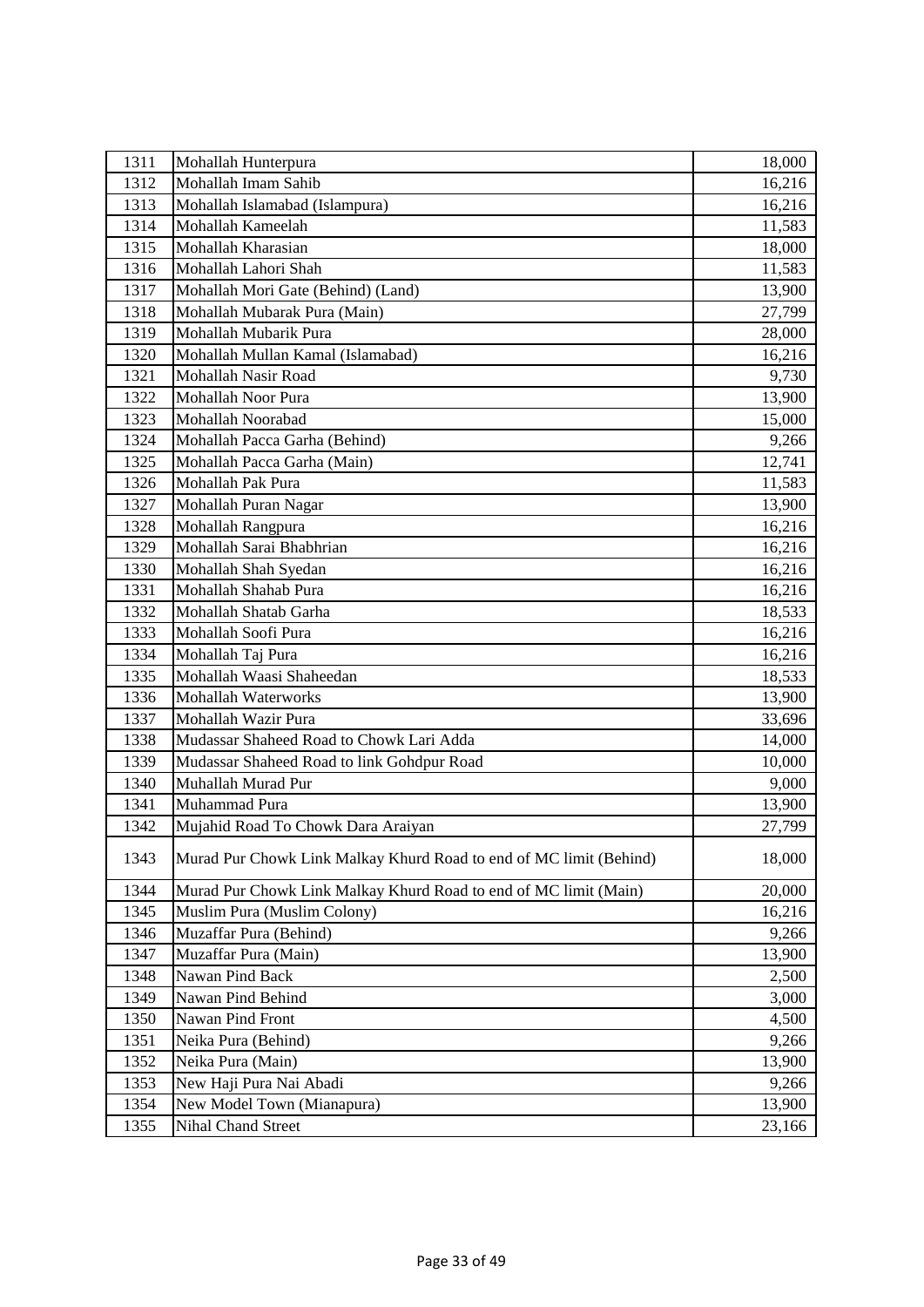| | | |
|---|---|---|
| 1311 | Mohallah Hunterpura | 18,000 |
| 1312 | Mohallah Imam Sahib | 16,216 |
| 1313 | Mohallah Islamabad (Islampura) | 16,216 |
| 1314 | Mohallah Kameelah | 11,583 |
| 1315 | Mohallah Kharasian | 18,000 |
| 1316 | Mohallah Lahori Shah | 11,583 |
| 1317 | Mohallah Mori Gate (Behind) (Land) | 13,900 |
| 1318 | Mohallah Mubarak Pura (Main) | 27,799 |
| 1319 | Mohallah Mubarik Pura | 28,000 |
| 1320 | Mohallah Mullan Kamal (Islamabad) | 16,216 |
| 1321 | Mohallah Nasir Road | 9,730 |
| 1322 | Mohallah Noor Pura | 13,900 |
| 1323 | Mohallah Noorabad | 15,000 |
| 1324 | Mohallah Pacca Garha (Behind) | 9,266 |
| 1325 | Mohallah Pacca Garha (Main) | 12,741 |
| 1326 | Mohallah Pak Pura | 11,583 |
| 1327 | Mohallah Puran Nagar | 13,900 |
| 1328 | Mohallah Rangpura | 16,216 |
| 1329 | Mohallah Sarai Bhabhrian | 16,216 |
| 1330 | Mohallah Shah Syedan | 16,216 |
| 1331 | Mohallah Shahab Pura | 16,216 |
| 1332 | Mohallah Shatab Garha | 18,533 |
| 1333 | Mohallah Soofi Pura | 16,216 |
| 1334 | Mohallah Taj Pura | 16,216 |
| 1335 | Mohallah Waasi Shaheedan | 18,533 |
| 1336 | Mohallah Waterworks | 13,900 |
| 1337 | Mohallah Wazir Pura | 33,696 |
| 1338 | Mudassar Shaheed Road to Chowk Lari Adda | 14,000 |
| 1339 | Mudassar Shaheed Road to link Gohdpur Road | 10,000 |
| 1340 | Muhallah Murad Pur | 9,000 |
| 1341 | Muhammad Pura | 13,900 |
| 1342 | Mujahid Road To Chowk Dara Araiyan | 27,799 |
| 1343 | Murad Pur Chowk Link Malkay Khurd Road to end of MC limit (Behind) | 18,000 |
| 1344 | Murad Pur Chowk Link Malkay Khurd Road to end of MC limit (Main) | 20,000 |
| 1345 | Muslim Pura (Muslim Colony) | 16,216 |
| 1346 | Muzaffar Pura (Behind) | 9,266 |
| 1347 | Muzaffar Pura (Main) | 13,900 |
| 1348 | Nawan Pind Back | 2,500 |
| 1349 | Nawan Pind Behind | 3,000 |
| 1350 | Nawan Pind Front | 4,500 |
| 1351 | Neika Pura (Behind) | 9,266 |
| 1352 | Neika Pura (Main) | 13,900 |
| 1353 | New Haji Pura Nai Abadi | 9,266 |
| 1354 | New Model Town (Mianapura) | 13,900 |
| 1355 | Nihal Chand Street | 23,166 |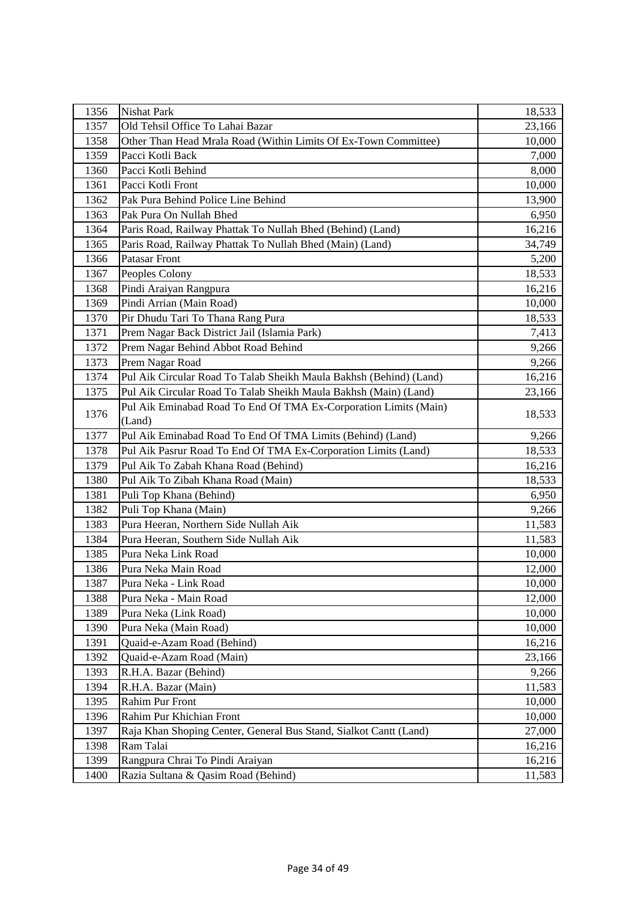| 1356 | Nishat Park | 18,533 |
|---|---|---|
| 1357 | Old Tehsil Office To Lahai Bazar | 23,166 |
| 1358 | Other Than Head Mrala Road (Within Limits Of Ex-Town Committee) | 10,000 |
| 1359 | Pacci Kotli Back | 7,000 |
| 1360 | Pacci Kotli Behind | 8,000 |
| 1361 | Pacci Kotli Front | 10,000 |
| 1362 | Pak Pura Behind Police Line Behind | 13,900 |
| 1363 | Pak Pura On Nullah Bhed | 6,950 |
| 1364 | Paris Road, Railway Phattak To Nullah Bhed (Behind) (Land) | 16,216 |
| 1365 | Paris Road, Railway Phattak To Nullah Bhed (Main) (Land) | 34,749 |
| 1366 | Patasar Front | 5,200 |
| 1367 | Peoples Colony | 18,533 |
| 1368 | Pindi Araiyan Rangpura | 16,216 |
| 1369 | Pindi Arrian (Main Road) | 10,000 |
| 1370 | Pir Dhudu Tari To Thana Rang Pura | 18,533 |
| 1371 | Prem Nagar Back District Jail (Islamia Park) | 7,413 |
| 1372 | Prem Nagar Behind Abbot Road Behind | 9,266 |
| 1373 | Prem Nagar Road | 9,266 |
| 1374 | Pul Aik Circular Road To Talab Sheikh Maula Bakhsh (Behind) (Land) | 16,216 |
| 1375 | Pul Aik Circular Road To Talab Sheikh Maula Bakhsh (Main) (Land) | 23,166 |
| 1376 | Pul Aik Eminabad Road To End Of TMA Ex-Corporation Limits (Main) (Land) | 18,533 |
| 1377 | Pul Aik Eminabad Road To End Of TMA Limits (Behind) (Land) | 9,266 |
| 1378 | Pul Aik Pasrur Road To End Of TMA Ex-Corporation Limits (Land) | 18,533 |
| 1379 | Pul Aik To Zabah Khana Road (Behind) | 16,216 |
| 1380 | Pul Aik To Zibah Khana Road (Main) | 18,533 |
| 1381 | Puli Top Khana (Behind) | 6,950 |
| 1382 | Puli Top Khana (Main) | 9,266 |
| 1383 | Pura Heeran, Northern Side Nullah Aik | 11,583 |
| 1384 | Pura Heeran, Southern Side Nullah Aik | 11,583 |
| 1385 | Pura Neka Link Road | 10,000 |
| 1386 | Pura Neka Main Road | 12,000 |
| 1387 | Pura Neka - Link Road | 10,000 |
| 1388 | Pura Neka - Main Road | 12,000 |
| 1389 | Pura Neka (Link Road) | 10,000 |
| 1390 | Pura Neka (Main Road) | 10,000 |
| 1391 | Quaid-e-Azam Road (Behind) | 16,216 |
| 1392 | Quaid-e-Azam Road (Main) | 23,166 |
| 1393 | R.H.A. Bazar (Behind) | 9,266 |
| 1394 | R.H.A. Bazar (Main) | 11,583 |
| 1395 | Rahim Pur Front | 10,000 |
| 1396 | Rahim Pur Khichian Front | 10,000 |
| 1397 | Raja Khan Shoping Center, General Bus Stand, Sialkot Cantt (Land) | 27,000 |
| 1398 | Ram Talai | 16,216 |
| 1399 | Rangpura Chrai To Pindi Araiyan | 16,216 |
| 1400 | Razia Sultana & Qasim Road (Behind) | 11,583 |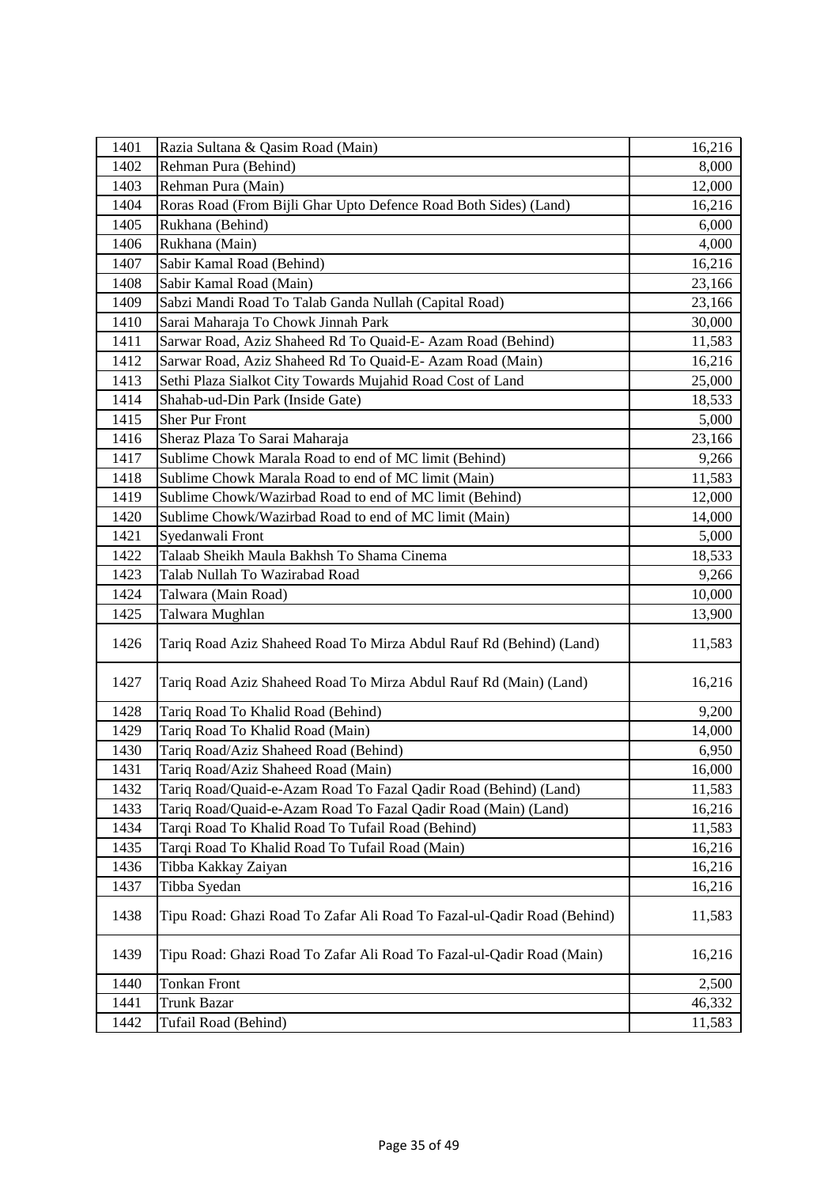| | | |
|---|---|---|
| 1401 | Razia Sultana & Qasim Road (Main) | 16,216 |
| 1402 | Rehman Pura (Behind) | 8,000 |
| 1403 | Rehman Pura (Main) | 12,000 |
| 1404 | Roras Road (From Bijli Ghar Upto Defence Road Both Sides) (Land) | 16,216 |
| 1405 | Rukhana (Behind) | 6,000 |
| 1406 | Rukhana (Main) | 4,000 |
| 1407 | Sabir Kamal Road (Behind) | 16,216 |
| 1408 | Sabir Kamal Road (Main) | 23,166 |
| 1409 | Sabzi Mandi Road To Talab Ganda Nullah (Capital Road) | 23,166 |
| 1410 | Sarai Maharaja To Chowk Jinnah Park | 30,000 |
| 1411 | Sarwar Road, Aziz Shaheed Rd To Quaid-E- Azam Road (Behind) | 11,583 |
| 1412 | Sarwar Road, Aziz Shaheed Rd To Quaid-E- Azam Road (Main) | 16,216 |
| 1413 | Sethi Plaza Sialkot City Towards Mujahid Road Cost of Land | 25,000 |
| 1414 | Shahab-ud-Din Park (Inside Gate) | 18,533 |
| 1415 | Sher Pur Front | 5,000 |
| 1416 | Sheraz Plaza To Sarai Maharaja | 23,166 |
| 1417 | Sublime Chowk Marala Road to end of MC limit (Behind) | 9,266 |
| 1418 | Sublime Chowk Marala Road to end of MC limit (Main) | 11,583 |
| 1419 | Sublime Chowk/Wazirbad Road to end of MC limit (Behind) | 12,000 |
| 1420 | Sublime Chowk/Wazirbad Road to end of MC limit (Main) | 14,000 |
| 1421 | Syedanwali Front | 5,000 |
| 1422 | Talaab Sheikh Maula Bakhsh To Shama Cinema | 18,533 |
| 1423 | Talab Nullah To Wazirabad Road | 9,266 |
| 1424 | Talwara (Main Road) | 10,000 |
| 1425 | Talwara Mughlan | 13,900 |
| 1426 | Tariq Road Aziz Shaheed Road To Mirza Abdul Rauf Rd (Behind) (Land) | 11,583 |
| 1427 | Tariq Road Aziz Shaheed Road To Mirza Abdul Rauf Rd (Main) (Land) | 16,216 |
| 1428 | Tariq Road To Khalid Road (Behind) | 9,200 |
| 1429 | Tariq Road To Khalid Road (Main) | 14,000 |
| 1430 | Tariq Road/Aziz Shaheed Road (Behind) | 6,950 |
| 1431 | Tariq Road/Aziz Shaheed Road (Main) | 16,000 |
| 1432 | Tariq Road/Quaid-e-Azam Road To Fazal Qadir Road (Behind) (Land) | 11,583 |
| 1433 | Tariq Road/Quaid-e-Azam Road To Fazal Qadir Road (Main) (Land) | 16,216 |
| 1434 | Tarqi Road To Khalid Road To Tufail Road (Behind) | 11,583 |
| 1435 | Tarqi Road To Khalid Road To Tufail Road (Main) | 16,216 |
| 1436 | Tibba Kakkay Zaiyan | 16,216 |
| 1437 | Tibba Syedan | 16,216 |
| 1438 | Tipu Road: Ghazi Road To Zafar Ali Road To Fazal-ul-Qadir Road (Behind) | 11,583 |
| 1439 | Tipu Road: Ghazi Road To Zafar Ali Road To Fazal-ul-Qadir Road (Main) | 16,216 |
| 1440 | Tonkan Front | 2,500 |
| 1441 | Trunk Bazar | 46,332 |
| 1442 | Tufail Road (Behind) | 11,583 |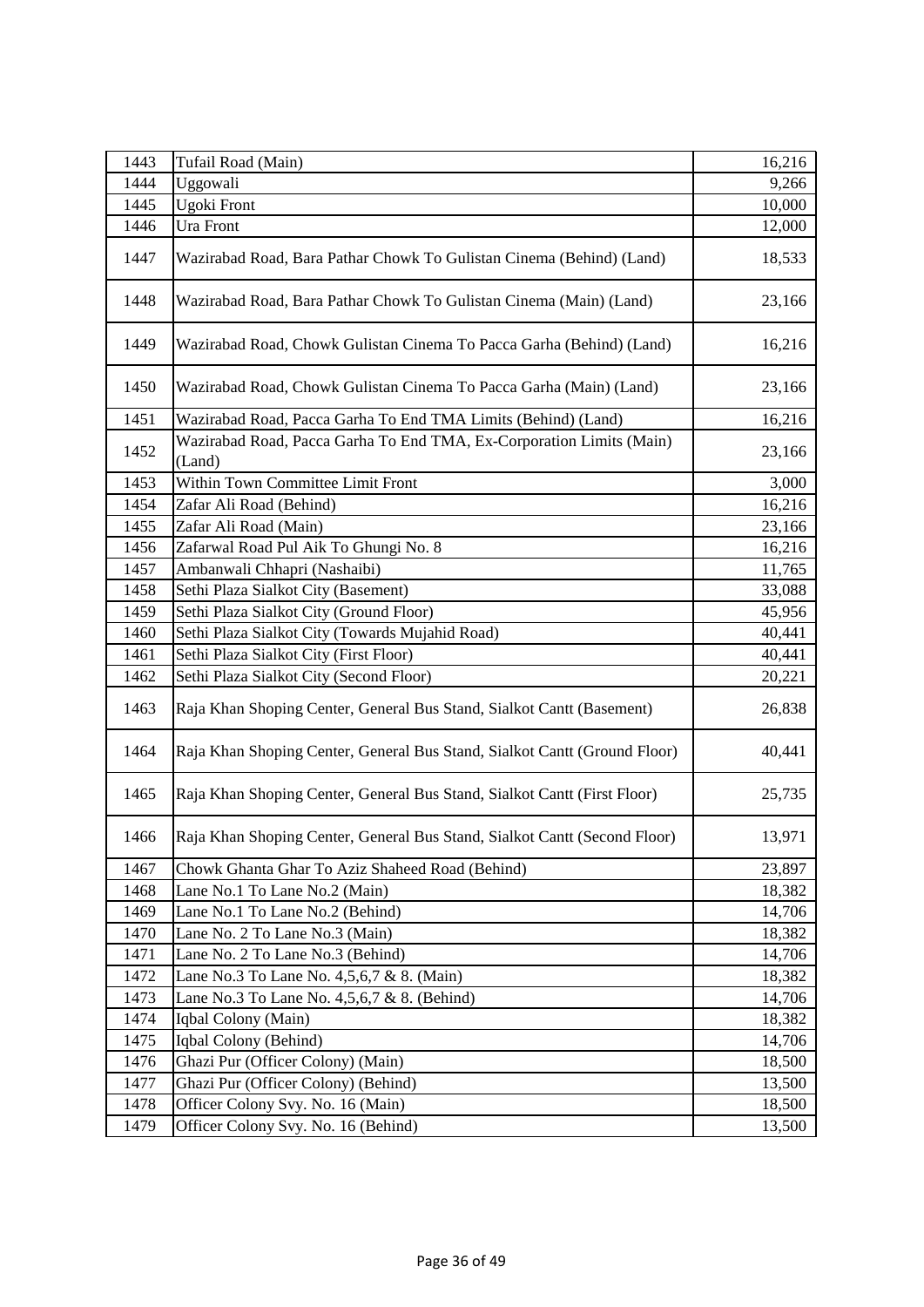| 1443 | Tufail Road (Main) | 16,216 |
|---|---|---|
| 1444 | Uggowali | 9,266 |
| 1445 | Ugoki Front | 10,000 |
| 1446 | Ura Front | 12,000 |
| 1447 | Wazirabad Road, Bara Pathar Chowk To Gulistan Cinema (Behind) (Land) | 18,533 |
| 1448 | Wazirabad Road, Bara Pathar Chowk To Gulistan Cinema (Main) (Land) | 23,166 |
| 1449 | Wazirabad Road, Chowk Gulistan Cinema To Pacca Garha (Behind) (Land) | 16,216 |
| 1450 | Wazirabad Road, Chowk Gulistan Cinema To Pacca Garha (Main) (Land) | 23,166 |
| 1451 | Wazirabad Road, Pacca Garha To End TMA Limits (Behind) (Land) | 16,216 |
| 1452 | Wazirabad Road, Pacca Garha To End TMA, Ex-Corporation Limits (Main) (Land) | 23,166 |
| 1453 | Within Town Committee Limit Front | 3,000 |
| 1454 | Zafar Ali Road (Behind) | 16,216 |
| 1455 | Zafar Ali Road (Main) | 23,166 |
| 1456 | Zafarwal Road Pul Aik To Ghungi No. 8 | 16,216 |
| 1457 | Ambanwali Chhapri (Nashaibi) | 11,765 |
| 1458 | Sethi Plaza Sialkot City (Basement) | 33,088 |
| 1459 | Sethi Plaza Sialkot City (Ground Floor) | 45,956 |
| 1460 | Sethi Plaza Sialkot City (Towards Mujahid Road) | 40,441 |
| 1461 | Sethi Plaza Sialkot City (First Floor) | 40,441 |
| 1462 | Sethi Plaza Sialkot City (Second Floor) | 20,221 |
| 1463 | Raja Khan Shoping Center, General Bus Stand, Sialkot Cantt (Basement) | 26,838 |
| 1464 | Raja Khan Shoping Center, General Bus Stand, Sialkot Cantt (Ground Floor) | 40,441 |
| 1465 | Raja Khan Shoping Center, General Bus Stand, Sialkot Cantt (First Floor) | 25,735 |
| 1466 | Raja Khan Shoping Center, General Bus Stand, Sialkot Cantt (Second Floor) | 13,971 |
| 1467 | Chowk Ghanta Ghar To Aziz Shaheed Road (Behind) | 23,897 |
| 1468 | Lane No.1 To Lane No.2 (Main) | 18,382 |
| 1469 | Lane No.1 To Lane No.2 (Behind) | 14,706 |
| 1470 | Lane No. 2 To Lane No.3 (Main) | 18,382 |
| 1471 | Lane No. 2 To Lane No.3 (Behind) | 14,706 |
| 1472 | Lane No.3 To Lane No. 4,5,6,7 & 8. (Main) | 18,382 |
| 1473 | Lane No.3 To Lane No. 4,5,6,7 & 8. (Behind) | 14,706 |
| 1474 | Iqbal Colony (Main) | 18,382 |
| 1475 | Iqbal Colony (Behind) | 14,706 |
| 1476 | Ghazi Pur (Officer Colony) (Main) | 18,500 |
| 1477 | Ghazi Pur (Officer Colony) (Behind) | 13,500 |
| 1478 | Officer Colony Svy. No. 16 (Main) | 18,500 |
| 1479 | Officer Colony Svy. No. 16 (Behind) | 13,500 |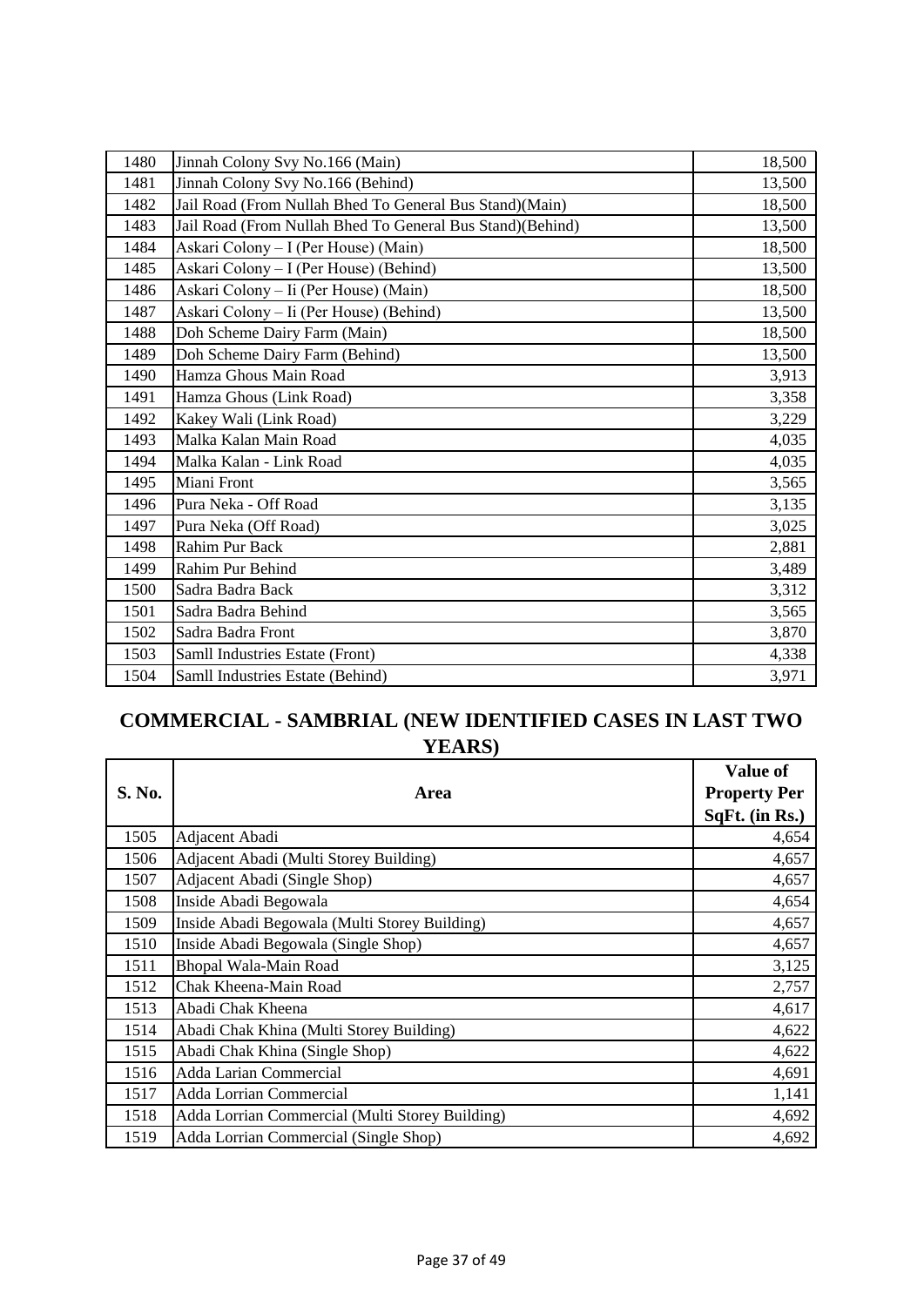| | | |
|---|---|---|
| 1480 | Jinnah Colony Svy No.166 (Main) | 18,500 |
| 1481 | Jinnah Colony Svy No.166 (Behind) | 13,500 |
| 1482 | Jail Road (From Nullah Bhed To General Bus Stand)(Main) | 18,500 |
| 1483 | Jail Road (From Nullah Bhed To General Bus Stand)(Behind) | 13,500 |
| 1484 | Askari Colony – I (Per House) (Main) | 18,500 |
| 1485 | Askari Colony – I (Per House) (Behind) | 13,500 |
| 1486 | Askari Colony – Ii (Per House) (Main) | 18,500 |
| 1487 | Askari Colony – Ii (Per House) (Behind) | 13,500 |
| 1488 | Doh Scheme Dairy Farm (Main) | 18,500 |
| 1489 | Doh Scheme Dairy Farm (Behind) | 13,500 |
| 1490 | Hamza Ghous Main Road | 3,913 |
| 1491 | Hamza Ghous (Link Road) | 3,358 |
| 1492 | Kakey Wali (Link Road) | 3,229 |
| 1493 | Malka Kalan Main Road | 4,035 |
| 1494 | Malka Kalan - Link Road | 4,035 |
| 1495 | Miani Front | 3,565 |
| 1496 | Pura Neka - Off Road | 3,135 |
| 1497 | Pura Neka (Off Road) | 3,025 |
| 1498 | Rahim Pur Back | 2,881 |
| 1499 | Rahim Pur Behind | 3,489 |
| 1500 | Sadra Badra Back | 3,312 |
| 1501 | Sadra Badra Behind | 3,565 |
| 1502 | Sadra Badra Front | 3,870 |
| 1503 | Samll Industries Estate (Front) | 4,338 |
| 1504 | Samll Industries Estate (Behind) | 3,971 |

## COMMERCIAL - SAMBRIAL (NEW IDENTIFIED CASES IN LAST TWO YEARS)

| S. No. | Area | Value of Property Per SqFt. (in Rs.) |
|---|---|---|
| 1505 | Adjacent Abadi | 4,654 |
| 1506 | Adjacent Abadi (Multi Storey Building) | 4,657 |
| 1507 | Adjacent Abadi (Single Shop) | 4,657 |
| 1508 | Inside Abadi Begowala | 4,654 |
| 1509 | Inside Abadi Begowala (Multi Storey Building) | 4,657 |
| 1510 | Inside Abadi Begowala (Single Shop) | 4,657 |
| 1511 | Bhopal Wala-Main Road | 3,125 |
| 1512 | Chak Kheena-Main Road | 2,757 |
| 1513 | Abadi Chak Kheena | 4,617 |
| 1514 | Abadi Chak Khina (Multi Storey Building) | 4,622 |
| 1515 | Abadi Chak Khina (Single Shop) | 4,622 |
| 1516 | Adda Larian Commercial | 4,691 |
| 1517 | Adda Lorrian Commercial | 1,141 |
| 1518 | Adda Lorrian Commercial (Multi Storey Building) | 4,692 |
| 1519 | Adda Lorrian Commercial (Single Shop) | 4,692 |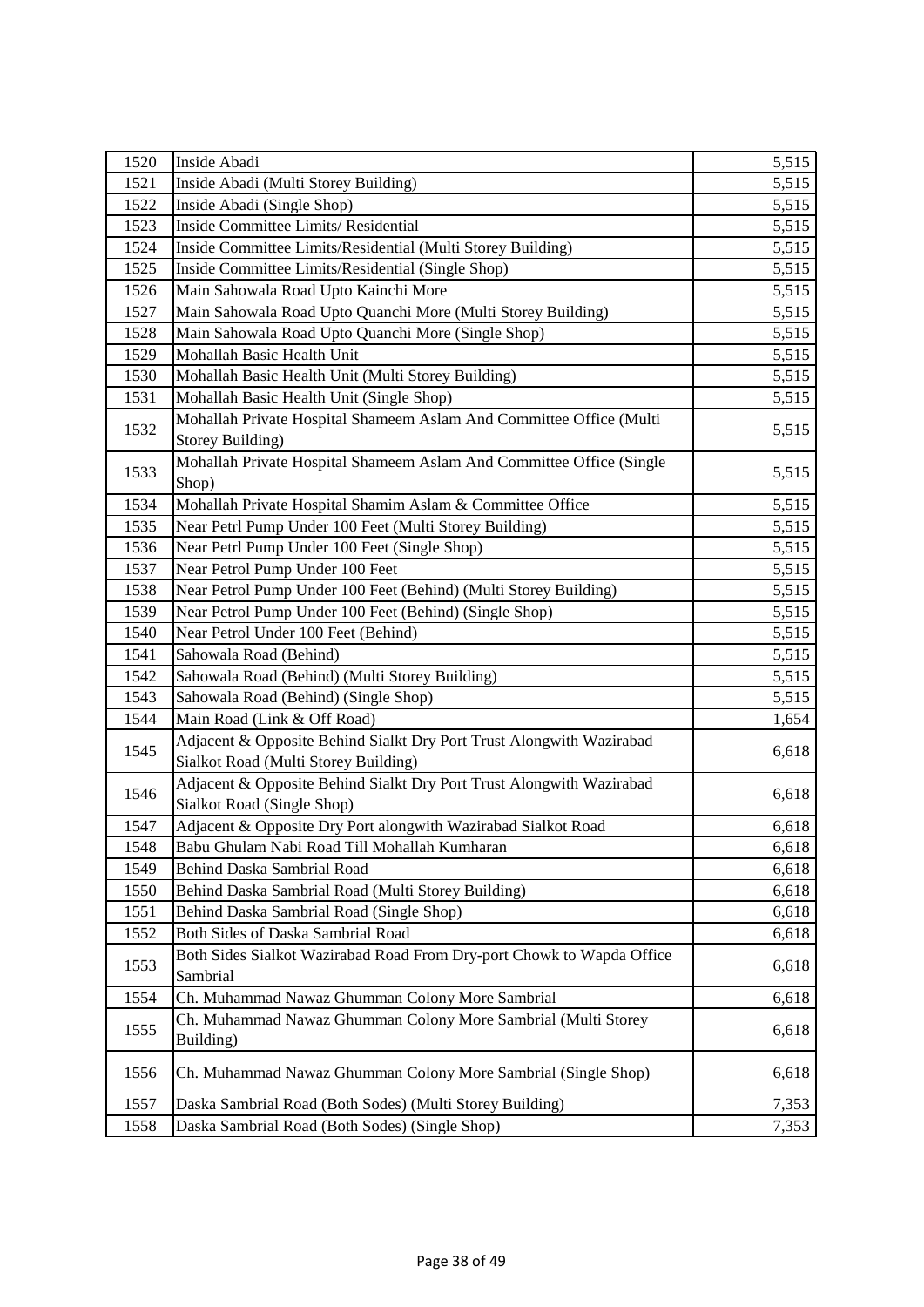| | | |
|---|---|---|
| 1520 | Inside Abadi | 5,515 |
| 1521 | Inside Abadi (Multi Storey Building) | 5,515 |
| 1522 | Inside Abadi (Single Shop) | 5,515 |
| 1523 | Inside Committee Limits/ Residential | 5,515 |
| 1524 | Inside Committee Limits/Residential (Multi Storey Building) | 5,515 |
| 1525 | Inside Committee Limits/Residential (Single Shop) | 5,515 |
| 1526 | Main Sahowala Road Upto Kainchi More | 5,515 |
| 1527 | Main Sahowala Road Upto Quanchi More (Multi Storey Building) | 5,515 |
| 1528 | Main Sahowala Road Upto Quanchi More (Single Shop) | 5,515 |
| 1529 | Mohallah Basic Health Unit | 5,515 |
| 1530 | Mohallah Basic Health Unit (Multi Storey Building) | 5,515 |
| 1531 | Mohallah Basic Health Unit (Single Shop) | 5,515 |
| 1532 | Mohallah Private Hospital Shameem Aslam And Committee Office (Multi Storey Building) | 5,515 |
| 1533 | Mohallah Private Hospital Shameem Aslam And Committee Office (Single Shop) | 5,515 |
| 1534 | Mohallah Private Hospital Shamim Aslam & Committee Office | 5,515 |
| 1535 | Near Petrl Pump Under 100 Feet (Multi Storey Building) | 5,515 |
| 1536 | Near Petrl Pump Under 100 Feet (Single Shop) | 5,515 |
| 1537 | Near Petrol Pump Under 100 Feet | 5,515 |
| 1538 | Near Petrol Pump Under 100 Feet (Behind) (Multi Storey Building) | 5,515 |
| 1539 | Near Petrol Pump Under 100 Feet (Behind) (Single Shop) | 5,515 |
| 1540 | Near Petrol Under 100 Feet (Behind) | 5,515 |
| 1541 | Sahowala Road (Behind) | 5,515 |
| 1542 | Sahowala Road (Behind) (Multi Storey Building) | 5,515 |
| 1543 | Sahowala Road (Behind) (Single Shop) | 5,515 |
| 1544 | Main Road (Link & Off Road) | 1,654 |
| 1545 | Adjacent & Opposite Behind Sialkt Dry Port Trust Alongwith Wazirabad Sialkot Road (Multi Storey Building) | 6,618 |
| 1546 | Adjacent & Opposite Behind Sialkt Dry Port Trust Alongwith Wazirabad Sialkot Road (Single Shop) | 6,618 |
| 1547 | Adjacent & Opposite Dry Port alongwith Wazirabad Sialkot Road | 6,618 |
| 1548 | Babu Ghulam Nabi Road Till Mohallah Kumharan | 6,618 |
| 1549 | Behind Daska Sambrial Road | 6,618 |
| 1550 | Behind Daska Sambrial Road (Multi Storey Building) | 6,618 |
| 1551 | Behind Daska Sambrial Road (Single Shop) | 6,618 |
| 1552 | Both Sides of Daska Sambrial Road | 6,618 |
| 1553 | Both Sides Sialkot Wazirabad Road From Dry-port Chowk to Wapda Office Sambrial | 6,618 |
| 1554 | Ch. Muhammad Nawaz Ghumman Colony More Sambrial | 6,618 |
| 1555 | Ch. Muhammad Nawaz Ghumman Colony More Sambrial (Multi Storey Building) | 6,618 |
| 1556 | Ch. Muhammad Nawaz Ghumman Colony More Sambrial (Single Shop) | 6,618 |
| 1557 | Daska Sambrial Road (Both Sodes) (Multi Storey Building) | 7,353 |
| 1558 | Daska Sambrial Road (Both Sodes) (Single Shop) | 7,353 |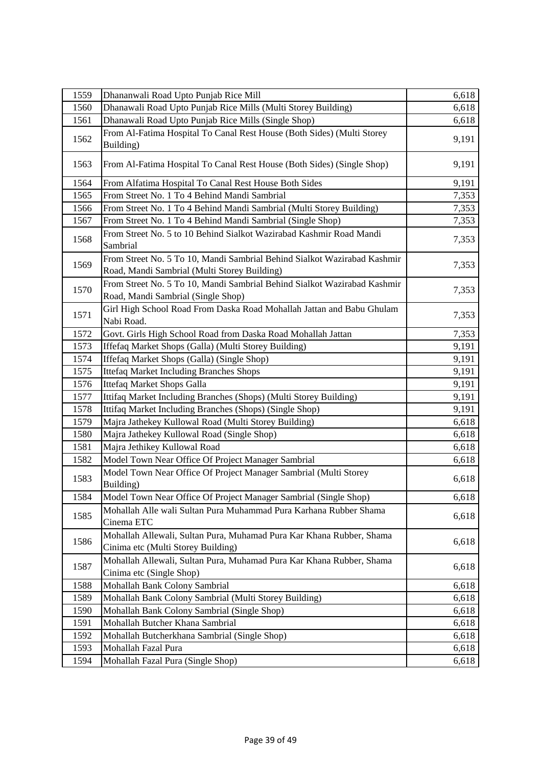| | | |
|---|---|---|
| 1559 | Dhananwali Road Upto Punjab Rice Mill | 6,618 |
| 1560 | Dhanawali Road Upto Punjab Rice Mills (Multi Storey Building) | 6,618 |
| 1561 | Dhanawali Road Upto Punjab Rice Mills (Single Shop) | 6,618 |
| 1562 | From Al-Fatima Hospital To Canal Rest House (Both Sides) (Multi Storey Building) | 9,191 |
| 1563 | From Al-Fatima Hospital To Canal Rest House (Both Sides) (Single Shop) | 9,191 |
| 1564 | From Alfatima Hospital To Canal Rest House Both Sides | 9,191 |
| 1565 | From Street No. 1 To 4 Behind Mandi Sambrial | 7,353 |
| 1566 | From Street No. 1 To 4 Behind Mandi Sambrial (Multi Storey Building) | 7,353 |
| 1567 | From Street No. 1 To 4 Behind Mandi Sambrial (Single Shop) | 7,353 |
| 1568 | From Street No. 5 to 10 Behind Sialkot Wazirabad Kashmir Road Mandi Sambrial | 7,353 |
| 1569 | From Street No. 5 To 10, Mandi Sambrial Behind Sialkot Wazirabad Kashmir Road, Mandi Sambrial (Multi Storey Building) | 7,353 |
| 1570 | From Street No. 5 To 10, Mandi Sambrial Behind Sialkot Wazirabad Kashmir Road, Mandi Sambrial (Single Shop) | 7,353 |
| 1571 | Girl High School Road From Daska Road Mohallah Jattan and Babu Ghulam Nabi Road. | 7,353 |
| 1572 | Govt. Girls High School Road from Daska Road Mohallah Jattan | 7,353 |
| 1573 | Iffefaq Market Shops (Galla) (Multi Storey Building) | 9,191 |
| 1574 | Iffefaq Market Shops (Galla) (Single Shop) | 9,191 |
| 1575 | Ittefaq Market Including Branches Shops | 9,191 |
| 1576 | Ittefaq Market Shops Galla | 9,191 |
| 1577 | Ittifaq Market Including Branches (Shops) (Multi Storey Building) | 9,191 |
| 1578 | Ittifaq Market Including Branches (Shops) (Single Shop) | 9,191 |
| 1579 | Majra Jathekey Kullowal Road (Multi Storey Building) | 6,618 |
| 1580 | Majra Jathekey Kullowal Road (Single Shop) | 6,618 |
| 1581 | Majra Jethikey Kullowal Road | 6,618 |
| 1582 | Model Town Near Office Of Project Manager Sambrial | 6,618 |
| 1583 | Model Town Near Office Of Project Manager Sambrial (Multi Storey Building) | 6,618 |
| 1584 | Model Town Near Office Of Project Manager Sambrial (Single Shop) | 6,618 |
| 1585 | Mohallah Alle wali Sultan Pura Muhammad Pura Karhana Rubber Shama Cinema ETC | 6,618 |
| 1586 | Mohallah Allewali, Sultan Pura, Muhamad Pura Kar Khana Rubber, Shama Cinima etc (Multi Storey Building) | 6,618 |
| 1587 | Mohallah Allewali, Sultan Pura, Muhamad Pura Kar Khana Rubber, Shama Cinima etc (Single Shop) | 6,618 |
| 1588 | Mohallah Bank Colony Sambrial | 6,618 |
| 1589 | Mohallah Bank Colony Sambrial (Multi Storey Building) | 6,618 |
| 1590 | Mohallah Bank Colony Sambrial (Single Shop) | 6,618 |
| 1591 | Mohallah Butcher Khana Sambrial | 6,618 |
| 1592 | Mohallah Butcherkhana Sambrial (Single Shop) | 6,618 |
| 1593 | Mohallah Fazal Pura | 6,618 |
| 1594 | Mohallah Fazal Pura (Single Shop) | 6,618 |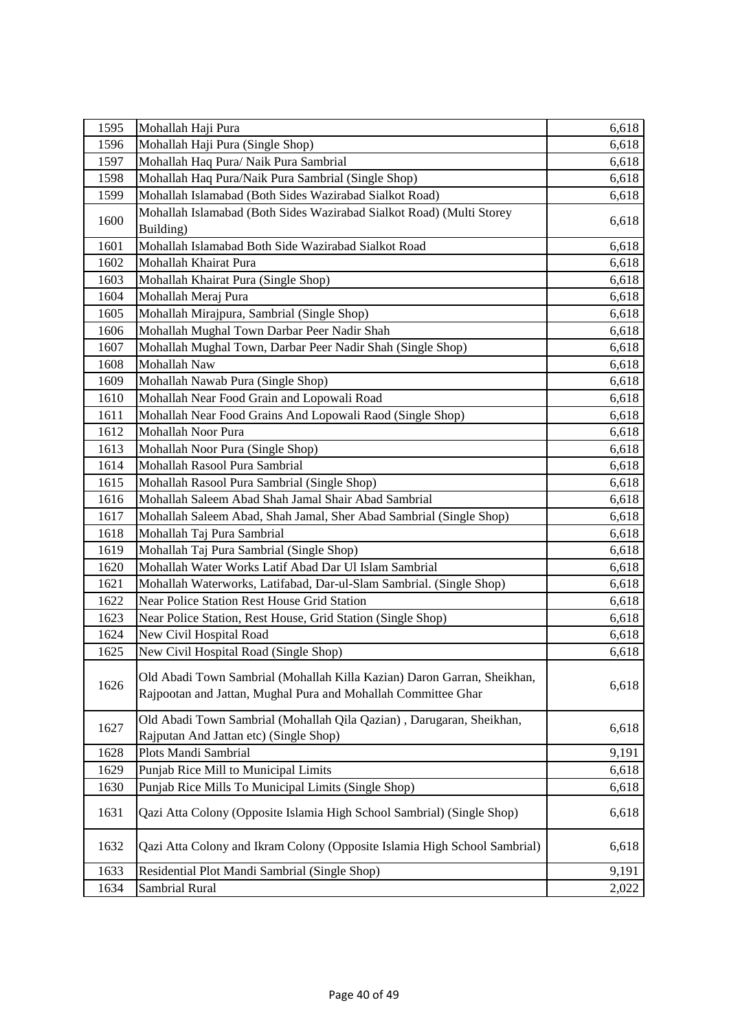| 1595 | Mohallah Haji Pura | 6,618 |
|---|---|---|
| 1596 | Mohallah Haji Pura (Single Shop) | 6,618 |
| 1597 | Mohallah Haq Pura/ Naik Pura Sambrial | 6,618 |
| 1598 | Mohallah Haq Pura/Naik Pura Sambrial (Single Shop) | 6,618 |
| 1599 | Mohallah Islamabad (Both Sides Wazirabad Sialkot Road) | 6,618 |
| 1600 | Mohallah Islamabad (Both Sides Wazirabad Sialkot Road) (Multi Storey Building) | 6,618 |
| 1601 | Mohallah Islamabad Both Side Wazirabad Sialkot Road | 6,618 |
| 1602 | Mohallah Khairat Pura | 6,618 |
| 1603 | Mohallah Khairat Pura (Single Shop) | 6,618 |
| 1604 | Mohallah Meraj Pura | 6,618 |
| 1605 | Mohallah Mirajpura, Sambrial (Single Shop) | 6,618 |
| 1606 | Mohallah Mughal Town Darbar Peer Nadir Shah | 6,618 |
| 1607 | Mohallah Mughal Town, Darbar Peer Nadir Shah (Single Shop) | 6,618 |
| 1608 | Mohallah Naw | 6,618 |
| 1609 | Mohallah Nawab Pura (Single Shop) | 6,618 |
| 1610 | Mohallah Near Food Grain and Lopowali Road | 6,618 |
| 1611 | Mohallah Near Food Grains And Lopowali Raod (Single Shop) | 6,618 |
| 1612 | Mohallah Noor Pura | 6,618 |
| 1613 | Mohallah Noor Pura (Single Shop) | 6,618 |
| 1614 | Mohallah Rasool Pura Sambrial | 6,618 |
| 1615 | Mohallah Rasool Pura Sambrial (Single Shop) | 6,618 |
| 1616 | Mohallah Saleem Abad Shah Jamal Shair Abad Sambrial | 6,618 |
| 1617 | Mohallah Saleem Abad, Shah Jamal, Sher Abad Sambrial (Single Shop) | 6,618 |
| 1618 | Mohallah Taj Pura Sambrial | 6,618 |
| 1619 | Mohallah Taj Pura Sambrial (Single Shop) | 6,618 |
| 1620 | Mohallah Water Works Latif Abad Dar Ul Islam Sambrial | 6,618 |
| 1621 | Mohallah Waterworks, Latifabad, Dar-ul-Slam Sambrial. (Single Shop) | 6,618 |
| 1622 | Near Police Station Rest House Grid Station | 6,618 |
| 1623 | Near Police Station, Rest House, Grid Station (Single Shop) | 6,618 |
| 1624 | New Civil Hospital Road | 6,618 |
| 1625 | New Civil Hospital Road (Single Shop) | 6,618 |
| 1626 | Old Abadi Town Sambrial (Mohallah Killa Kazian) Daron Garran, Sheikhan, Rajpootan and Jattan, Mughal Pura and Mohallah Committee Ghar | 6,618 |
| 1627 | Old Abadi Town Sambrial (Mohallah Qila Qazian) , Darugaran, Sheikhan, Rajputan And Jattan etc) (Single Shop) | 6,618 |
| 1628 | Plots Mandi Sambrial | 9,191 |
| 1629 | Punjab Rice Mill to Municipal Limits | 6,618 |
| 1630 | Punjab Rice Mills To Municipal Limits (Single Shop) | 6,618 |
| 1631 | Qazi Atta Colony (Opposite Islamia High School Sambrial) (Single Shop) | 6,618 |
| 1632 | Qazi Atta Colony and Ikram Colony (Opposite Islamia High School Sambrial) | 6,618 |
| 1633 | Residential Plot Mandi Sambrial (Single Shop) | 9,191 |
| 1634 | Sambrial Rural | 2,022 |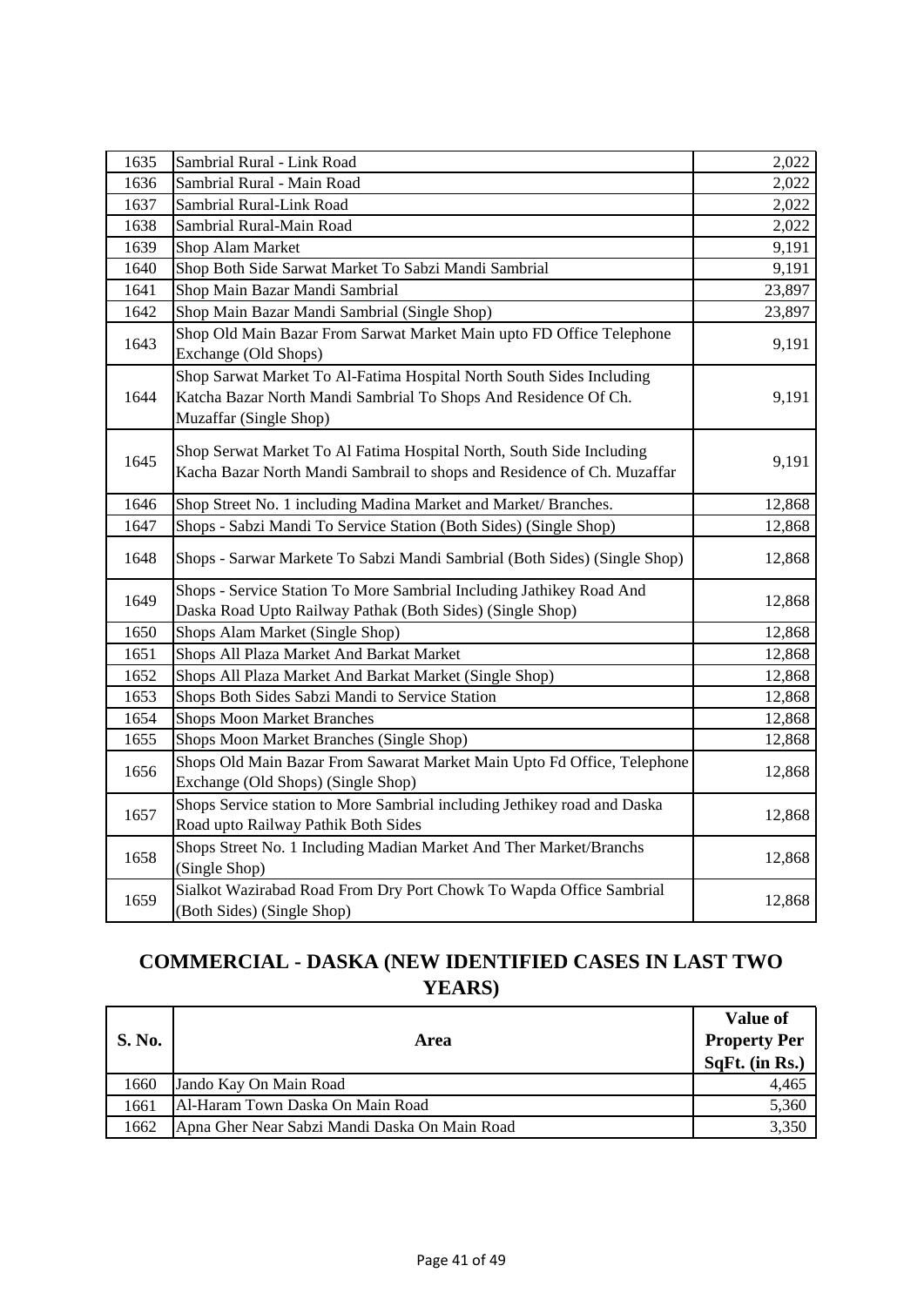| | | |
|---|---|---|
| 1635 | Sambrial Rural - Link Road | 2,022 |
| 1636 | Sambrial Rural - Main Road | 2,022 |
| 1637 | Sambrial Rural-Link Road | 2,022 |
| 1638 | Sambrial Rural-Main Road | 2,022 |
| 1639 | Shop Alam Market | 9,191 |
| 1640 | Shop Both Side Sarwat Market To Sabzi Mandi Sambrial | 9,191 |
| 1641 | Shop Main Bazar Mandi Sambrial | 23,897 |
| 1642 | Shop Main Bazar Mandi Sambrial (Single Shop) | 23,897 |
| 1643 | Shop Old Main Bazar From Sarwat Market Main upto FD Office Telephone Exchange (Old Shops) | 9,191 |
| 1644 | Shop Sarwat Market To Al-Fatima Hospital North South Sides Including Katcha Bazar North Mandi Sambrial To Shops And Residence Of Ch. Muzaffar (Single Shop) | 9,191 |
| 1645 | Shop Serwat Market To Al Fatima Hospital North, South Side Including Kacha Bazar North Mandi Sambrail to shops and Residence of Ch. Muzaffar | 9,191 |
| 1646 | Shop Street No. 1 including Madina Market and Market/ Branches. | 12,868 |
| 1647 | Shops - Sabzi Mandi To Service Station (Both Sides) (Single Shop) | 12,868 |
| 1648 | Shops - Sarwar Markete To Sabzi Mandi Sambrial (Both Sides) (Single Shop) | 12,868 |
| 1649 | Shops - Service Station To More Sambrial Including Jathikey Road And Daska Road Upto Railway Pathak (Both Sides) (Single Shop) | 12,868 |
| 1650 | Shops Alam Market (Single Shop) | 12,868 |
| 1651 | Shops All Plaza Market And Barkat Market | 12,868 |
| 1652 | Shops All Plaza Market And Barkat Market (Single Shop) | 12,868 |
| 1653 | Shops Both Sides Sabzi Mandi to Service Station | 12,868 |
| 1654 | Shops Moon Market Branches | 12,868 |
| 1655 | Shops Moon Market Branches (Single Shop) | 12,868 |
| 1656 | Shops Old Main Bazar From Sawarat Market Main Upto Fd Office, Telephone Exchange (Old Shops) (Single Shop) | 12,868 |
| 1657 | Shops Service station to More Sambrial including Jethikey road and Daska Road upto Railway Pathik Both Sides | 12,868 |
| 1658 | Shops Street No. 1 Including Madian Market And Ther Market/Branchs (Single Shop) | 12,868 |
| 1659 | Sialkot Wazirabad Road From Dry Port Chowk To Wapda Office Sambrial (Both Sides) (Single Shop) | 12,868 |

## COMMERCIAL - DASKA (NEW IDENTIFIED CASES IN LAST TWO YEARS)

| S. No. | Area | Value of Property Per SqFt. (in Rs.) |
|---|---|---|
| 1660 | Jando Kay On Main Road | 4,465 |
| 1661 | Al-Haram Town Daska On Main Road | 5,360 |
| 1662 | Apna Gher Near Sabzi Mandi Daska On Main Road | 3,350 |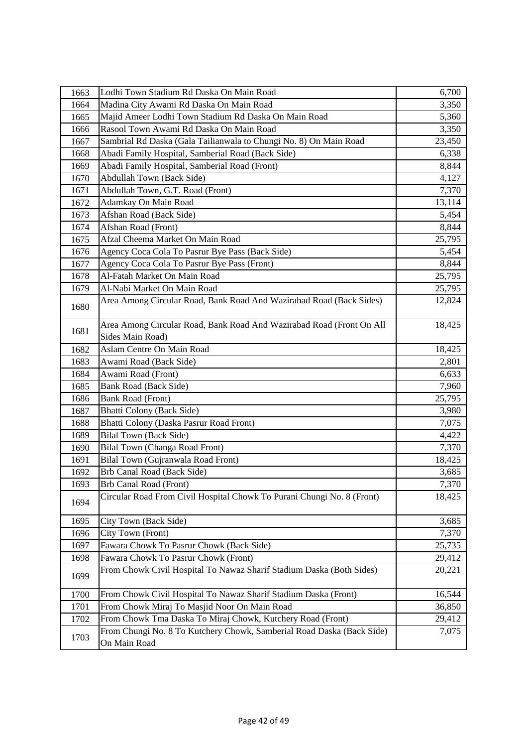| | | |
|---|---|---|
| 1663 | Lodhi Town Stadium Rd Daska On Main Road | 6,700 |
| 1664 | Madina City Awami Rd Daska On Main Road | 3,350 |
| 1665 | Majid Ameer Lodhi Town Stadium Rd Daska On Main Road | 5,360 |
| 1666 | Rasool Town Awami Rd Daska On Main Road | 3,350 |
| 1667 | Sambrial Rd Daska (Gala Tailianwala to Chungi No. 8) On Main Road | 23,450 |
| 1668 | Abadi Family Hospital, Samberial Road (Back Side) | 6,338 |
| 1669 | Abadi Family Hospital, Samberial Road (Front) | 8,844 |
| 1670 | Abdullah Town (Back Side) | 4,127 |
| 1671 | Abdullah Town, G.T. Road (Front) | 7,370 |
| 1672 | Adamkay On Main Road | 13,114 |
| 1673 | Afshan Road (Back Side) | 5,454 |
| 1674 | Afshan Road (Front) | 8,844 |
| 1675 | Afzal Cheema Market On Main Road | 25,795 |
| 1676 | Agency Coca Cola To Pasrur Bye Pass (Back Side) | 5,454 |
| 1677 | Agency Coca Cola To Pasrur Bye Pass (Front) | 8,844 |
| 1678 | Al-Fatah Market On Main Road | 25,795 |
| 1679 | Al-Nabi Market On Main Road | 25,795 |
| 1680 | Area Among Circular Road, Bank Road And Wazirabad Road (Back Sides) | 12,824 |
| 1681 | Area Among Circular Road, Bank Road And Wazirabad Road (Front On All Sides Main Road) | 18,425 |
| 1682 | Aslam Centre On Main Road | 18,425 |
| 1683 | Awami Road (Back Side) | 2,801 |
| 1684 | Awami Road (Front) | 6,633 |
| 1685 | Bank Road (Back Side) | 7,960 |
| 1686 | Bank Road (Front) | 25,795 |
| 1687 | Bhatti Colony (Back Side) | 3,980 |
| 1688 | Bhatti Colony (Daska Pasrur Road Front) | 7,075 |
| 1689 | Bilal Town (Back Side) | 4,422 |
| 1690 | Bilal Town (Changa Road Front) | 7,370 |
| 1691 | Bilal Town (Gujranwala Road Front) | 18,425 |
| 1692 | Brb Canal Road (Back Side) | 3,685 |
| 1693 | Brb Canal Road (Front) | 7,370 |
| 1694 | Circular Road From Civil Hospital Chowk To Purani Chungi No. 8 (Front) | 18,425 |
| 1695 | City Town (Back Side) | 3,685 |
| 1696 | City Town (Front) | 7,370 |
| 1697 | Fawara Chowk To Pasrur Chowk (Back Side) | 25,735 |
| 1698 | Fawara Chowk To Pasrur Chowk (Front) | 29,412 |
| 1699 | From Chowk Civil Hospital To Nawaz Sharif Stadium Daska (Both Sides) | 20,221 |
| 1700 | From Chowk Civil Hospital To Nawaz Sharif Stadium Daska (Front) | 16,544 |
| 1701 | From Chowk Miraj To Masjid Noor On Main Road | 36,850 |
| 1702 | From Chowk Tma Daska To Miraj Chowk, Kutchery Road (Front) | 29,412 |
| 1703 | From Chungi No. 8 To Kutchery Chowk, Samberial Road Daska (Back Side) On Main Road | 7,075 |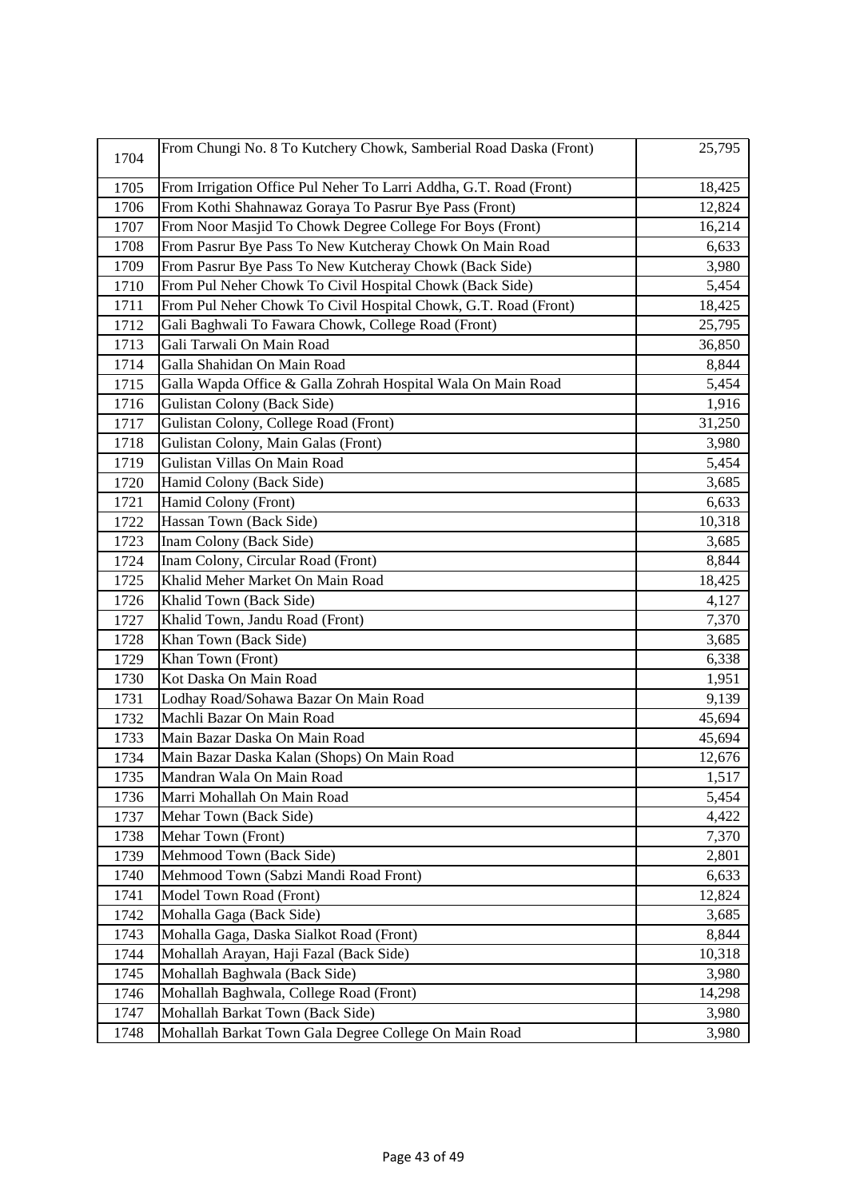| 1704 | From Chungi No. 8 To Kutchery Chowk, Samberial Road Daska (Front) | 25,795 |
|---|---|---|
| 1705 | From Irrigation Office Pul Neher To Larri Addha, G.T. Road (Front) | 18,425 |
| 1706 | From Kothi Shahnawaz Goraya To Pasrur Bye Pass (Front) | 12,824 |
| 1707 | From Noor Masjid To Chowk Degree College For Boys (Front) | 16,214 |
| 1708 | From Pasrur Bye Pass To New Kutcheray Chowk On Main Road | 6,633 |
| 1709 | From Pasrur Bye Pass To New Kutcheray Chowk (Back Side) | 3,980 |
| 1710 | From Pul Neher Chowk To Civil Hospital Chowk (Back Side) | 5,454 |
| 1711 | From Pul Neher Chowk To Civil Hospital Chowk, G.T. Road (Front) | 18,425 |
| 1712 | Gali Baghwali To Fawara Chowk, College Road (Front) | 25,795 |
| 1713 | Gali Tarwali On Main Road | 36,850 |
| 1714 | Galla Shahidan On Main Road | 8,844 |
| 1715 | Galla Wapda Office & Galla Zohrah Hospital Wala On Main Road | 5,454 |
| 1716 | Gulistan Colony (Back Side) | 1,916 |
| 1717 | Gulistan Colony, College Road (Front) | 31,250 |
| 1718 | Gulistan Colony, Main Galas (Front) | 3,980 |
| 1719 | Gulistan Villas On Main Road | 5,454 |
| 1720 | Hamid Colony (Back Side) | 3,685 |
| 1721 | Hamid Colony (Front) | 6,633 |
| 1722 | Hassan Town (Back Side) | 10,318 |
| 1723 | Inam Colony (Back Side) | 3,685 |
| 1724 | Inam Colony, Circular Road (Front) | 8,844 |
| 1725 | Khalid Meher Market On Main Road | 18,425 |
| 1726 | Khalid Town (Back Side) | 4,127 |
| 1727 | Khalid Town, Jandu Road (Front) | 7,370 |
| 1728 | Khan Town (Back Side) | 3,685 |
| 1729 | Khan Town (Front) | 6,338 |
| 1730 | Kot Daska On Main Road | 1,951 |
| 1731 | Lodhay Road/Sohawa Bazar On Main Road | 9,139 |
| 1732 | Machli Bazar On Main Road | 45,694 |
| 1733 | Main Bazar Daska On Main Road | 45,694 |
| 1734 | Main Bazar Daska Kalan (Shops) On Main Road | 12,676 |
| 1735 | Mandran Wala On Main Road | 1,517 |
| 1736 | Marri Mohallah On Main Road | 5,454 |
| 1737 | Mehar Town (Back Side) | 4,422 |
| 1738 | Mehar Town (Front) | 7,370 |
| 1739 | Mehmood Town (Back Side) | 2,801 |
| 1740 | Mehmood Town (Sabzi Mandi Road Front) | 6,633 |
| 1741 | Model Town Road (Front) | 12,824 |
| 1742 | Mohalla Gaga (Back Side) | 3,685 |
| 1743 | Mohalla Gaga, Daska Sialkot Road (Front) | 8,844 |
| 1744 | Mohallah Arayan, Haji Fazal (Back Side) | 10,318 |
| 1745 | Mohallah Baghwala (Back Side) | 3,980 |
| 1746 | Mohallah Baghwala, College Road (Front) | 14,298 |
| 1747 | Mohallah Barkat Town (Back Side) | 3,980 |
| 1748 | Mohallah Barkat Town Gala Degree College On Main Road | 3,980 |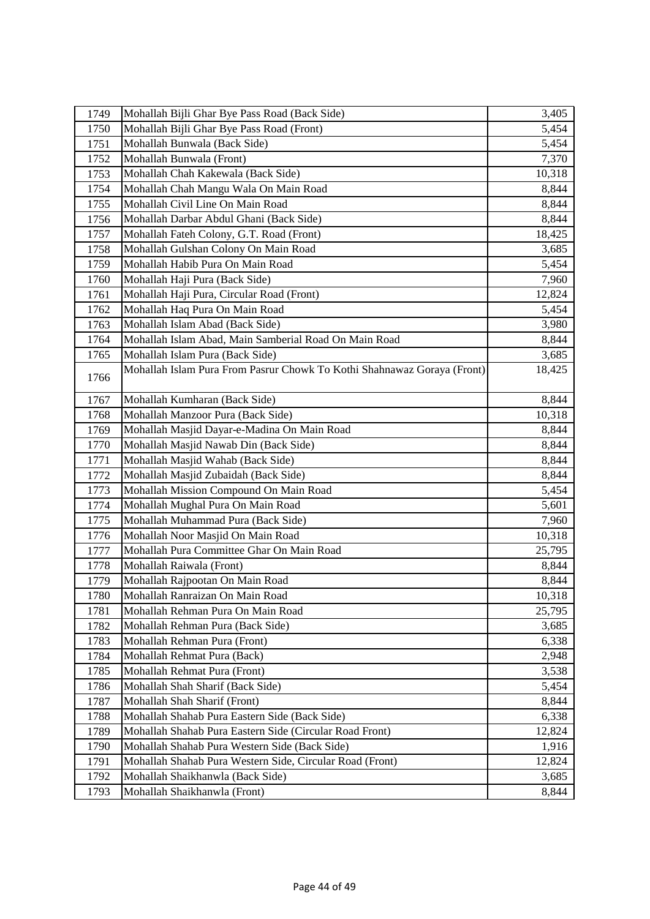| 1749 | Mohallah Bijli Ghar Bye Pass Road (Back Side) | 3,405 |
|---|---|---|
| 1750 | Mohallah Bijli Ghar Bye Pass Road (Front) | 5,454 |
| 1751 | Mohallah Bunwala (Back Side) | 5,454 |
| 1752 | Mohallah Bunwala (Front) | 7,370 |
| 1753 | Mohallah Chah Kakewala (Back Side) | 10,318 |
| 1754 | Mohallah Chah Mangu Wala On Main Road | 8,844 |
| 1755 | Mohallah Civil Line On Main Road | 8,844 |
| 1756 | Mohallah Darbar Abdul Ghani (Back Side) | 8,844 |
| 1757 | Mohallah Fateh Colony, G.T. Road (Front) | 18,425 |
| 1758 | Mohallah Gulshan Colony On Main Road | 3,685 |
| 1759 | Mohallah Habib Pura On Main Road | 5,454 |
| 1760 | Mohallah Haji Pura (Back Side) | 7,960 |
| 1761 | Mohallah Haji Pura, Circular Road (Front) | 12,824 |
| 1762 | Mohallah Haq Pura On Main Road | 5,454 |
| 1763 | Mohallah Islam Abad (Back Side) | 3,980 |
| 1764 | Mohallah Islam Abad, Main Samberial Road On Main Road | 8,844 |
| 1765 | Mohallah Islam Pura (Back Side) | 3,685 |
| 1766 | Mohallah Islam Pura From Pasrur Chowk To Kothi Shahnawaz Goraya (Front) | 18,425 |
| 1767 | Mohallah Kumharan (Back Side) | 8,844 |
| 1768 | Mohallah Manzoor Pura (Back Side) | 10,318 |
| 1769 | Mohallah Masjid Dayar-e-Madina On Main Road | 8,844 |
| 1770 | Mohallah Masjid Nawab Din (Back Side) | 8,844 |
| 1771 | Mohallah Masjid Wahab (Back Side) | 8,844 |
| 1772 | Mohallah Masjid Zubaidah (Back Side) | 8,844 |
| 1773 | Mohallah Mission Compound On Main Road | 5,454 |
| 1774 | Mohallah Mughal Pura On Main Road | 5,601 |
| 1775 | Mohallah Muhammad Pura (Back Side) | 7,960 |
| 1776 | Mohallah Noor Masjid On Main Road | 10,318 |
| 1777 | Mohallah Pura Committee Ghar On Main Road | 25,795 |
| 1778 | Mohallah Raiwala (Front) | 8,844 |
| 1779 | Mohallah Rajpootan On Main Road | 8,844 |
| 1780 | Mohallah Ranraizan On Main Road | 10,318 |
| 1781 | Mohallah Rehman Pura On Main Road | 25,795 |
| 1782 | Mohallah Rehman Pura (Back Side) | 3,685 |
| 1783 | Mohallah Rehman Pura (Front) | 6,338 |
| 1784 | Mohallah Rehmat Pura (Back) | 2,948 |
| 1785 | Mohallah Rehmat Pura (Front) | 3,538 |
| 1786 | Mohallah Shah Sharif (Back Side) | 5,454 |
| 1787 | Mohallah Shah Sharif (Front) | 8,844 |
| 1788 | Mohallah Shahab Pura Eastern Side (Back Side) | 6,338 |
| 1789 | Mohallah Shahab Pura Eastern Side (Circular Road Front) | 12,824 |
| 1790 | Mohallah Shahab Pura Western Side (Back Side) | 1,916 |
| 1791 | Mohallah Shahab Pura Western Side, Circular Road (Front) | 12,824 |
| 1792 | Mohallah Shaikhanwla (Back Side) | 3,685 |
| 1793 | Mohallah Shaikhanwla (Front) | 8,844 |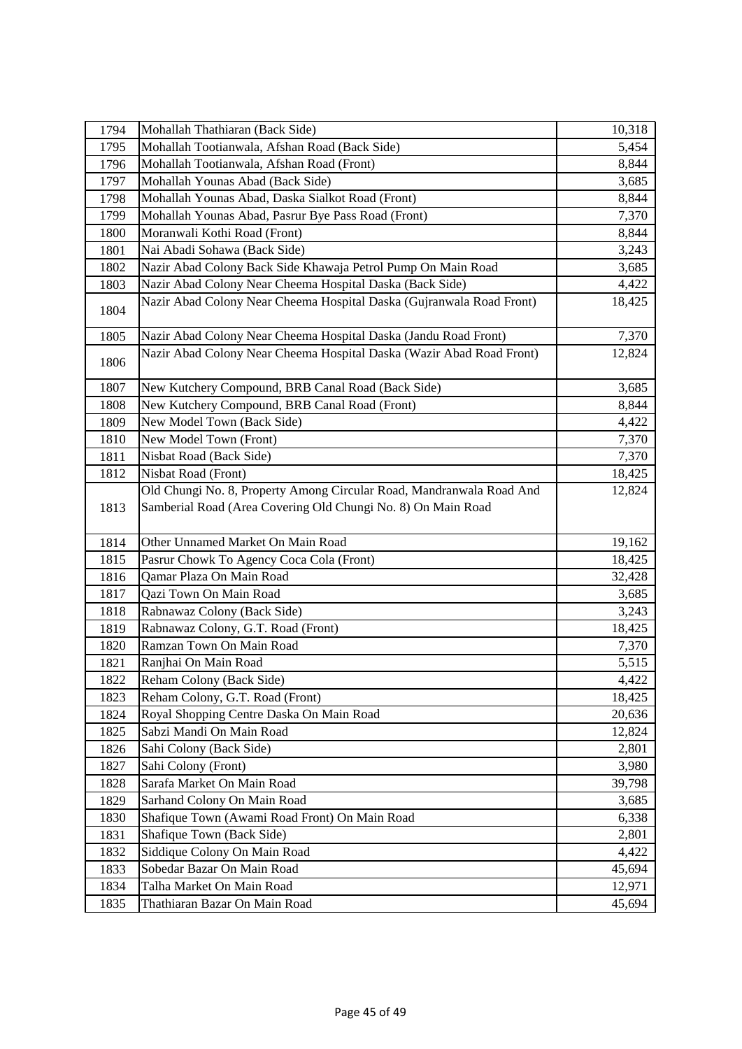| | | |
|---|---|---|
| 1794 | Mohallah Thathiaran (Back Side) | 10,318 |
| 1795 | Mohallah Tootianwala, Afshan Road (Back Side) | 5,454 |
| 1796 | Mohallah Tootianwala, Afshan Road (Front) | 8,844 |
| 1797 | Mohallah Younas Abad (Back Side) | 3,685 |
| 1798 | Mohallah Younas Abad, Daska Sialkot Road (Front) | 8,844 |
| 1799 | Mohallah Younas Abad, Pasrur Bye Pass Road (Front) | 7,370 |
| 1800 | Moranwali Kothi Road (Front) | 8,844 |
| 1801 | Nai Abadi Sohawa (Back Side) | 3,243 |
| 1802 | Nazir Abad Colony Back Side Khawaja Petrol Pump On Main Road | 3,685 |
| 1803 | Nazir Abad Colony Near Cheema Hospital Daska (Back Side) | 4,422 |
| 1804 | Nazir Abad Colony Near Cheema Hospital Daska (Gujranwala Road Front) | 18,425 |
| 1805 | Nazir Abad Colony Near Cheema Hospital Daska (Jandu Road Front) | 7,370 |
| 1806 | Nazir Abad Colony Near Cheema Hospital Daska (Wazir Abad Road Front) | 12,824 |
| 1807 | New Kutchery Compound, BRB Canal Road (Back Side) | 3,685 |
| 1808 | New Kutchery Compound, BRB Canal Road (Front) | 8,844 |
| 1809 | New Model Town (Back Side) | 4,422 |
| 1810 | New Model Town (Front) | 7,370 |
| 1811 | Nisbat Road (Back Side) | 7,370 |
| 1812 | Nisbat Road (Front) | 18,425 |
| 1813 | Old Chungi No. 8, Property Among Circular Road, Mandranwala Road And Samberial Road (Area Covering Old Chungi No. 8) On Main Road | 12,824 |
| 1814 | Other Unnamed Market On Main Road | 19,162 |
| 1815 | Pasrur Chowk To Agency Coca Cola (Front) | 18,425 |
| 1816 | Qamar Plaza On Main Road | 32,428 |
| 1817 | Qazi Town On Main Road | 3,685 |
| 1818 | Rabnawaz Colony (Back Side) | 3,243 |
| 1819 | Rabnawaz Colony, G.T. Road (Front) | 18,425 |
| 1820 | Ramzan Town On Main Road | 7,370 |
| 1821 | Ranjhai On Main Road | 5,515 |
| 1822 | Reham Colony (Back Side) | 4,422 |
| 1823 | Reham Colony, G.T. Road (Front) | 18,425 |
| 1824 | Royal Shopping Centre Daska On Main Road | 20,636 |
| 1825 | Sabzi Mandi On Main Road | 12,824 |
| 1826 | Sahi Colony (Back Side) | 2,801 |
| 1827 | Sahi Colony (Front) | 3,980 |
| 1828 | Sarafa Market On Main Road | 39,798 |
| 1829 | Sarhand Colony On Main Road | 3,685 |
| 1830 | Shafique Town (Awami Road Front) On Main Road | 6,338 |
| 1831 | Shafique Town (Back Side) | 2,801 |
| 1832 | Siddique Colony On Main Road | 4,422 |
| 1833 | Sobedar Bazar On Main Road | 45,694 |
| 1834 | Talha Market On Main Road | 12,971 |
| 1835 | Thathiaran Bazar On Main Road | 45,694 |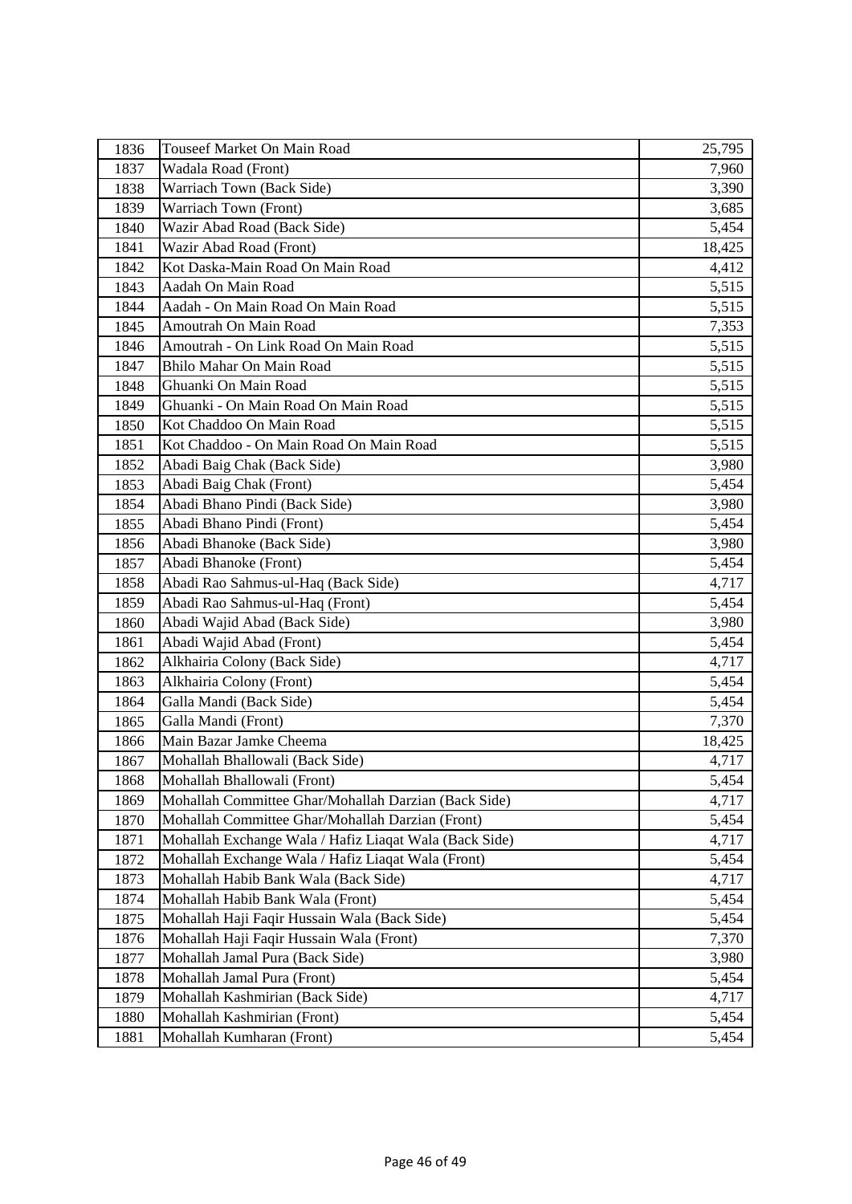| 1836 | Touseef Market On Main Road | 25,795 |
|---|---|---|
| 1837 | Wadala Road (Front) | 7,960 |
| 1838 | Warriach Town (Back Side) | 3,390 |
| 1839 | Warriach Town (Front) | 3,685 |
| 1840 | Wazir Abad Road (Back Side) | 5,454 |
| 1841 | Wazir Abad Road (Front) | 18,425 |
| 1842 | Kot Daska-Main Road On Main Road | 4,412 |
| 1843 | Aadah On Main Road | 5,515 |
| 1844 | Aadah - On Main Road On Main Road | 5,515 |
| 1845 | Amoutrah On Main Road | 7,353 |
| 1846 | Amoutrah - On Link Road On Main Road | 5,515 |
| 1847 | Bhilo Mahar On Main Road | 5,515 |
| 1848 | Ghuanki On Main Road | 5,515 |
| 1849 | Ghuanki - On Main Road On Main Road | 5,515 |
| 1850 | Kot Chaddoo On Main Road | 5,515 |
| 1851 | Kot Chaddoo - On Main Road On Main Road | 5,515 |
| 1852 | Abadi Baig Chak (Back Side) | 3,980 |
| 1853 | Abadi Baig Chak (Front) | 5,454 |
| 1854 | Abadi Bhano Pindi (Back Side) | 3,980 |
| 1855 | Abadi Bhano Pindi (Front) | 5,454 |
| 1856 | Abadi Bhanoke (Back Side) | 3,980 |
| 1857 | Abadi Bhanoke (Front) | 5,454 |
| 1858 | Abadi Rao Sahmus-ul-Haq (Back Side) | 4,717 |
| 1859 | Abadi Rao Sahmus-ul-Haq (Front) | 5,454 |
| 1860 | Abadi Wajid Abad (Back Side) | 3,980 |
| 1861 | Abadi Wajid Abad (Front) | 5,454 |
| 1862 | Alkhairia Colony (Back Side) | 4,717 |
| 1863 | Alkhairia Colony (Front) | 5,454 |
| 1864 | Galla Mandi (Back Side) | 5,454 |
| 1865 | Galla Mandi (Front) | 7,370 |
| 1866 | Main Bazar Jamke Cheema | 18,425 |
| 1867 | Mohallah Bhallowali (Back Side) | 4,717 |
| 1868 | Mohallah Bhallowali (Front) | 5,454 |
| 1869 | Mohallah Committee Ghar/Mohallah Darzian (Back Side) | 4,717 |
| 1870 | Mohallah Committee Ghar/Mohallah Darzian (Front) | 5,454 |
| 1871 | Mohallah Exchange Wala / Hafiz Liaqat Wala (Back Side) | 4,717 |
| 1872 | Mohallah Exchange Wala / Hafiz Liaqat Wala (Front) | 5,454 |
| 1873 | Mohallah Habib Bank Wala (Back Side) | 4,717 |
| 1874 | Mohallah Habib Bank Wala (Front) | 5,454 |
| 1875 | Mohallah Haji Faqir Hussain Wala (Back Side) | 5,454 |
| 1876 | Mohallah Haji Faqir Hussain Wala (Front) | 7,370 |
| 1877 | Mohallah Jamal Pura (Back Side) | 3,980 |
| 1878 | Mohallah Jamal Pura (Front) | 5,454 |
| 1879 | Mohallah Kashmirian (Back Side) | 4,717 |
| 1880 | Mohallah Kashmirian (Front) | 5,454 |
| 1881 | Mohallah Kumharan (Front) | 5,454 |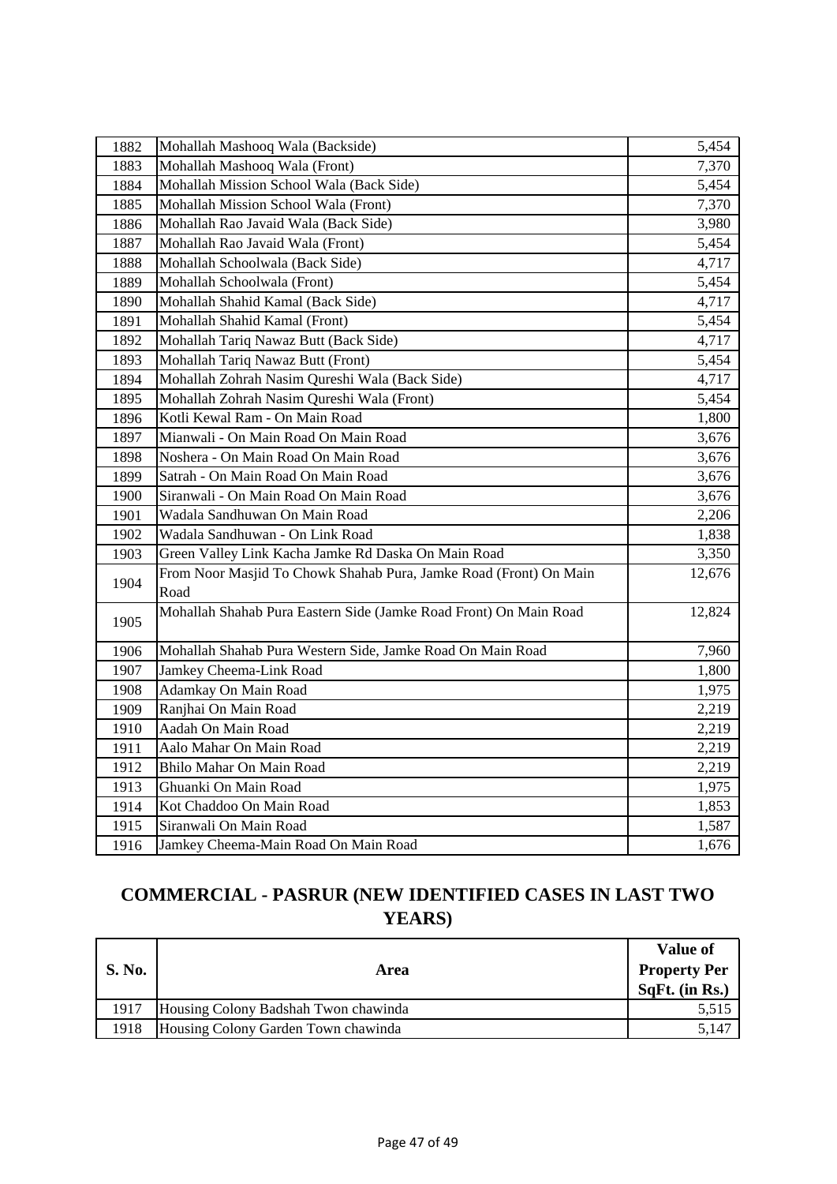| | | |
|---|---|---|
| 1882 | Mohallah Mashooq Wala (Backside) | 5,454 |
| 1883 | Mohallah Mashooq Wala (Front) | 7,370 |
| 1884 | Mohallah Mission School Wala (Back Side) | 5,454 |
| 1885 | Mohallah Mission School Wala (Front) | 7,370 |
| 1886 | Mohallah Rao Javaid Wala (Back Side) | 3,980 |
| 1887 | Mohallah Rao Javaid Wala (Front) | 5,454 |
| 1888 | Mohallah Schoolwala (Back Side) | 4,717 |
| 1889 | Mohallah Schoolwala (Front) | 5,454 |
| 1890 | Mohallah Shahid Kamal (Back Side) | 4,717 |
| 1891 | Mohallah Shahid Kamal (Front) | 5,454 |
| 1892 | Mohallah Tariq Nawaz Butt (Back Side) | 4,717 |
| 1893 | Mohallah Tariq Nawaz Butt (Front) | 5,454 |
| 1894 | Mohallah Zohrah Nasim Qureshi Wala (Back Side) | 4,717 |
| 1895 | Mohallah Zohrah Nasim Qureshi Wala (Front) | 5,454 |
| 1896 | Kotli Kewal Ram - On Main Road | 1,800 |
| 1897 | Mianwali - On Main Road On Main Road | 3,676 |
| 1898 | Noshera - On Main Road On Main Road | 3,676 |
| 1899 | Satrah - On Main Road On Main Road | 3,676 |
| 1900 | Siranwali - On Main Road On Main Road | 3,676 |
| 1901 | Wadala Sandhuwan On Main Road | 2,206 |
| 1902 | Wadala Sandhuwan - On Link Road | 1,838 |
| 1903 | Green Valley Link Kacha Jamke Rd Daska On Main Road | 3,350 |
| 1904 | From Noor Masjid To Chowk Shahab Pura, Jamke Road (Front) On Main Road | 12,676 |
| 1905 | Mohallah Shahab Pura Eastern Side (Jamke Road Front) On Main Road | 12,824 |
| 1906 | Mohallah Shahab Pura Western Side, Jamke Road On Main Road | 7,960 |
| 1907 | Jamkey Cheema-Link Road | 1,800 |
| 1908 | Adamkay On Main Road | 1,975 |
| 1909 | Ranjhai On Main Road | 2,219 |
| 1910 | Aadah On Main Road | 2,219 |
| 1911 | Aalo Mahar On Main Road | 2,219 |
| 1912 | Bhilo Mahar On Main Road | 2,219 |
| 1913 | Ghuanki On Main Road | 1,975 |
| 1914 | Kot Chaddoo On Main Road | 1,853 |
| 1915 | Siranwali On Main Road | 1,587 |
| 1916 | Jamkey Cheema-Main Road On Main Road | 1,676 |

## COMMERCIAL - PASRUR (NEW IDENTIFIED CASES IN LAST TWO YEARS)

| S. No. | Area | Value of Property Per SqFt. (in Rs.) |
|---|---|---|
| 1917 | Housing Colony Badshah Twon chawinda | 5,515 |
| 1918 | Housing Colony Garden Town chawinda | 5,147 |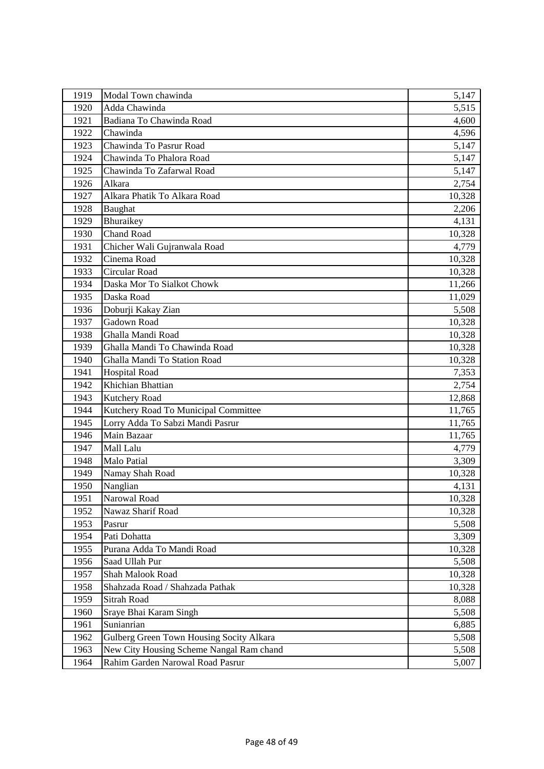| | | |
|---|---|---|
| 1919 | Modal Town chawinda | 5,147 |
| 1920 | Adda Chawinda | 5,515 |
| 1921 | Badiana To Chawinda Road | 4,600 |
| 1922 | Chawinda | 4,596 |
| 1923 | Chawinda To Pasrur Road | 5,147 |
| 1924 | Chawinda To Phalora Road | 5,147 |
| 1925 | Chawinda To Zafarwal Road | 5,147 |
| 1926 | Alkara | 2,754 |
| 1927 | Alkara Phatik To Alkara Road | 10,328 |
| 1928 | Baughat | 2,206 |
| 1929 | Bhuraikey | 4,131 |
| 1930 | Chand Road | 10,328 |
| 1931 | Chicher Wali Gujranwala Road | 4,779 |
| 1932 | Cinema Road | 10,328 |
| 1933 | Circular Road | 10,328 |
| 1934 | Daska Mor To Sialkot Chowk | 11,266 |
| 1935 | Daska Road | 11,029 |
| 1936 | Doburji Kakay Zian | 5,508 |
| 1937 | Gadown Road | 10,328 |
| 1938 | Ghalla Mandi Road | 10,328 |
| 1939 | Ghalla Mandi To Chawinda Road | 10,328 |
| 1940 | Ghalla Mandi To Station Road | 10,328 |
| 1941 | Hospital Road | 7,353 |
| 1942 | Khichian Bhattian | 2,754 |
| 1943 | Kutchery Road | 12,868 |
| 1944 | Kutchery Road To Municipal Committee | 11,765 |
| 1945 | Lorry Adda To Sabzi Mandi Pasrur | 11,765 |
| 1946 | Main Bazaar | 11,765 |
| 1947 | Mall Lalu | 4,779 |
| 1948 | Malo Patial | 3,309 |
| 1949 | Namay Shah Road | 10,328 |
| 1950 | Nanglian | 4,131 |
| 1951 | Narowal Road | 10,328 |
| 1952 | Nawaz Sharif Road | 10,328 |
| 1953 | Pasrur | 5,508 |
| 1954 | Pati Dohatta | 3,309 |
| 1955 | Purana Adda To Mandi Road | 10,328 |
| 1956 | Saad Ullah Pur | 5,508 |
| 1957 | Shah Malook Road | 10,328 |
| 1958 | Shahzada Road / Shahzada Pathak | 10,328 |
| 1959 | Sitrah Road | 8,088 |
| 1960 | Sraye Bhai Karam Singh | 5,508 |
| 1961 | Sunianrian | 6,885 |
| 1962 | Gulberg Green Town Housing Socity Alkara | 5,508 |
| 1963 | New City Housing Scheme Nangal Ram chand | 5,508 |
| 1964 | Rahim Garden Narowal Road Pasrur | 5,007 |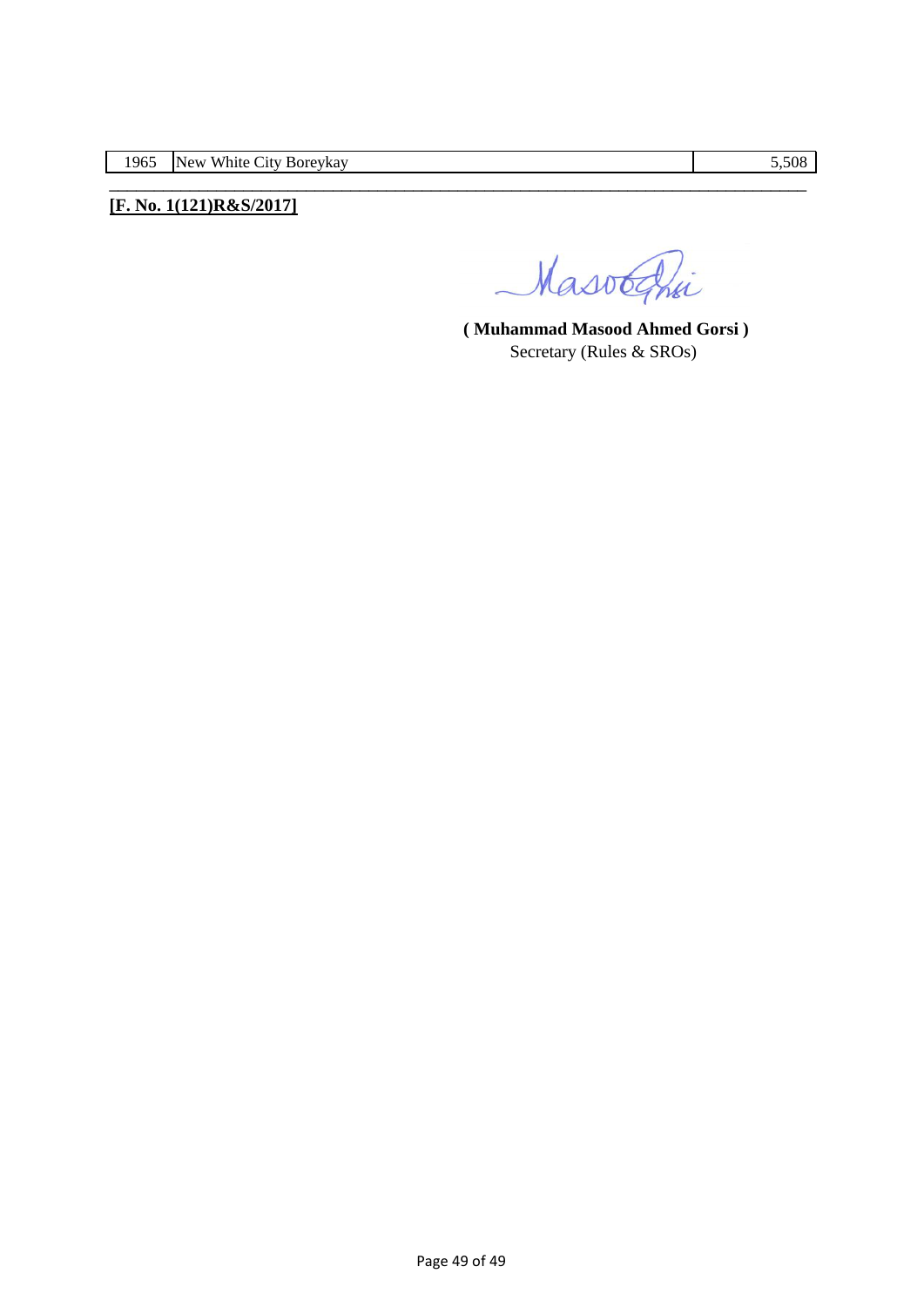| | | |
|---|---|---|
| 1965 | New White City Boreykay | 5,508 |

**[F. No. 1(121)R&S/2017]**

**( Muhammad Masood Ahmed Gorsi )**
Secretary (Rules & SROs)